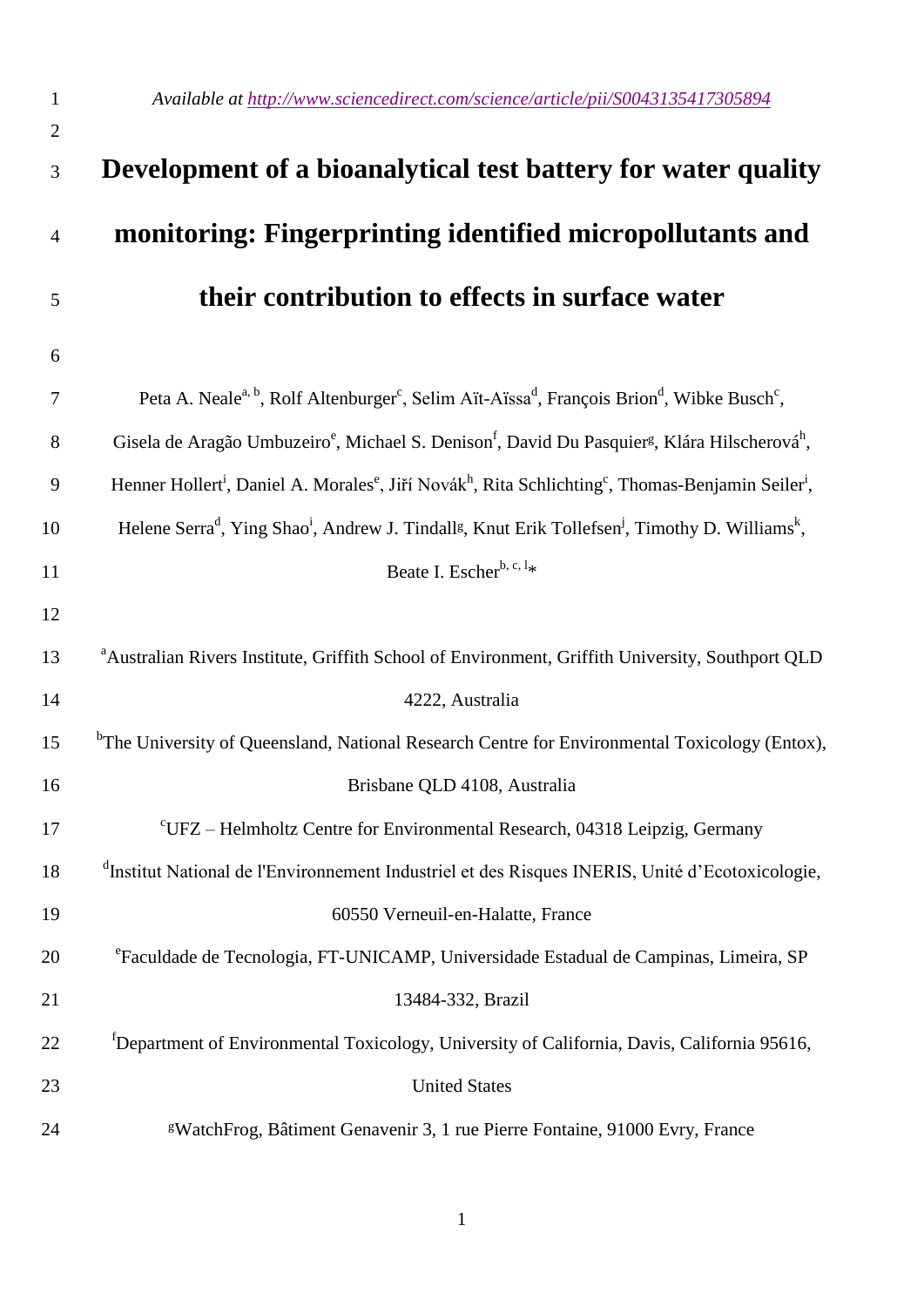Available at http://www.sciencedirect.com/science/article/pii/S0043135417305894

# Development of a bioanalytical test battery for water quality monitoring: Fingerprinting identified micropollutants and their contribution to effects in surface water

Peta A. Neale[a, b], Rolf Altenburger[c], Selim Aït-Aïssa[d], François Brion[d], Wibke Busch[c], Gisela de Aragão Umbuzeiro[e], Michael S. Denison[f], David Du Pasquier[g], Klára Hilscherová[h], Henner Hollert[i], Daniel A. Morales[e], Jiří Novák[h], Rita Schlichting[c], Thomas-Benjamin Seiler[i], Helene Serra[d], Ying Shao[i], Andrew J. Tindall[g], Knut Erik Tollefsen[j], Timothy D. Williams[k], Beate I. Escher[b, c, l]*

[a]Australian Rivers Institute, Griffith School of Environment, Griffith University, Southport QLD 4222, Australia

[b]The University of Queensland, National Research Centre for Environmental Toxicology (Entox), Brisbane QLD 4108, Australia

[c]UFZ – Helmholtz Centre for Environmental Research, 04318 Leipzig, Germany

[d]Institut National de l'Environnement Industriel et des Risques INERIS, Unité d'Ecotoxicologie, 60550 Verneuil-en-Halatte, France

[e]Faculdade de Tecnologia, FT-UNICAMP, Universidade Estadual de Campinas, Limeira, SP 13484-332, Brazil

[f]Department of Environmental Toxicology, University of California, Davis, California 95616, United States

[g]WatchFrog, Bâtiment Genavenir 3, 1 rue Pierre Fontaine, 91000 Evry, France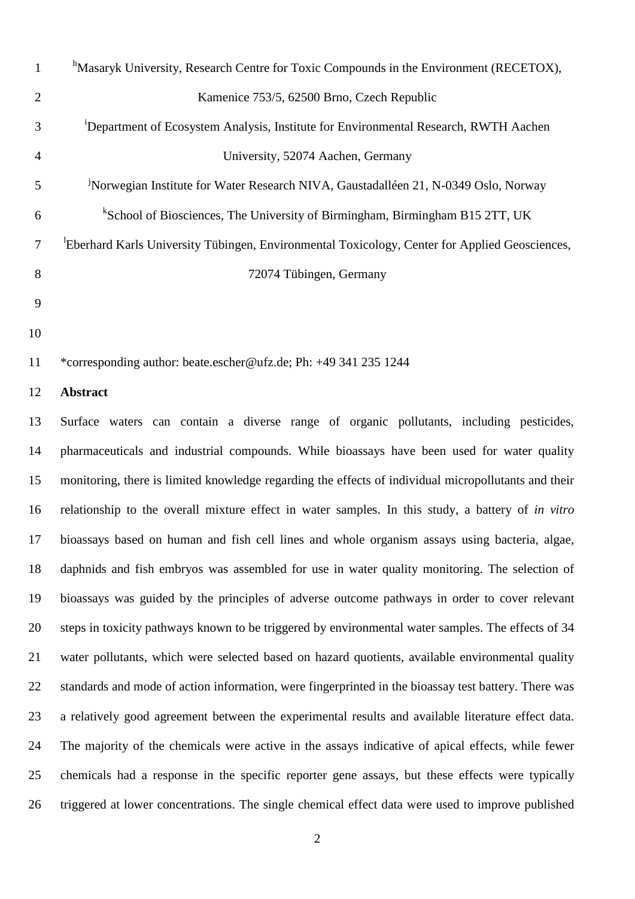[h]Masaryk University, Research Centre for Toxic Compounds in the Environment (RECETOX), Kamenice 753/5, 62500 Brno, Czech Republic

[i]Department of Ecosystem Analysis, Institute for Environmental Research, RWTH Aachen University, 52074 Aachen, Germany

[j]Norwegian Institute for Water Research NIVA, Gaustadalléen 21, N-0349 Oslo, Norway

[k]School of Biosciences, The University of Birmingham, Birmingham B15 2TT, UK

[l]Eberhard Karls University Tübingen, Environmental Toxicology, Center for Applied Geosciences, 72074 Tübingen, Germany

*corresponding author: beate.escher@ufz.de; Ph: +49 341 235 1244

**Abstract**

Surface waters can contain a diverse range of organic pollutants, including pesticides, pharmaceuticals and industrial compounds. While bioassays have been used for water quality monitoring, there is limited knowledge regarding the effects of individual micropollutants and their relationship to the overall mixture effect in water samples. In this study, a battery of *in vitro* bioassays based on human and fish cell lines and whole organism assays using bacteria, algae, daphnids and fish embryos was assembled for use in water quality monitoring. The selection of bioassays was guided by the principles of adverse outcome pathways in order to cover relevant steps in toxicity pathways known to be triggered by environmental water samples. The effects of 34 water pollutants, which were selected based on hazard quotients, available environmental quality standards and mode of action information, were fingerprinted in the bioassay test battery. There was a relatively good agreement between the experimental results and available literature effect data. The majority of the chemicals were active in the assays indicative of apical effects, while fewer chemicals had a response in the specific reporter gene assays, but these effects were typically triggered at lower concentrations. The single chemical effect data were used to improve published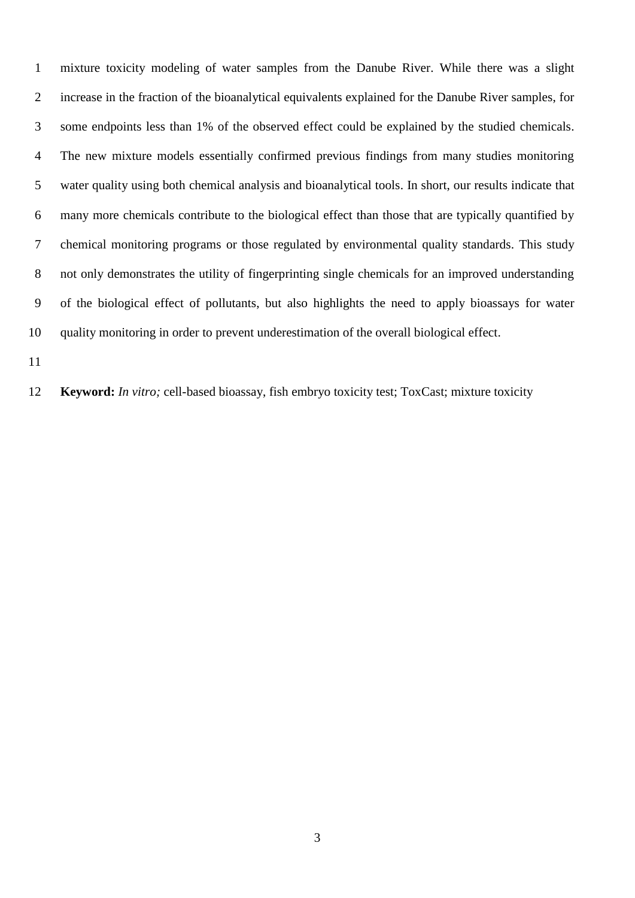mixture toxicity modeling of water samples from the Danube River. While there was a slight increase in the fraction of the bioanalytical equivalents explained for the Danube River samples, for some endpoints less than 1% of the observed effect could be explained by the studied chemicals. The new mixture models essentially confirmed previous findings from many studies monitoring water quality using both chemical analysis and bioanalytical tools. In short, our results indicate that many more chemicals contribute to the biological effect than those that are typically quantified by chemical monitoring programs or those regulated by environmental quality standards. This study not only demonstrates the utility of fingerprinting single chemicals for an improved understanding of the biological effect of pollutants, but also highlights the need to apply bioassays for water quality monitoring in order to prevent underestimation of the overall biological effect.

**Keyword:** *In vitro;* cell-based bioassay, fish embryo toxicity test; ToxCast; mixture toxicity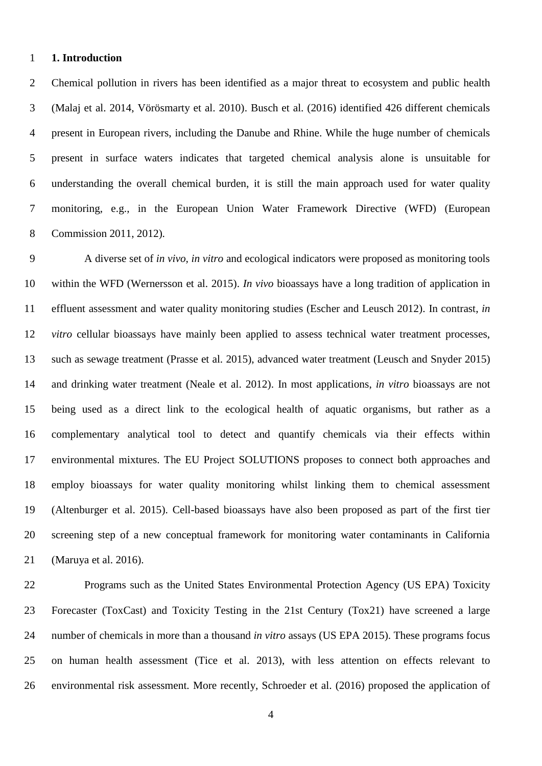## 1. Introduction

Chemical pollution in rivers has been identified as a major threat to ecosystem and public health (Malaj et al. 2014, Vörösmarty et al. 2010). Busch et al. (2016) identified 426 different chemicals present in European rivers, including the Danube and Rhine. While the huge number of chemicals present in surface waters indicates that targeted chemical analysis alone is unsuitable for understanding the overall chemical burden, it is still the main approach used for water quality monitoring, e.g., in the European Union Water Framework Directive (WFD) (European Commission 2011, 2012).

A diverse set of *in vivo*, *in vitro* and ecological indicators were proposed as monitoring tools within the WFD (Wernersson et al. 2015). *In vivo* bioassays have a long tradition of application in effluent assessment and water quality monitoring studies (Escher and Leusch 2012). In contrast, *in vitro* cellular bioassays have mainly been applied to assess technical water treatment processes, such as sewage treatment (Prasse et al. 2015), advanced water treatment (Leusch and Snyder 2015) and drinking water treatment (Neale et al. 2012). In most applications, *in vitro* bioassays are not being used as a direct link to the ecological health of aquatic organisms, but rather as a complementary analytical tool to detect and quantify chemicals via their effects within environmental mixtures. The EU Project SOLUTIONS proposes to connect both approaches and employ bioassays for water quality monitoring whilst linking them to chemical assessment (Altenburger et al. 2015). Cell-based bioassays have also been proposed as part of the first tier screening step of a new conceptual framework for monitoring water contaminants in California (Maruya et al. 2016).

Programs such as the United States Environmental Protection Agency (US EPA) Toxicity Forecaster (ToxCast) and Toxicity Testing in the 21st Century (Tox21) have screened a large number of chemicals in more than a thousand *in vitro* assays (US EPA 2015). These programs focus on human health assessment (Tice et al. 2013), with less attention on effects relevant to environmental risk assessment. More recently, Schroeder et al. (2016) proposed the application of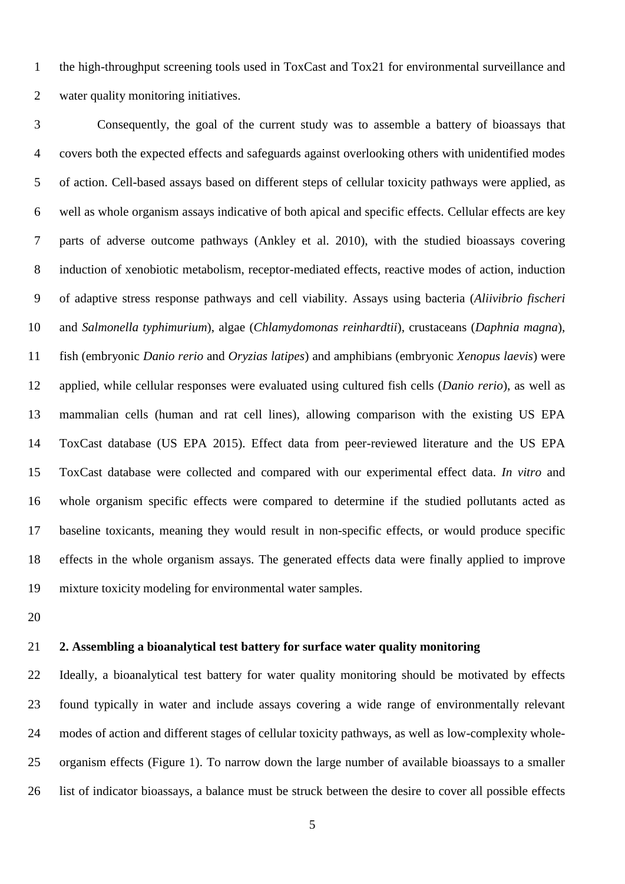the high-throughput screening tools used in ToxCast and Tox21 for environmental surveillance and water quality monitoring initiatives.

Consequently, the goal of the current study was to assemble a battery of bioassays that covers both the expected effects and safeguards against overlooking others with unidentified modes of action. Cell-based assays based on different steps of cellular toxicity pathways were applied, as well as whole organism assays indicative of both apical and specific effects. Cellular effects are key parts of adverse outcome pathways (Ankley et al. 2010), with the studied bioassays covering induction of xenobiotic metabolism, receptor-mediated effects, reactive modes of action, induction of adaptive stress response pathways and cell viability. Assays using bacteria (*Aliivibrio fischeri* and *Salmonella typhimurium*), algae (*Chlamydomonas reinhardtii*), crustaceans (*Daphnia magna*), fish (embryonic *Danio rerio* and *Oryzias latipes*) and amphibians (embryonic *Xenopus laevis*) were applied, while cellular responses were evaluated using cultured fish cells (*Danio rerio*), as well as mammalian cells (human and rat cell lines), allowing comparison with the existing US EPA ToxCast database (US EPA 2015). Effect data from peer-reviewed literature and the US EPA ToxCast database were collected and compared with our experimental effect data. *In vitro* and whole organism specific effects were compared to determine if the studied pollutants acted as baseline toxicants, meaning they would result in non-specific effects, or would produce specific effects in the whole organism assays. The generated effects data were finally applied to improve mixture toxicity modeling for environmental water samples.

## 2. Assembling a bioanalytical test battery for surface water quality monitoring

Ideally, a bioanalytical test battery for water quality monitoring should be motivated by effects found typically in water and include assays covering a wide range of environmentally relevant modes of action and different stages of cellular toxicity pathways, as well as low-complexity whole-organism effects (Figure 1). To narrow down the large number of available bioassays to a smaller list of indicator bioassays, a balance must be struck between the desire to cover all possible effects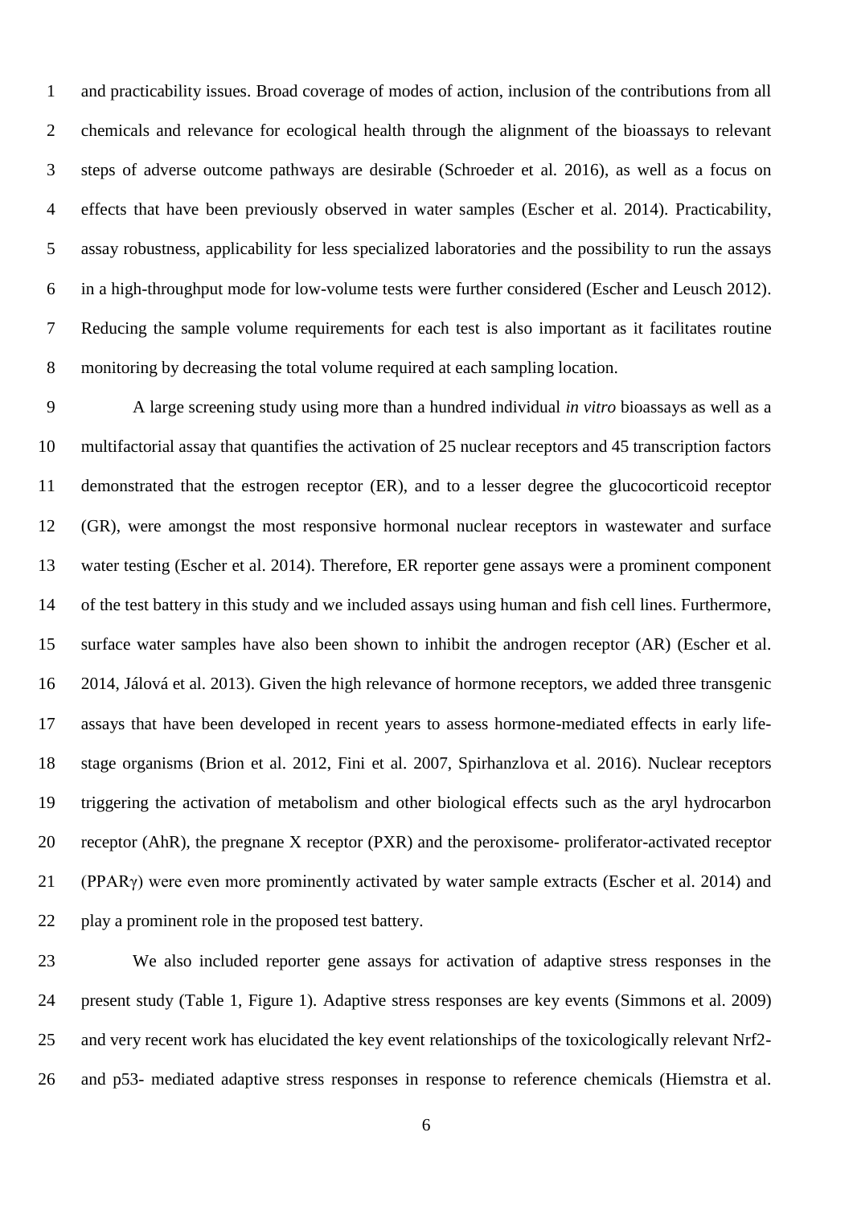and practicability issues. Broad coverage of modes of action, inclusion of the contributions from all chemicals and relevance for ecological health through the alignment of the bioassays to relevant steps of adverse outcome pathways are desirable (Schroeder et al. 2016), as well as a focus on effects that have been previously observed in water samples (Escher et al. 2014). Practicability, assay robustness, applicability for less specialized laboratories and the possibility to run the assays in a high-throughput mode for low-volume tests were further considered (Escher and Leusch 2012). Reducing the sample volume requirements for each test is also important as it facilitates routine monitoring by decreasing the total volume required at each sampling location.

A large screening study using more than a hundred individual *in vitro* bioassays as well as a multifactorial assay that quantifies the activation of 25 nuclear receptors and 45 transcription factors demonstrated that the estrogen receptor (ER), and to a lesser degree the glucocorticoid receptor (GR), were amongst the most responsive hormonal nuclear receptors in wastewater and surface water testing (Escher et al. 2014). Therefore, ER reporter gene assays were a prominent component of the test battery in this study and we included assays using human and fish cell lines. Furthermore, surface water samples have also been shown to inhibit the androgen receptor (AR) (Escher et al. 2014, Jálová et al. 2013). Given the high relevance of hormone receptors, we added three transgenic assays that have been developed in recent years to assess hormone-mediated effects in early life-stage organisms (Brion et al. 2012, Fini et al. 2007, Spirhanzlova et al. 2016). Nuclear receptors triggering the activation of metabolism and other biological effects such as the aryl hydrocarbon receptor (AhR), the pregnane X receptor (PXR) and the peroxisome- proliferator-activated receptor (PPARγ) were even more prominently activated by water sample extracts (Escher et al. 2014) and play a prominent role in the proposed test battery.

We also included reporter gene assays for activation of adaptive stress responses in the present study (Table 1, Figure 1). Adaptive stress responses are key events (Simmons et al. 2009) and very recent work has elucidated the key event relationships of the toxicologically relevant Nrf2- and p53- mediated adaptive stress responses in response to reference chemicals (Hiemstra et al.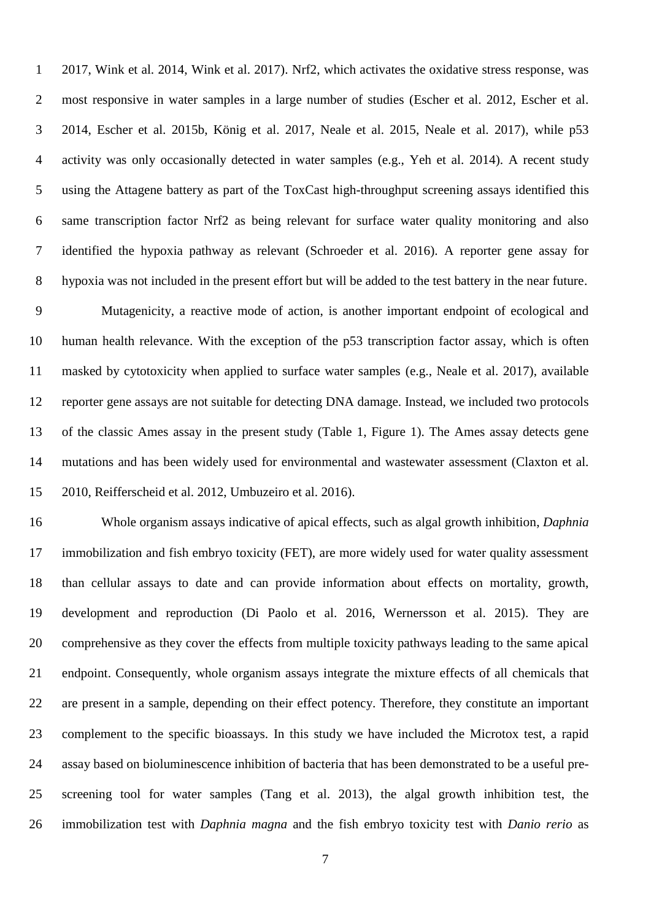2017, Wink et al. 2014, Wink et al. 2017). Nrf2, which activates the oxidative stress response, was most responsive in water samples in a large number of studies (Escher et al. 2012, Escher et al. 2014, Escher et al. 2015b, König et al. 2017, Neale et al. 2015, Neale et al. 2017), while p53 activity was only occasionally detected in water samples (e.g., Yeh et al. 2014). A recent study using the Attagene battery as part of the ToxCast high-throughput screening assays identified this same transcription factor Nrf2 as being relevant for surface water quality monitoring and also identified the hypoxia pathway as relevant (Schroeder et al. 2016). A reporter gene assay for hypoxia was not included in the present effort but will be added to the test battery in the near future.

Mutagenicity, a reactive mode of action, is another important endpoint of ecological and human health relevance. With the exception of the p53 transcription factor assay, which is often masked by cytotoxicity when applied to surface water samples (e.g., Neale et al. 2017), available reporter gene assays are not suitable for detecting DNA damage. Instead, we included two protocols of the classic Ames assay in the present study (Table 1, Figure 1). The Ames assay detects gene mutations and has been widely used for environmental and wastewater assessment (Claxton et al. 2010, Reifferscheid et al. 2012, Umbuzeiro et al. 2016).

Whole organism assays indicative of apical effects, such as algal growth inhibition, *Daphnia* immobilization and fish embryo toxicity (FET), are more widely used for water quality assessment than cellular assays to date and can provide information about effects on mortality, growth, development and reproduction (Di Paolo et al. 2016, Wernersson et al. 2015). They are comprehensive as they cover the effects from multiple toxicity pathways leading to the same apical endpoint. Consequently, whole organism assays integrate the mixture effects of all chemicals that are present in a sample, depending on their effect potency. Therefore, they constitute an important complement to the specific bioassays. In this study we have included the Microtox test, a rapid assay based on bioluminescence inhibition of bacteria that has been demonstrated to be a useful pre-screening tool for water samples (Tang et al. 2013), the algal growth inhibition test, the immobilization test with *Daphnia magna* and the fish embryo toxicity test with *Danio rerio* as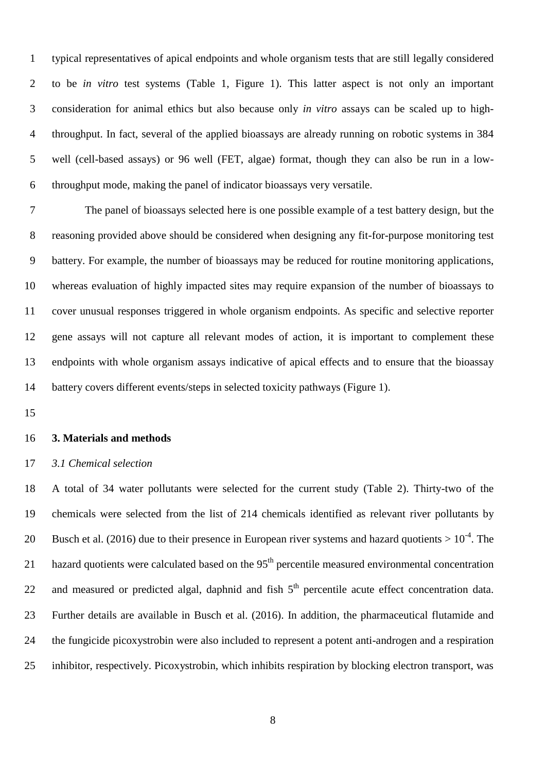typical representatives of apical endpoints and whole organism tests that are still legally considered to be *in vitro* test systems (Table 1, Figure 1). This latter aspect is not only an important consideration for animal ethics but also because only *in vitro* assays can be scaled up to high-throughput. In fact, several of the applied bioassays are already running on robotic systems in 384 well (cell-based assays) or 96 well (FET, algae) format, though they can also be run in a low-throughput mode, making the panel of indicator bioassays very versatile.

The panel of bioassays selected here is one possible example of a test battery design, but the reasoning provided above should be considered when designing any fit-for-purpose monitoring test battery. For example, the number of bioassays may be reduced for routine monitoring applications, whereas evaluation of highly impacted sites may require expansion of the number of bioassays to cover unusual responses triggered in whole organism endpoints. As specific and selective reporter gene assays will not capture all relevant modes of action, it is important to complement these endpoints with whole organism assays indicative of apical effects and to ensure that the bioassay battery covers different events/steps in selected toxicity pathways (Figure 1).

## 3. Materials and methods

### *3.1 Chemical selection*

A total of 34 water pollutants were selected for the current study (Table 2). Thirty-two of the chemicals were selected from the list of 214 chemicals identified as relevant river pollutants by Busch et al. (2016) due to their presence in European river systems and hazard quotients > $10^{-4}$. The hazard quotients were calculated based on the 95$^{th}$ percentile measured environmental concentration and measured or predicted algal, daphnid and fish 5$^{th}$ percentile acute effect concentration data. Further details are available in Busch et al. (2016). In addition, the pharmaceutical flutamide and the fungicide picoxystrobin were also included to represent a potent anti-androgen and a respiration inhibitor, respectively. Picoxystrobin, which inhibits respiration by blocking electron transport, was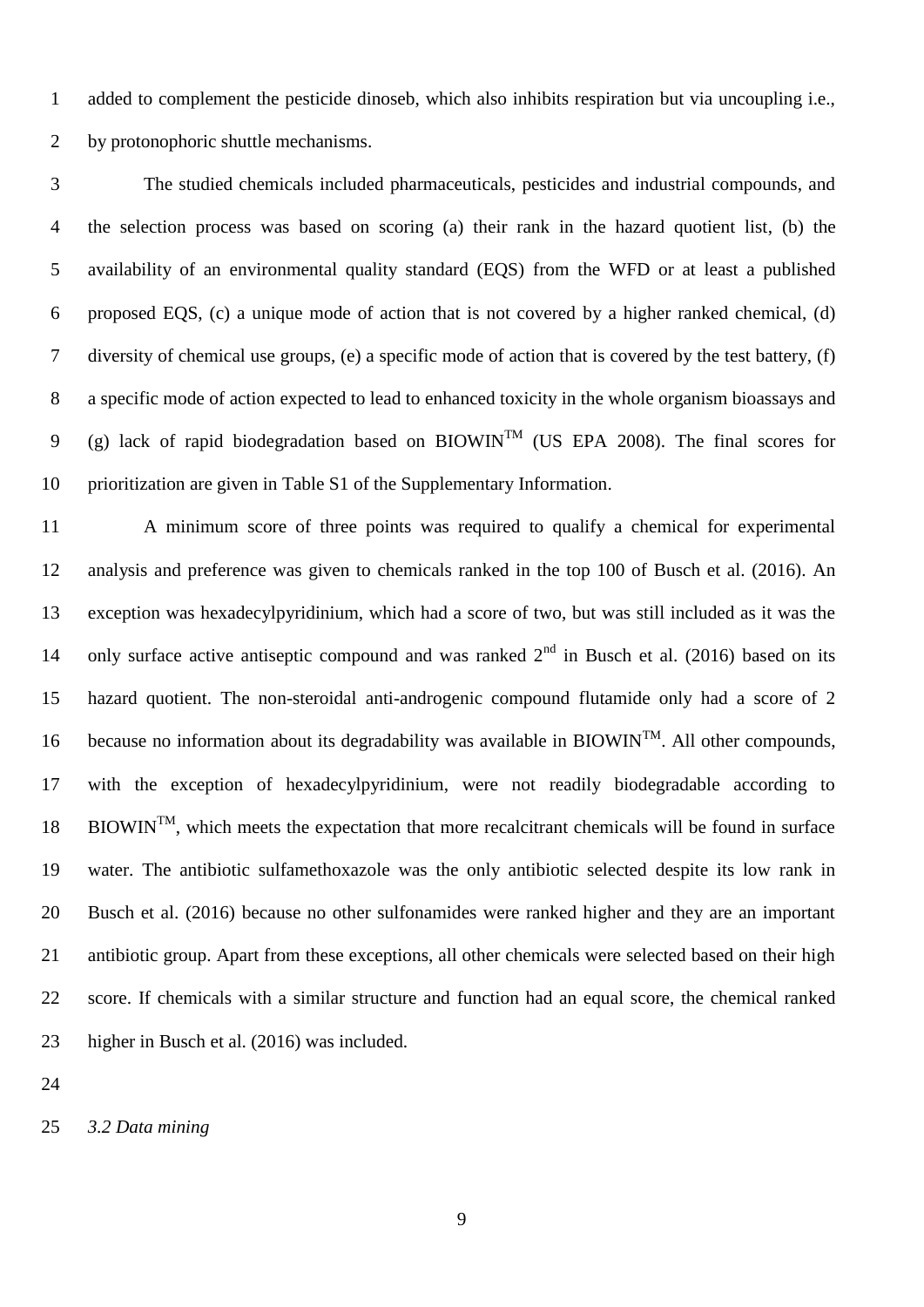added to complement the pesticide dinoseb, which also inhibits respiration but via uncoupling i.e., by protonophoric shuttle mechanisms.

The studied chemicals included pharmaceuticals, pesticides and industrial compounds, and the selection process was based on scoring (a) their rank in the hazard quotient list, (b) the availability of an environmental quality standard (EQS) from the WFD or at least a published proposed EQS, (c) a unique mode of action that is not covered by a higher ranked chemical, (d) diversity of chemical use groups, (e) a specific mode of action that is covered by the test battery, (f) a specific mode of action expected to lead to enhanced toxicity in the whole organism bioassays and (g) lack of rapid biodegradation based on BIOWIN™ (US EPA 2008). The final scores for prioritization are given in Table S1 of the Supplementary Information.

A minimum score of three points was required to qualify a chemical for experimental analysis and preference was given to chemicals ranked in the top 100 of Busch et al. (2016). An exception was hexadecylpyridinium, which had a score of two, but was still included as it was the only surface active antiseptic compound and was ranked 2nd in Busch et al. (2016) based on its hazard quotient. The non-steroidal anti-androgenic compound flutamide only had a score of 2 because no information about its degradability was available in BIOWIN™. All other compounds, with the exception of hexadecylpyridinium, were not readily biodegradable according to BIOWIN™, which meets the expectation that more recalcitrant chemicals will be found in surface water. The antibiotic sulfamethoxazole was the only antibiotic selected despite its low rank in Busch et al. (2016) because no other sulfonamides were ranked higher and they are an important antibiotic group. Apart from these exceptions, all other chemicals were selected based on their high score. If chemicals with a similar structure and function had an equal score, the chemical ranked higher in Busch et al. (2016) was included.

### *3.2 Data mining*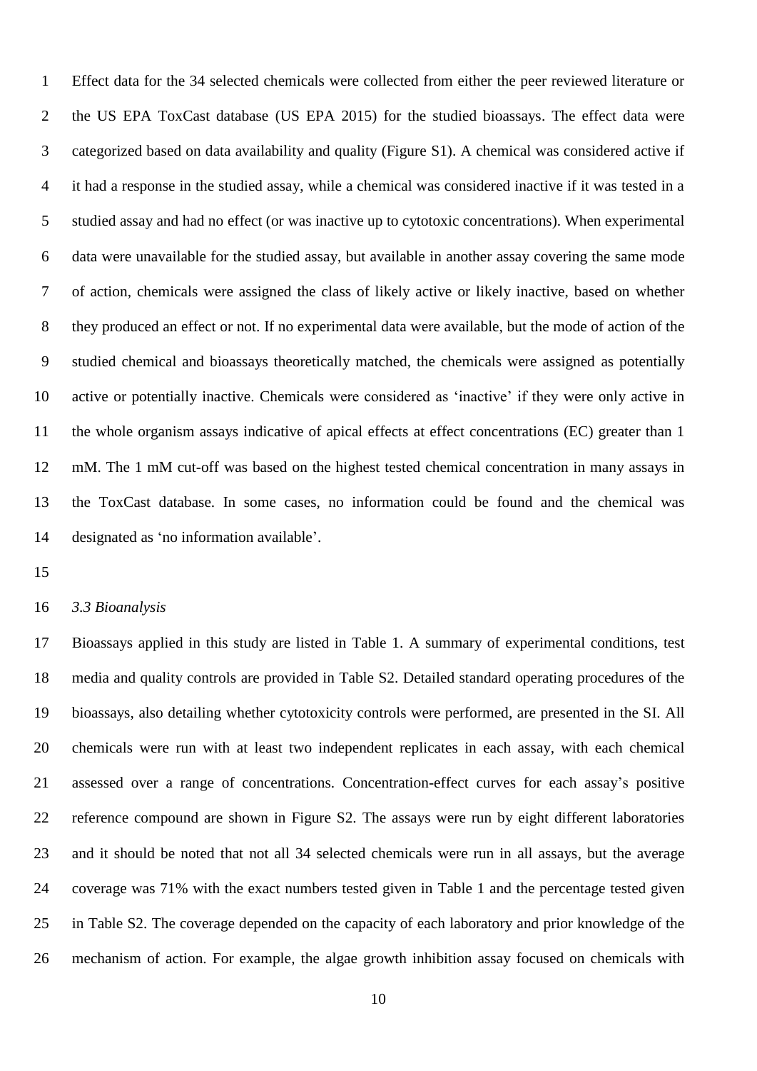Effect data for the 34 selected chemicals were collected from either the peer reviewed literature or the US EPA ToxCast database (US EPA 2015) for the studied bioassays. The effect data were categorized based on data availability and quality (Figure S1). A chemical was considered active if it had a response in the studied assay, while a chemical was considered inactive if it was tested in a studied assay and had no effect (or was inactive up to cytotoxic concentrations). When experimental data were unavailable for the studied assay, but available in another assay covering the same mode of action, chemicals were assigned the class of likely active or likely inactive, based on whether they produced an effect or not. If no experimental data were available, but the mode of action of the studied chemical and bioassays theoretically matched, the chemicals were assigned as potentially active or potentially inactive. Chemicals were considered as 'inactive' if they were only active in the whole organism assays indicative of apical effects at effect concentrations (EC) greater than 1 mM. The 1 mM cut-off was based on the highest tested chemical concentration in many assays in the ToxCast database. In some cases, no information could be found and the chemical was designated as 'no information available'.

### *3.3 Bioanalysis*

Bioassays applied in this study are listed in Table 1. A summary of experimental conditions, test media and quality controls are provided in Table S2. Detailed standard operating procedures of the bioassays, also detailing whether cytotoxicity controls were performed, are presented in the SI. All chemicals were run with at least two independent replicates in each assay, with each chemical assessed over a range of concentrations. Concentration-effect curves for each assay's positive reference compound are shown in Figure S2. The assays were run by eight different laboratories and it should be noted that not all 34 selected chemicals were run in all assays, but the average coverage was 71% with the exact numbers tested given in Table 1 and the percentage tested given in Table S2. The coverage depended on the capacity of each laboratory and prior knowledge of the mechanism of action. For example, the algae growth inhibition assay focused on chemicals with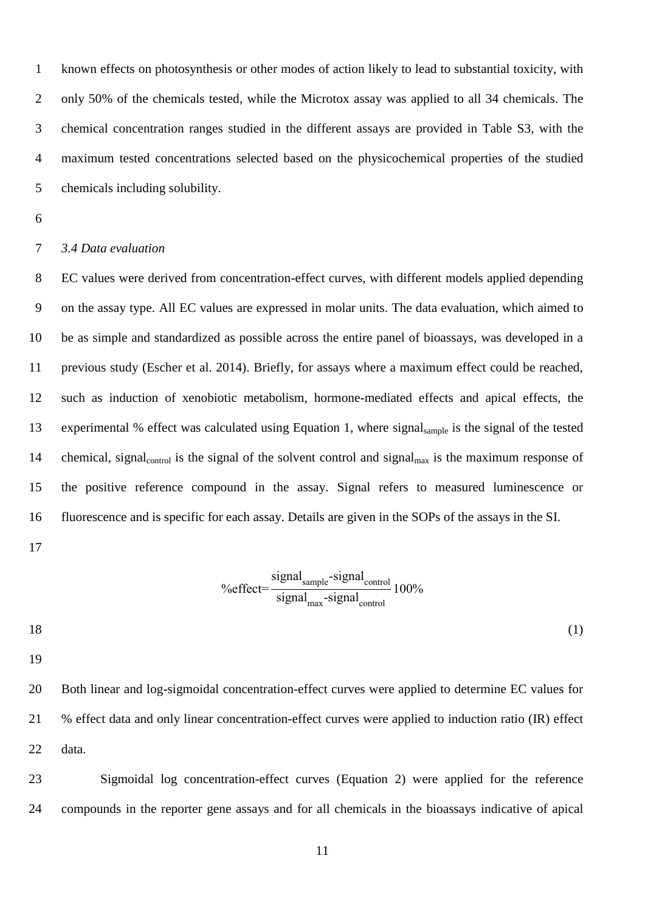known effects on photosynthesis or other modes of action likely to lead to substantial toxicity, with only 50% of the chemicals tested, while the Microtox assay was applied to all 34 chemicals. The chemical concentration ranges studied in the different assays are provided in Table S3, with the maximum tested concentrations selected based on the physicochemical properties of the studied chemicals including solubility.

### *3.4 Data evaluation*

EC values were derived from concentration-effect curves, with different models applied depending on the assay type. All EC values are expressed in molar units. The data evaluation, which aimed to be as simple and standardized as possible across the entire panel of bioassays, was developed in a previous study (Escher et al. 2014). Briefly, for assays where a maximum effect could be reached, such as induction of xenobiotic metabolism, hormone-mediated effects and apical effects, the experimental % effect was calculated using Equation 1, where $signal_{sample}$ is the signal of the tested chemical, $signal_{control}$ is the signal of the solvent control and $signal_{max}$ is the maximum response of the positive reference compound in the assay. Signal refers to measured luminescence or fluorescence and is specific for each assay. Details are given in the SOPs of the assays in the SI.

$$\%effect = \frac{signal_{sample} - signal_{control}}{signal_{max} - signal_{control}} 100\% \quad (1)$$

Both linear and log-sigmoidal concentration-effect curves were applied to determine EC values for % effect data and only linear concentration-effect curves were applied to induction ratio (IR) effect data.

Sigmoidal log concentration-effect curves (Equation 2) were applied for the reference compounds in the reporter gene assays and for all chemicals in the bioassays indicative of apical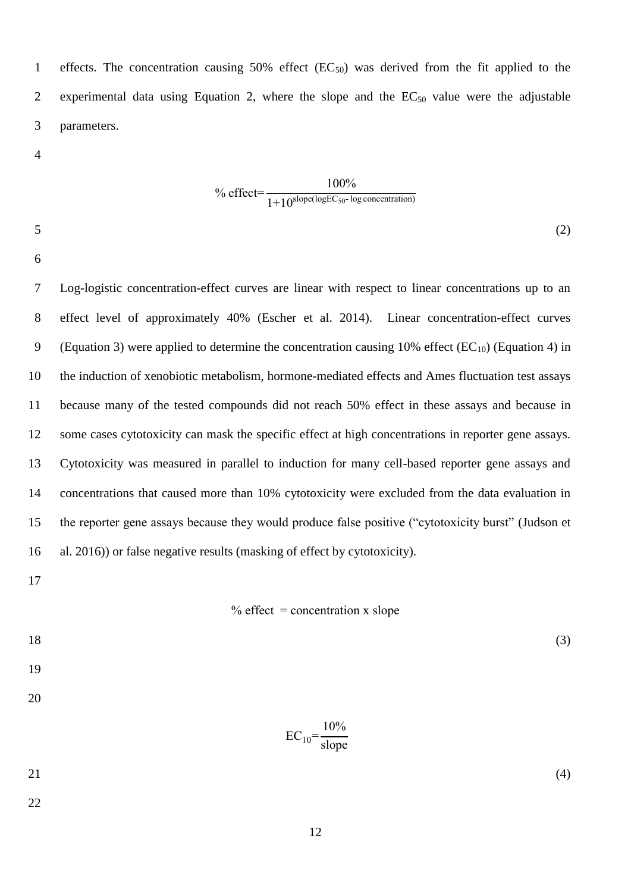effects. The concentration causing 50% effect ($EC_{50}$) was derived from the fit applied to the experimental data using Equation 2, where the slope and the $EC_{50}$ value were the adjustable parameters.

$$\%\ \text{effect} = \frac{100\%}{1+10^{\text{slope}(\log EC_{50} - \log \text{concentration})}} \tag{2}$$

Log-logistic concentration-effect curves are linear with respect to linear concentrations up to an effect level of approximately 40% (Escher et al. 2014). Linear concentration-effect curves (Equation 3) were applied to determine the concentration causing 10% effect ($EC_{10}$) (Equation 4) in the induction of xenobiotic metabolism, hormone-mediated effects and Ames fluctuation test assays because many of the tested compounds did not reach 50% effect in these assays and because in some cases cytotoxicity can mask the specific effect at high concentrations in reporter gene assays. Cytotoxicity was measured in parallel to induction for many cell-based reporter gene assays and concentrations that caused more than 10% cytotoxicity were excluded from the data evaluation in the reporter gene assays because they would produce false positive ("cytotoxicity burst" (Judson et al. 2016)) or false negative results (masking of effect by cytotoxicity).

$$\%\ \text{effect} = \text{concentration} \times \text{slope} \tag{3}$$

$$EC_{10} = \frac{10\%}{\text{slope}} \tag{4}$$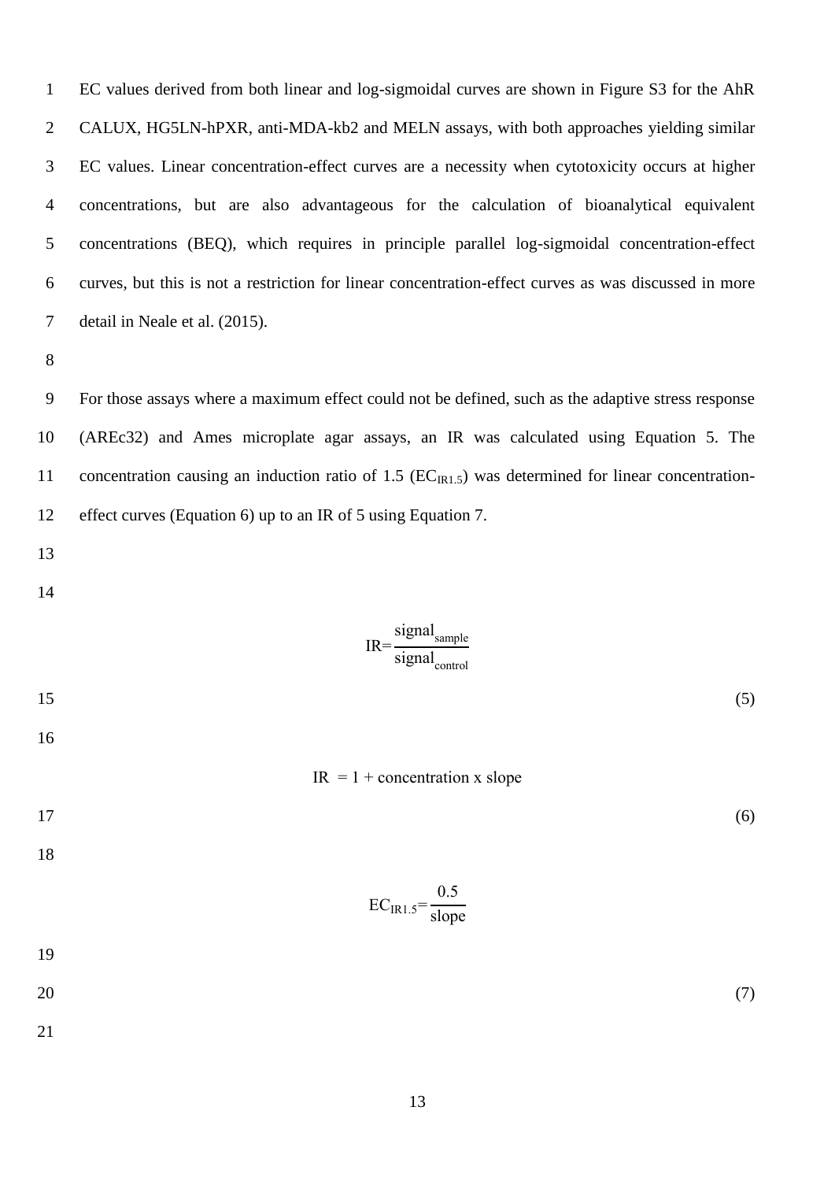EC values derived from both linear and log-sigmoidal curves are shown in Figure S3 for the AhR CALUX, HG5LN-hPXR, anti-MDA-kb2 and MELN assays, with both approaches yielding similar EC values. Linear concentration-effect curves are a necessity when cytotoxicity occurs at higher concentrations, but are also advantageous for the calculation of bioanalytical equivalent concentrations (BEQ), which requires in principle parallel log-sigmoidal concentration-effect curves, but this is not a restriction for linear concentration-effect curves as was discussed in more detail in Neale et al. (2015).

For those assays where a maximum effect could not be defined, such as the adaptive stress response (AREc32) and Ames microplate agar assays, an IR was calculated using Equation 5. The concentration causing an induction ratio of 1.5 ($EC_{IR1.5}$) was determined for linear concentration-effect curves (Equation 6) up to an IR of 5 using Equation 7.

$$IR = \frac{signal_{sample}}{signal_{control}} \tag{5}$$

$$IR = 1 + \text{concentration x slope} \tag{6}$$

$$EC_{IR1.5} = \frac{0.5}{slope} \tag{7}$$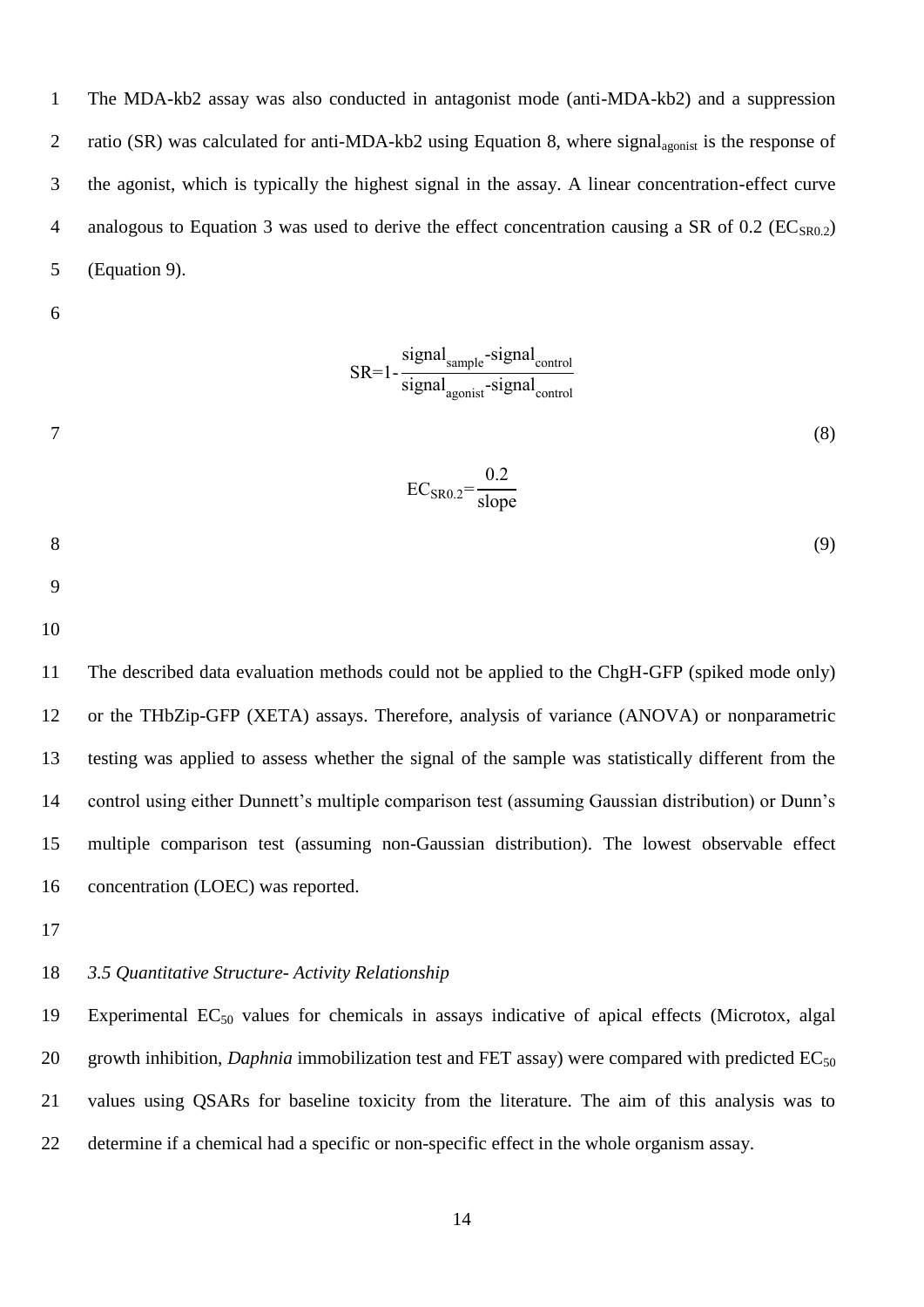The MDA-kb2 assay was also conducted in antagonist mode (anti-MDA-kb2) and a suppression ratio (SR) was calculated for anti-MDA-kb2 using Equation 8, where $signal_{agonist}$ is the response of the agonist, which is typically the highest signal in the assay. A linear concentration-effect curve analogous to Equation 3 was used to derive the effect concentration causing a SR of 0.2 ($EC_{SR0.2}$) (Equation 9).

$$SR=1-\frac{signal_{sample}-signal_{control}}{signal_{agonist}-signal_{control}} \quad (8)$$

$$EC_{SR0.2}=\frac{0.2}{slope} \quad (9)$$

The described data evaluation methods could not be applied to the ChgH-GFP (spiked mode only) or the THbZip-GFP (XETA) assays. Therefore, analysis of variance (ANOVA) or nonparametric testing was applied to assess whether the signal of the sample was statistically different from the control using either Dunnett's multiple comparison test (assuming Gaussian distribution) or Dunn's multiple comparison test (assuming non-Gaussian distribution). The lowest observable effect concentration (LOEC) was reported.

### *3.5 Quantitative Structure- Activity Relationship*

Experimental $EC_{50}$ values for chemicals in assays indicative of apical effects (Microtox, algal growth inhibition, *Daphnia* immobilization test and FET assay) were compared with predicted $EC_{50}$ values using QSARs for baseline toxicity from the literature. The aim of this analysis was to determine if a chemical had a specific or non-specific effect in the whole organism assay.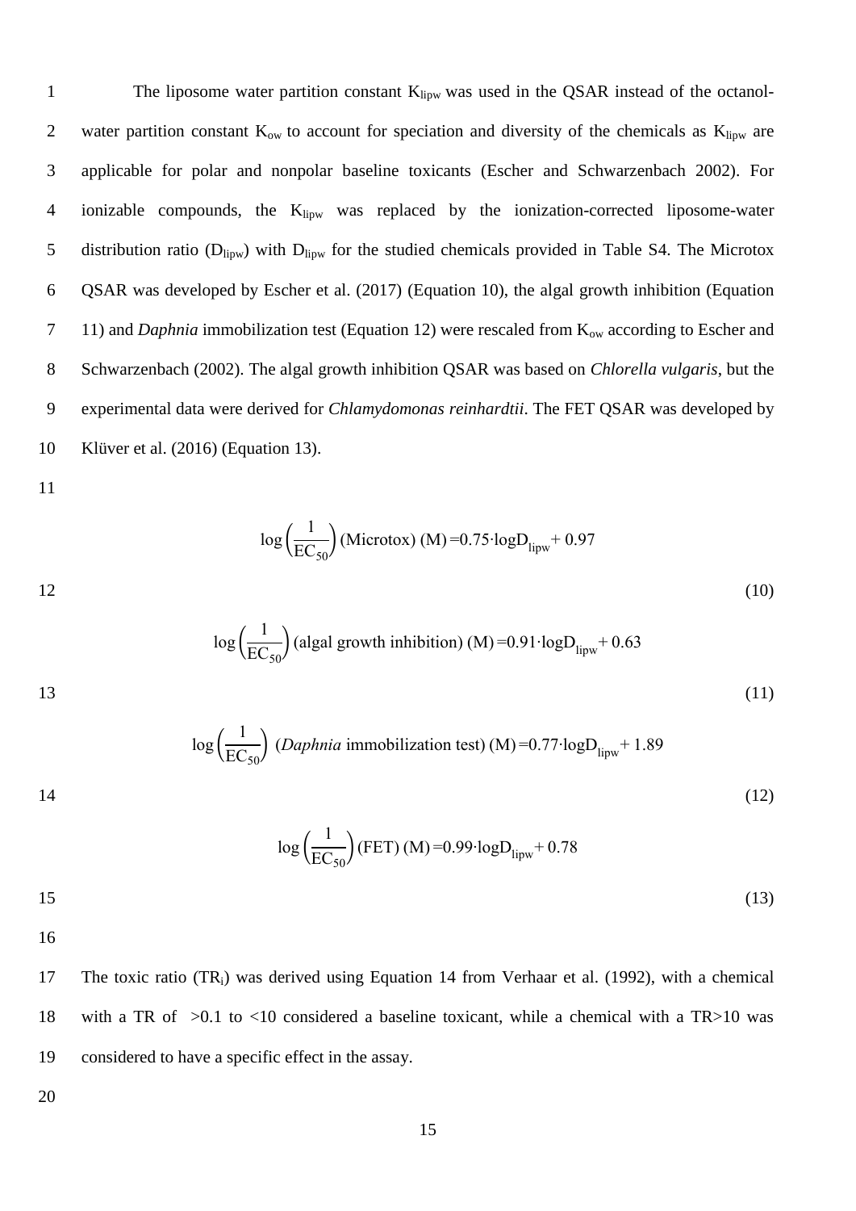The liposome water partition constant $K_{lipw}$ was used in the QSAR instead of the octanol-water partition constant $K_{ow}$ to account for speciation and diversity of the chemicals as $K_{lipw}$ are applicable for polar and nonpolar baseline toxicants (Escher and Schwarzenbach 2002). For ionizable compounds, the $K_{lipw}$ was replaced by the ionization-corrected liposome-water distribution ratio ($D_{lipw}$) with $D_{lipw}$ for the studied chemicals provided in Table S4. The Microtox QSAR was developed by Escher et al. (2017) (Equation 10), the algal growth inhibition (Equation 11) and *Daphnia* immobilization test (Equation 12) were rescaled from $K_{ow}$ according to Escher and Schwarzenbach (2002). The algal growth inhibition QSAR was based on *Chlorella vulgaris*, but the experimental data were derived for *Chlamydomonas reinhardtii*. The FET QSAR was developed by Klüver et al. (2016) (Equation 13).

$$\log\left(\frac{1}{\mathrm{EC}_{50}}\right)(\text{Microtox})\ (\mathrm{M}) = 0.75 \cdot \log D_{lipw} + 0.97 \tag{10}$$

$$\log\left(\frac{1}{\mathrm{EC}_{50}}\right)(\text{algal growth inhibition})\ (\mathrm{M}) = 0.91 \cdot \log D_{lipw} + 0.63 \tag{11}$$

$$\log\left(\frac{1}{\mathrm{EC}_{50}}\right)(\textit{Daphnia}\ \text{immobilization test})\ (\mathrm{M}) = 0.77 \cdot \log D_{lipw} + 1.89 \tag{12}$$

$$\log\left(\frac{1}{\mathrm{EC}_{50}}\right)(\text{FET})\ (\mathrm{M}) = 0.99 \cdot \log D_{lipw} + 0.78 \tag{13}$$

The toxic ratio ($TR_i$) was derived using Equation 14 from Verhaar et al. (1992), with a chemical with a TR of >0.1 to <10 considered a baseline toxicant, while a chemical with a TR>10 was considered to have a specific effect in the assay.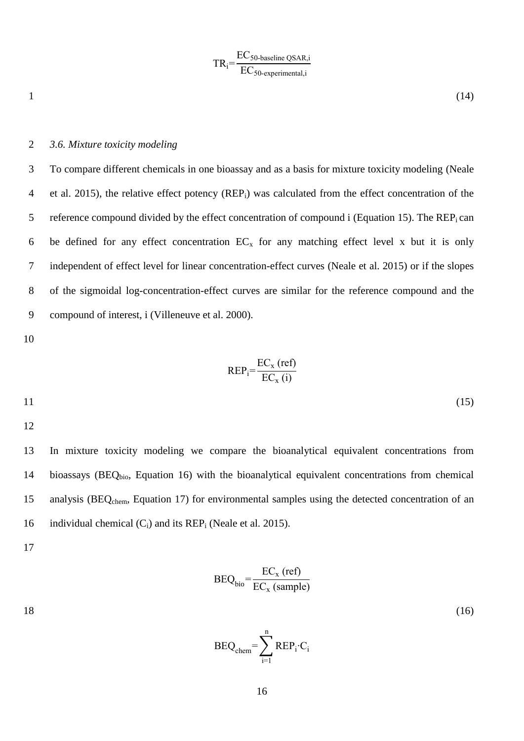$$TR_i = \frac{EC_{50\text{-baseline QSAR},i}}{EC_{50\text{-experimental},i}} \tag{14}$$

### *3.6. Mixture toxicity modeling*

To compare different chemicals in one bioassay and as a basis for mixture toxicity modeling (Neale et al. 2015), the relative effect potency ($REP_i$) was calculated from the effect concentration of the reference compound divided by the effect concentration of compound i (Equation 15). The $REP_i$ can be defined for any effect concentration $EC_x$ for any matching effect level x but it is only independent of effect level for linear concentration-effect curves (Neale et al. 2015) or if the slopes of the sigmoidal log-concentration-effect curves are similar for the reference compound and the compound of interest, i (Villeneuve et al. 2000).

$$REP_i = \frac{EC_x\ (\text{ref})}{EC_x\ (\text{i})} \tag{15}$$

In mixture toxicity modeling we compare the bioanalytical equivalent concentrations from bioassays ($BEQ_{bio}$, Equation 16) with the bioanalytical equivalent concentrations from chemical analysis ($BEQ_{chem}$, Equation 17) for environmental samples using the detected concentration of an individual chemical ($C_i$) and its $REP_i$ (Neale et al. 2015).

$$BEQ_{bio} = \frac{EC_x\ (\text{ref})}{EC_x\ (\text{sample})} \tag{16}$$

$$BEQ_{chem} = \sum_{i=1}^{n} REP_i \cdot C_i$$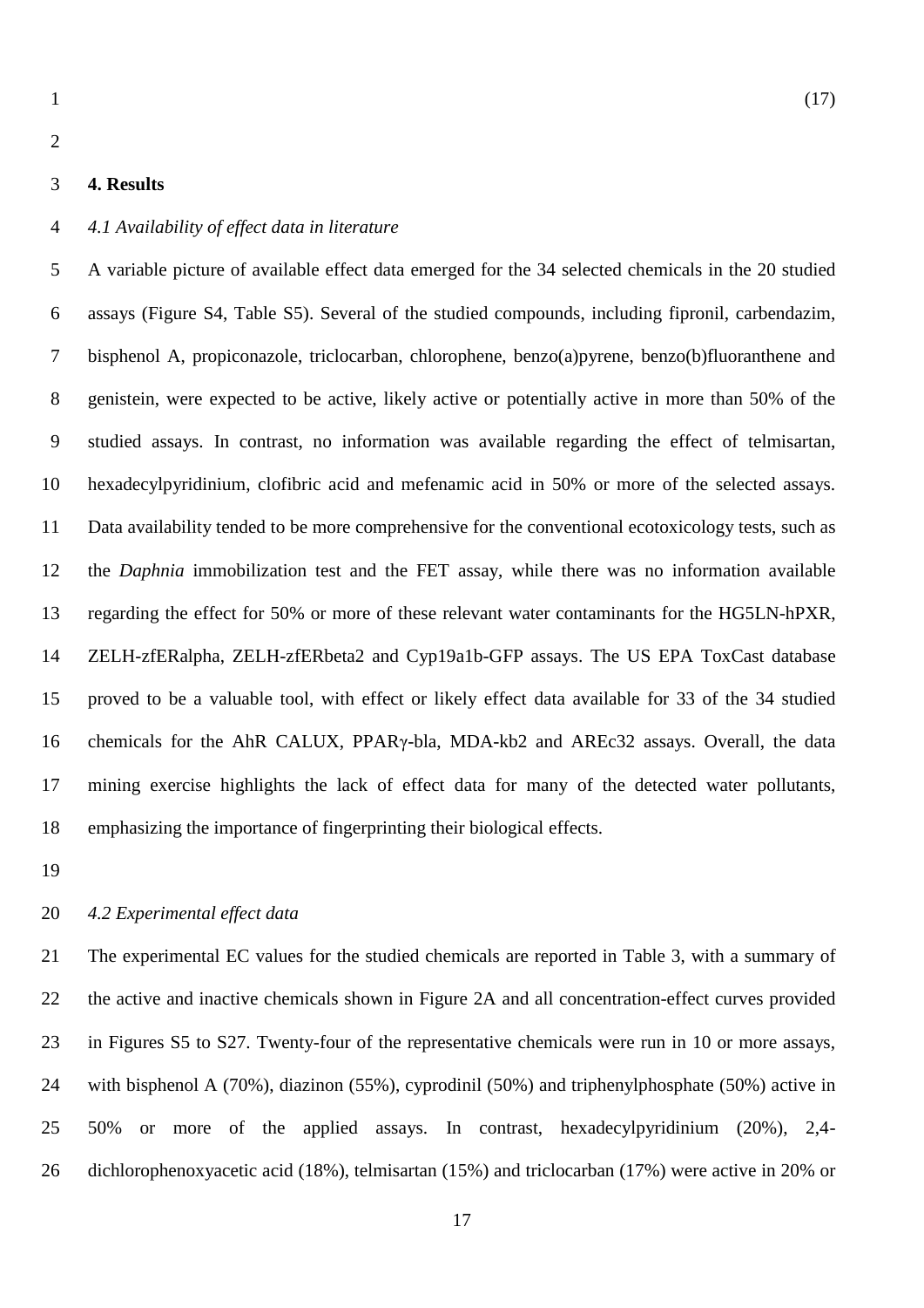(17)

## 4. Results

### *4.1 Availability of effect data in literature*

A variable picture of available effect data emerged for the 34 selected chemicals in the 20 studied assays (Figure S4, Table S5). Several of the studied compounds, including fipronil, carbendazim, bisphenol A, propiconazole, triclocarban, chlorophene, benzo(a)pyrene, benzo(b)fluoranthene and genistein, were expected to be active, likely active or potentially active in more than 50% of the studied assays. In contrast, no information was available regarding the effect of telmisartan, hexadecylpyridinium, clofibric acid and mefenamic acid in 50% or more of the selected assays. Data availability tended to be more comprehensive for the conventional ecotoxicology tests, such as the *Daphnia* immobilization test and the FET assay, while there was no information available regarding the effect for 50% or more of these relevant water contaminants for the HG5LN-hPXR, ZELH-zfERalpha, ZELH-zfERbeta2 and Cyp19a1b-GFP assays. The US EPA ToxCast database proved to be a valuable tool, with effect or likely effect data available for 33 of the 34 studied chemicals for the AhR CALUX, PPARγ-bla, MDA-kb2 and AREc32 assays. Overall, the data mining exercise highlights the lack of effect data for many of the detected water pollutants, emphasizing the importance of fingerprinting their biological effects.

### *4.2 Experimental effect data*

The experimental EC values for the studied chemicals are reported in Table 3, with a summary of the active and inactive chemicals shown in Figure 2A and all concentration-effect curves provided in Figures S5 to S27. Twenty-four of the representative chemicals were run in 10 or more assays, with bisphenol A (70%), diazinon (55%), cyprodinil (50%) and triphenylphosphate (50%) active in 50% or more of the applied assays. In contrast, hexadecylpyridinium (20%), 2,4-dichlorophenoxyacetic acid (18%), telmisartan (15%) and triclocarban (17%) were active in 20% or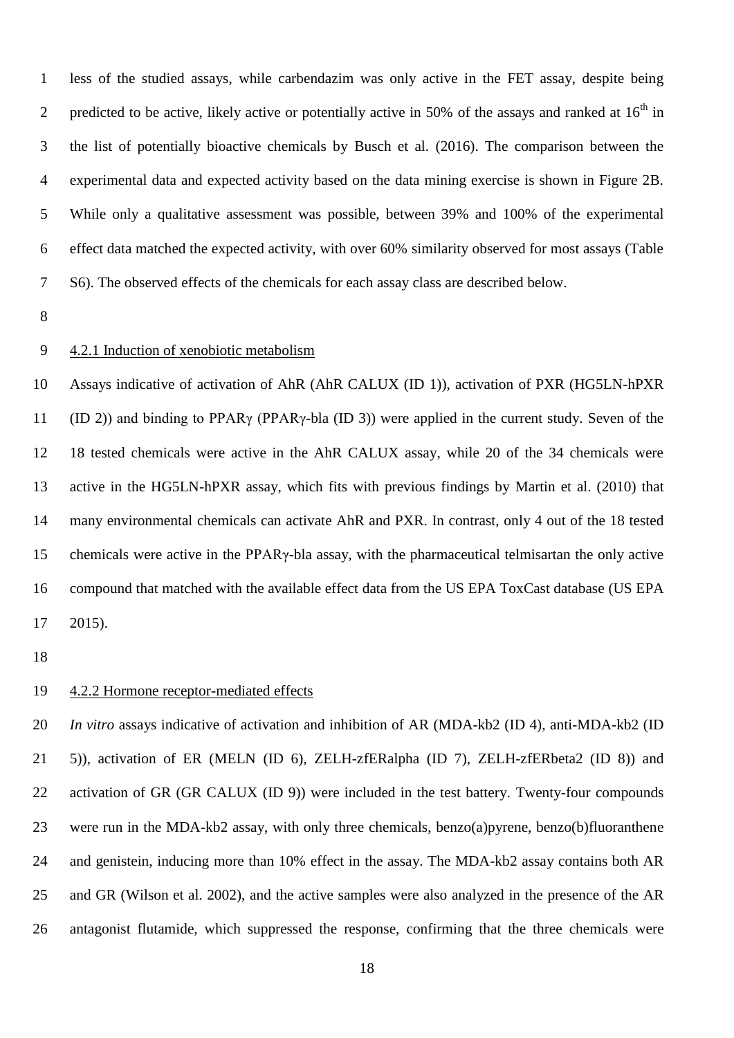less of the studied assays, while carbendazim was only active in the FET assay, despite being predicted to be active, likely active or potentially active in 50% of the assays and ranked at 16$^{th}$ in the list of potentially bioactive chemicals by Busch et al. (2016). The comparison between the experimental data and expected activity based on the data mining exercise is shown in Figure 2B. While only a qualitative assessment was possible, between 39% and 100% of the experimental effect data matched the expected activity, with over 60% similarity observed for most assays (Table S6). The observed effects of the chemicals for each assay class are described below.

### 4.2.1 Induction of xenobiotic metabolism

Assays indicative of activation of AhR (AhR CALUX (ID 1)), activation of PXR (HG5LN-hPXR (ID 2)) and binding to PPARγ (PPARγ-bla (ID 3)) were applied in the current study. Seven of the 18 tested chemicals were active in the AhR CALUX assay, while 20 of the 34 chemicals were active in the HG5LN-hPXR assay, which fits with previous findings by Martin et al. (2010) that many environmental chemicals can activate AhR and PXR. In contrast, only 4 out of the 18 tested chemicals were active in the PPARγ-bla assay, with the pharmaceutical telmisartan the only active compound that matched with the available effect data from the US EPA ToxCast database (US EPA 2015).

### 4.2.2 Hormone receptor-mediated effects

*In vitro* assays indicative of activation and inhibition of AR (MDA-kb2 (ID 4), anti-MDA-kb2 (ID 5)), activation of ER (MELN (ID 6), ZELH-zfERalpha (ID 7), ZELH-zfERbeta2 (ID 8)) and activation of GR (GR CALUX (ID 9)) were included in the test battery. Twenty-four compounds were run in the MDA-kb2 assay, with only three chemicals, benzo(a)pyrene, benzo(b)fluoranthene and genistein, inducing more than 10% effect in the assay. The MDA-kb2 assay contains both AR and GR (Wilson et al. 2002), and the active samples were also analyzed in the presence of the AR antagonist flutamide, which suppressed the response, confirming that the three chemicals were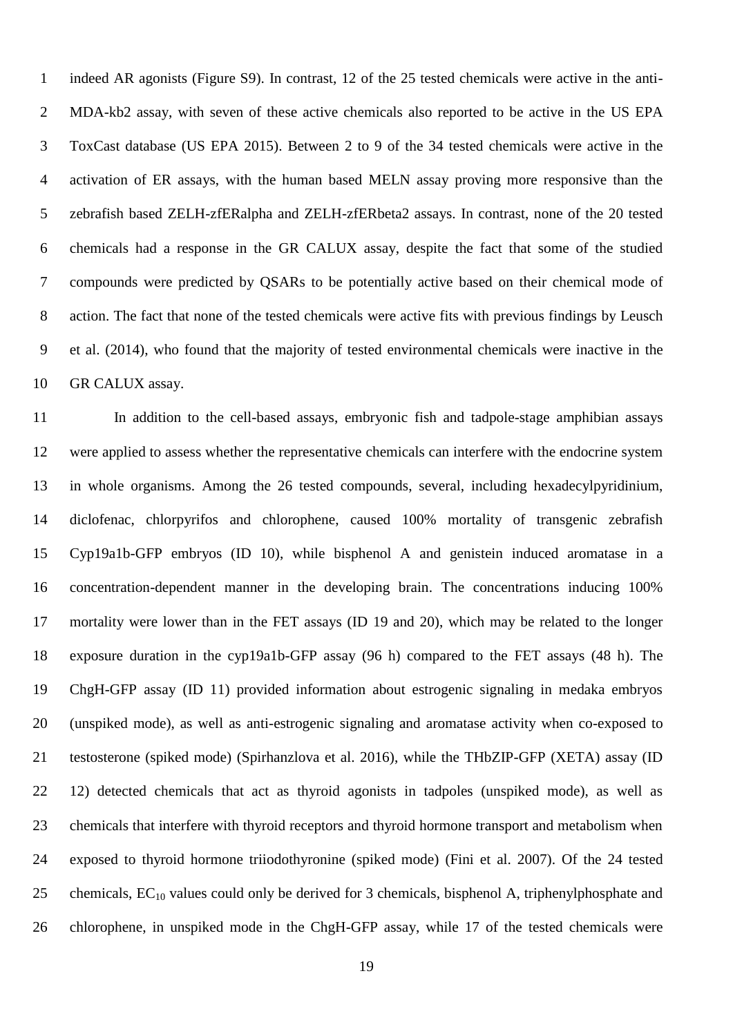indeed AR agonists (Figure S9). In contrast, 12 of the 25 tested chemicals were active in the anti-MDA-kb2 assay, with seven of these active chemicals also reported to be active in the US EPA ToxCast database (US EPA 2015). Between 2 to 9 of the 34 tested chemicals were active in the activation of ER assays, with the human based MELN assay proving more responsive than the zebrafish based ZELH-zfERalpha and ZELH-zfERbeta2 assays. In contrast, none of the 20 tested chemicals had a response in the GR CALUX assay, despite the fact that some of the studied compounds were predicted by QSARs to be potentially active based on their chemical mode of action. The fact that none of the tested chemicals were active fits with previous findings by Leusch et al. (2014), who found that the majority of tested environmental chemicals were inactive in the GR CALUX assay.

In addition to the cell-based assays, embryonic fish and tadpole-stage amphibian assays were applied to assess whether the representative chemicals can interfere with the endocrine system in whole organisms. Among the 26 tested compounds, several, including hexadecylpyridinium, diclofenac, chlorpyrifos and chlorophene, caused 100% mortality of transgenic zebrafish Cyp19a1b-GFP embryos (ID 10), while bisphenol A and genistein induced aromatase in a concentration-dependent manner in the developing brain. The concentrations inducing 100% mortality were lower than in the FET assays (ID 19 and 20), which may be related to the longer exposure duration in the cyp19a1b-GFP assay (96 h) compared to the FET assays (48 h). The ChgH-GFP assay (ID 11) provided information about estrogenic signaling in medaka embryos (unspiked mode), as well as anti-estrogenic signaling and aromatase activity when co-exposed to testosterone (spiked mode) (Spirhanzlova et al. 2016), while the THbZIP-GFP (XETA) assay (ID 12) detected chemicals that act as thyroid agonists in tadpoles (unspiked mode), as well as chemicals that interfere with thyroid receptors and thyroid hormone transport and metabolism when exposed to thyroid hormone triiodothyronine (spiked mode) (Fini et al. 2007). Of the 24 tested chemicals, $EC_{10}$ values could only be derived for 3 chemicals, bisphenol A, triphenylphosphate and chlorophene, in unspiked mode in the ChgH-GFP assay, while 17 of the tested chemicals were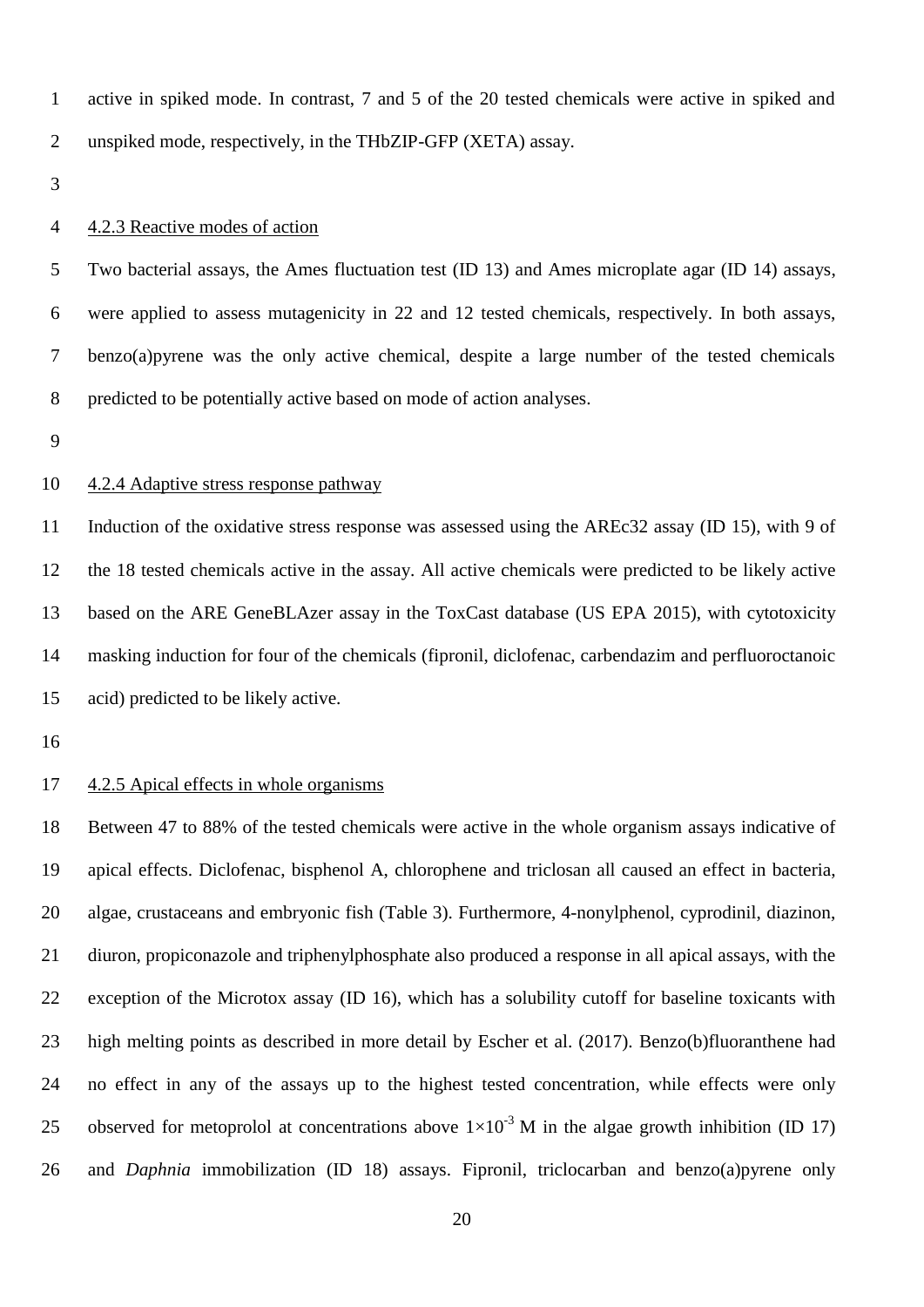active in spiked mode. In contrast, 7 and 5 of the 20 tested chemicals were active in spiked and unspiked mode, respectively, in the THbZIP-GFP (XETA) assay.

#### 4.2.3 Reactive modes of action

Two bacterial assays, the Ames fluctuation test (ID 13) and Ames microplate agar (ID 14) assays, were applied to assess mutagenicity in 22 and 12 tested chemicals, respectively. In both assays, benzo(a)pyrene was the only active chemical, despite a large number of the tested chemicals predicted to be potentially active based on mode of action analyses.

#### 4.2.4 Adaptive stress response pathway

Induction of the oxidative stress response was assessed using the AREc32 assay (ID 15), with 9 of the 18 tested chemicals active in the assay. All active chemicals were predicted to be likely active based on the ARE GeneBLAzer assay in the ToxCast database (US EPA 2015), with cytotoxicity masking induction for four of the chemicals (fipronil, diclofenac, carbendazim and perfluoroctanoic acid) predicted to be likely active.

#### 4.2.5 Apical effects in whole organisms

Between 47 to 88% of the tested chemicals were active in the whole organism assays indicative of apical effects. Diclofenac, bisphenol A, chlorophene and triclosan all caused an effect in bacteria, algae, crustaceans and embryonic fish (Table 3). Furthermore, 4-nonylphenol, cyprodinil, diazinon, diuron, propiconazole and triphenylphosphate also produced a response in all apical assays, with the exception of the Microtox assay (ID 16), which has a solubility cutoff for baseline toxicants with high melting points as described in more detail by Escher et al. (2017). Benzo(b)fluoranthene had no effect in any of the assays up to the highest tested concentration, while effects were only observed for metoprolol at concentrations above $1\times10^{-3}$ M in the algae growth inhibition (ID 17) and *Daphnia* immobilization (ID 18) assays. Fipronil, triclocarban and benzo(a)pyrene only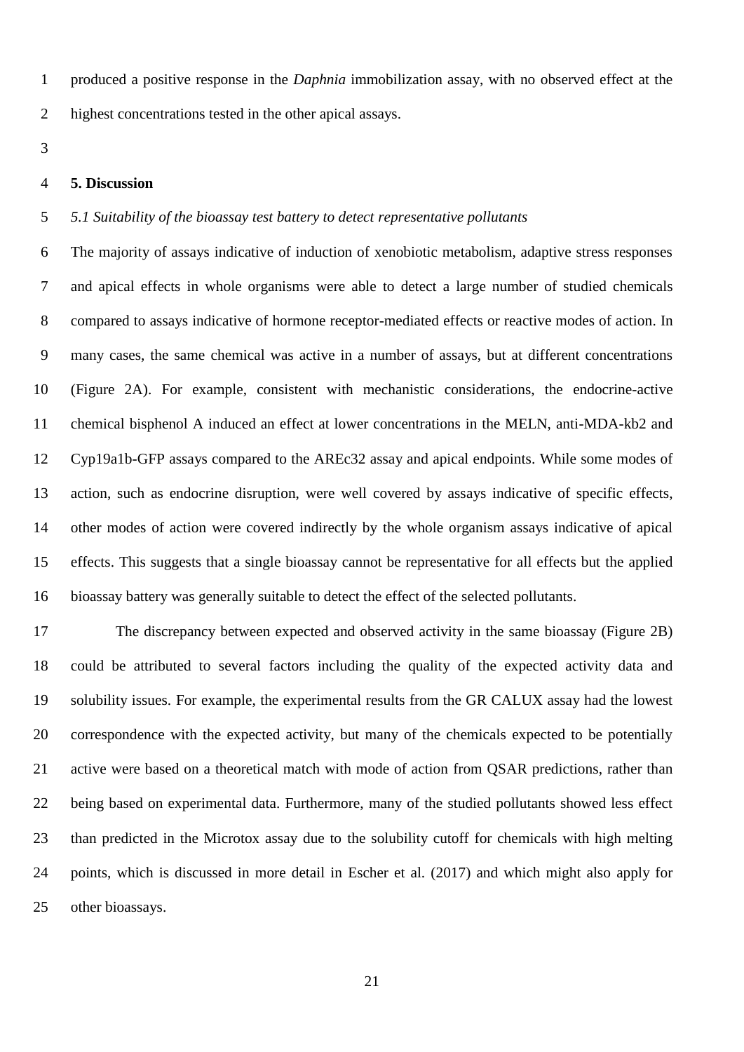produced a positive response in the *Daphnia* immobilization assay, with no observed effect at the highest concentrations tested in the other apical assays.

## 5. Discussion

### *5.1 Suitability of the bioassay test battery to detect representative pollutants*

The majority of assays indicative of induction of xenobiotic metabolism, adaptive stress responses and apical effects in whole organisms were able to detect a large number of studied chemicals compared to assays indicative of hormone receptor-mediated effects or reactive modes of action. In many cases, the same chemical was active in a number of assays, but at different concentrations (Figure 2A). For example, consistent with mechanistic considerations, the endocrine-active chemical bisphenol A induced an effect at lower concentrations in the MELN, anti-MDA-kb2 and Cyp19a1b-GFP assays compared to the AREc32 assay and apical endpoints. While some modes of action, such as endocrine disruption, were well covered by assays indicative of specific effects, other modes of action were covered indirectly by the whole organism assays indicative of apical effects. This suggests that a single bioassay cannot be representative for all effects but the applied bioassay battery was generally suitable to detect the effect of the selected pollutants.

The discrepancy between expected and observed activity in the same bioassay (Figure 2B) could be attributed to several factors including the quality of the expected activity data and solubility issues. For example, the experimental results from the GR CALUX assay had the lowest correspondence with the expected activity, but many of the chemicals expected to be potentially active were based on a theoretical match with mode of action from QSAR predictions, rather than being based on experimental data. Furthermore, many of the studied pollutants showed less effect than predicted in the Microtox assay due to the solubility cutoff for chemicals with high melting points, which is discussed in more detail in Escher et al. (2017) and which might also apply for other bioassays.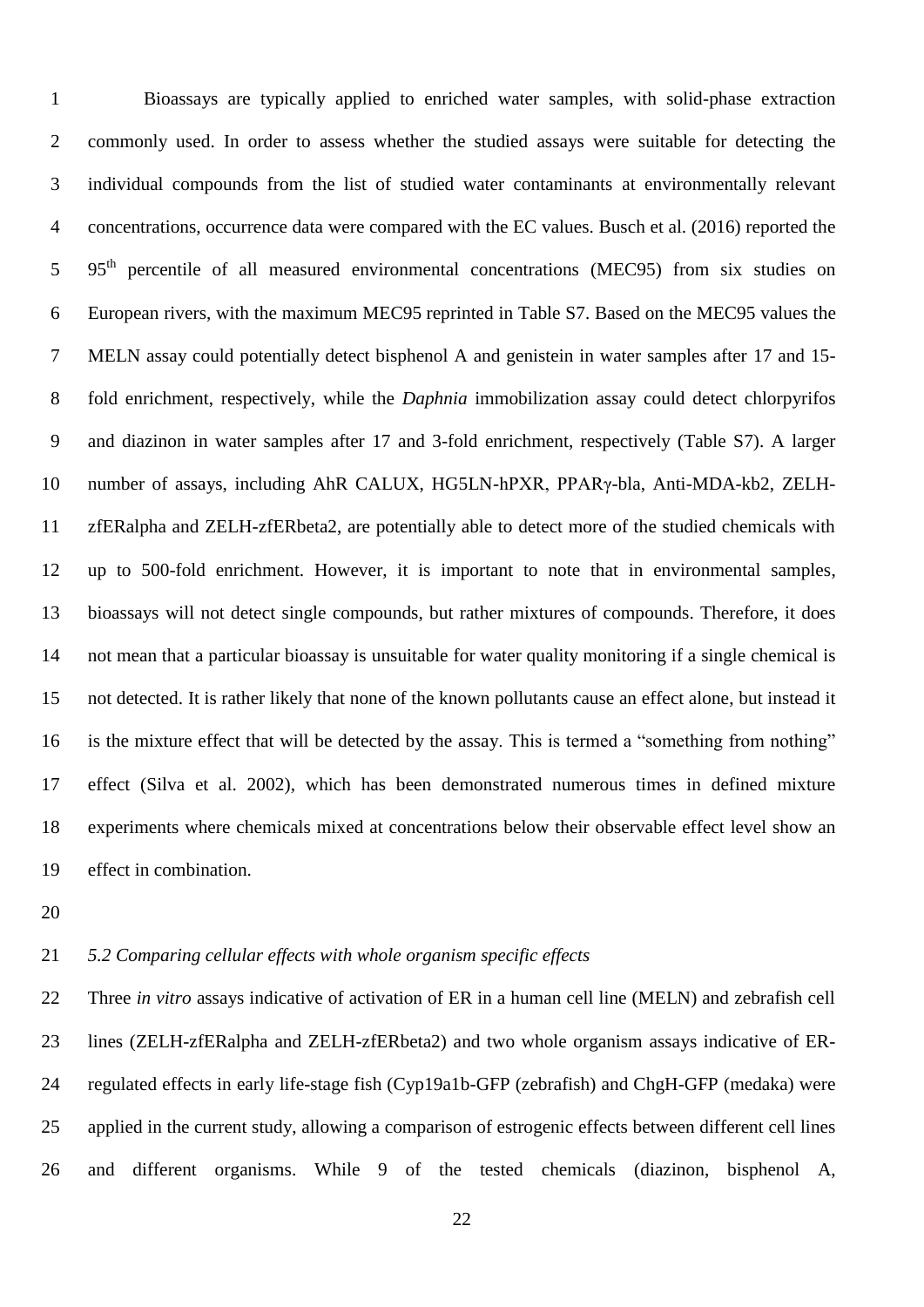Bioassays are typically applied to enriched water samples, with solid-phase extraction commonly used. In order to assess whether the studied assays were suitable for detecting the individual compounds from the list of studied water contaminants at environmentally relevant concentrations, occurrence data were compared with the EC values. Busch et al. (2016) reported the 95$^{th}$ percentile of all measured environmental concentrations (MEC95) from six studies on European rivers, with the maximum MEC95 reprinted in Table S7. Based on the MEC95 values the MELN assay could potentially detect bisphenol A and genistein in water samples after 17 and 15-fold enrichment, respectively, while the *Daphnia* immobilization assay could detect chlorpyrifos and diazinon in water samples after 17 and 3-fold enrichment, respectively (Table S7). A larger number of assays, including AhR CALUX, HG5LN-hPXR, PPARγ-bla, Anti-MDA-kb2, ZELH-zfERalpha and ZELH-zfERbeta2, are potentially able to detect more of the studied chemicals with up to 500-fold enrichment. However, it is important to note that in environmental samples, bioassays will not detect single compounds, but rather mixtures of compounds. Therefore, it does not mean that a particular bioassay is unsuitable for water quality monitoring if a single chemical is not detected. It is rather likely that none of the known pollutants cause an effect alone, but instead it is the mixture effect that will be detected by the assay. This is termed a "something from nothing" effect (Silva et al. 2002), which has been demonstrated numerous times in defined mixture experiments where chemicals mixed at concentrations below their observable effect level show an effect in combination.

### *5.2 Comparing cellular effects with whole organism specific effects*

Three *in vitro* assays indicative of activation of ER in a human cell line (MELN) and zebrafish cell lines (ZELH-zfERalpha and ZELH-zfERbeta2) and two whole organism assays indicative of ER-regulated effects in early life-stage fish (Cyp19a1b-GFP (zebrafish) and ChgH-GFP (medaka) were applied in the current study, allowing a comparison of estrogenic effects between different cell lines and different organisms. While 9 of the tested chemicals (diazinon, bisphenol A,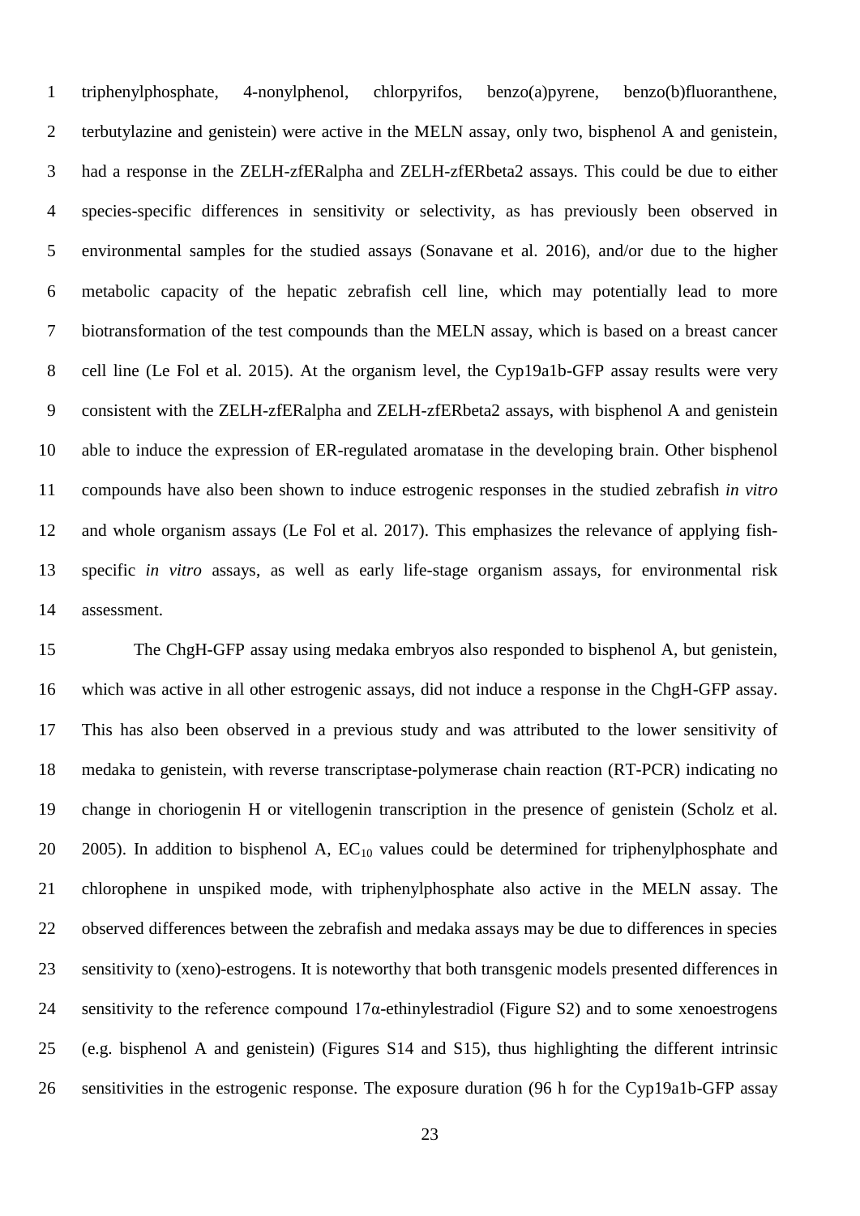triphenylphosphate, 4-nonylphenol, chlorpyrifos, benzo(a)pyrene, benzo(b)fluoranthene, terbutylazine and genistein) were active in the MELN assay, only two, bisphenol A and genistein, had a response in the ZELH-zfERalpha and ZELH-zfERbeta2 assays. This could be due to either species-specific differences in sensitivity or selectivity, as has previously been observed in environmental samples for the studied assays (Sonavane et al. 2016), and/or due to the higher metabolic capacity of the hepatic zebrafish cell line, which may potentially lead to more biotransformation of the test compounds than the MELN assay, which is based on a breast cancer cell line (Le Fol et al. 2015). At the organism level, the Cyp19a1b-GFP assay results were very consistent with the ZELH-zfERalpha and ZELH-zfERbeta2 assays, with bisphenol A and genistein able to induce the expression of ER-regulated aromatase in the developing brain. Other bisphenol compounds have also been shown to induce estrogenic responses in the studied zebrafish *in vitro* and whole organism assays (Le Fol et al. 2017). This emphasizes the relevance of applying fish-specific *in vitro* assays, as well as early life-stage organism assays, for environmental risk assessment.

The ChgH-GFP assay using medaka embryos also responded to bisphenol A, but genistein, which was active in all other estrogenic assays, did not induce a response in the ChgH-GFP assay. This has also been observed in a previous study and was attributed to the lower sensitivity of medaka to genistein, with reverse transcriptase-polymerase chain reaction (RT-PCR) indicating no change in choriogenin H or vitellogenin transcription in the presence of genistein (Scholz et al. 2005). In addition to bisphenol A, $EC_{10}$ values could be determined for triphenylphosphate and chlorophene in unspiked mode, with triphenylphosphate also active in the MELN assay. The observed differences between the zebrafish and medaka assays may be due to differences in species sensitivity to (xeno)-estrogens. It is noteworthy that both transgenic models presented differences in sensitivity to the reference compound 17α-ethinylestradiol (Figure S2) and to some xenoestrogens (e.g. bisphenol A and genistein) (Figures S14 and S15), thus highlighting the different intrinsic sensitivities in the estrogenic response. The exposure duration (96 h for the Cyp19a1b-GFP assay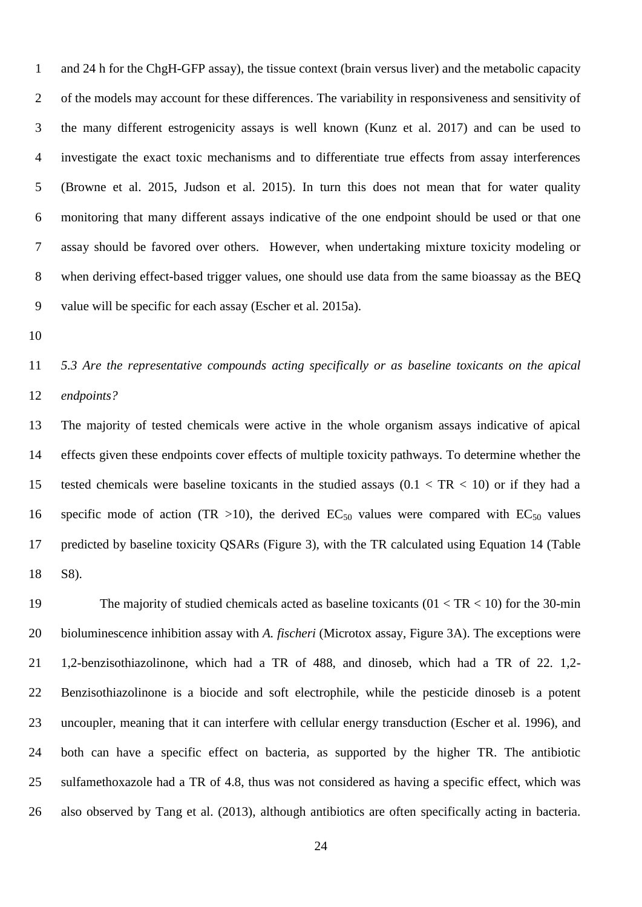and 24 h for the ChgH-GFP assay), the tissue context (brain versus liver) and the metabolic capacity of the models may account for these differences. The variability in responsiveness and sensitivity of the many different estrogenicity assays is well known (Kunz et al. 2017) and can be used to investigate the exact toxic mechanisms and to differentiate true effects from assay interferences (Browne et al. 2015, Judson et al. 2015). In turn this does not mean that for water quality monitoring that many different assays indicative of the one endpoint should be used or that one assay should be favored over others. However, when undertaking mixture toxicity modeling or when deriving effect-based trigger values, one should use data from the same bioassay as the BEQ value will be specific for each assay (Escher et al. 2015a).

*5.3 Are the representative compounds acting specifically or as baseline toxicants on the apical endpoints?*

The majority of tested chemicals were active in the whole organism assays indicative of apical effects given these endpoints cover effects of multiple toxicity pathways. To determine whether the tested chemicals were baseline toxicants in the studied assays (0.1 < TR < 10) or if they had a specific mode of action (TR >10), the derived $EC_{50}$ values were compared with $EC_{50}$ values predicted by baseline toxicity QSARs (Figure 3), with the TR calculated using Equation 14 (Table S8).

The majority of studied chemicals acted as baseline toxicants (01 < TR < 10) for the 30-min bioluminescence inhibition assay with *A. fischeri* (Microtox assay, Figure 3A). The exceptions were 1,2-benzisothiazolinone, which had a TR of 488, and dinoseb, which had a TR of 22. 1,2-Benzisothiazolinone is a biocide and soft electrophile, while the pesticide dinoseb is a potent uncoupler, meaning that it can interfere with cellular energy transduction (Escher et al. 1996), and both can have a specific effect on bacteria, as supported by the higher TR. The antibiotic sulfamethoxazole had a TR of 4.8, thus was not considered as having a specific effect, which was also observed by Tang et al. (2013), although antibiotics are often specifically acting in bacteria.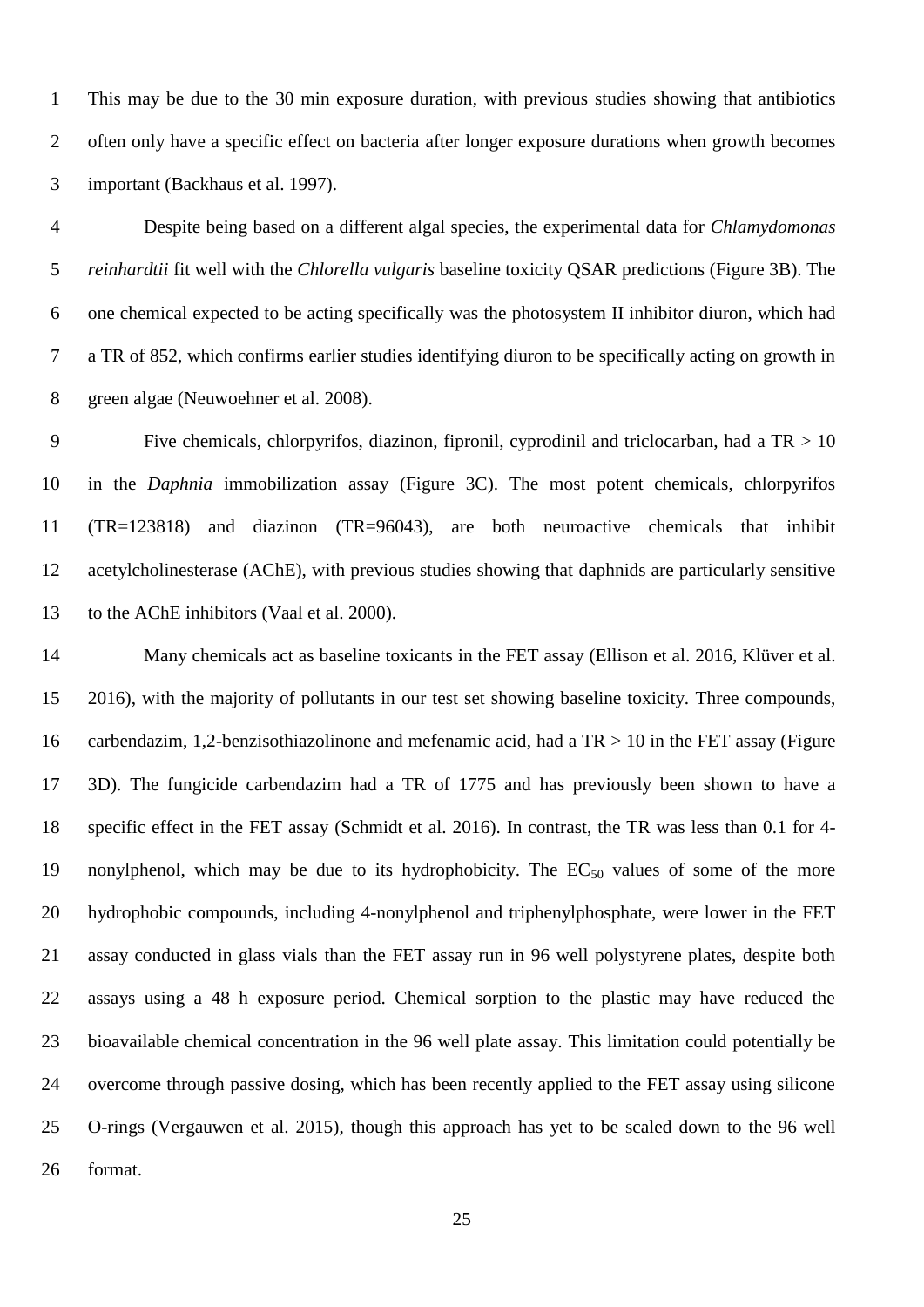This may be due to the 30 min exposure duration, with previous studies showing that antibiotics often only have a specific effect on bacteria after longer exposure durations when growth becomes important (Backhaus et al. 1997).

Despite being based on a different algal species, the experimental data for *Chlamydomonas reinhardtii* fit well with the *Chlorella vulgaris* baseline toxicity QSAR predictions (Figure 3B). The one chemical expected to be acting specifically was the photosystem II inhibitor diuron, which had a TR of 852, which confirms earlier studies identifying diuron to be specifically acting on growth in green algae (Neuwoehner et al. 2008).

Five chemicals, chlorpyrifos, diazinon, fipronil, cyprodinil and triclocarban, had a TR > 10 in the *Daphnia* immobilization assay (Figure 3C). The most potent chemicals, chlorpyrifos (TR=123818) and diazinon (TR=96043), are both neuroactive chemicals that inhibit acetylcholinesterase (AChE), with previous studies showing that daphnids are particularly sensitive to the AChE inhibitors (Vaal et al. 2000).

Many chemicals act as baseline toxicants in the FET assay (Ellison et al. 2016, Klüver et al. 2016), with the majority of pollutants in our test set showing baseline toxicity. Three compounds, carbendazim, 1,2-benzisothiazolinone and mefenamic acid, had a TR > 10 in the FET assay (Figure 3D). The fungicide carbendazim had a TR of 1775 and has previously been shown to have a specific effect in the FET assay (Schmidt et al. 2016). In contrast, the TR was less than 0.1 for 4-nonylphenol, which may be due to its hydrophobicity. The $EC_{50}$ values of some of the more hydrophobic compounds, including 4-nonylphenol and triphenylphosphate, were lower in the FET assay conducted in glass vials than the FET assay run in 96 well polystyrene plates, despite both assays using a 48 h exposure period. Chemical sorption to the plastic may have reduced the bioavailable chemical concentration in the 96 well plate assay. This limitation could potentially be overcome through passive dosing, which has been recently applied to the FET assay using silicone O-rings (Vergauwen et al. 2015), though this approach has yet to be scaled down to the 96 well format.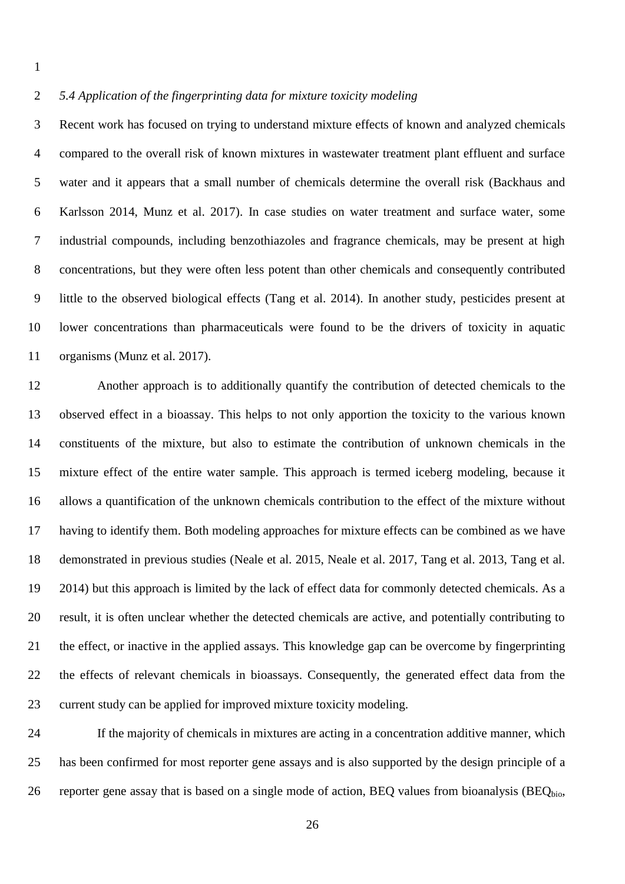*5.4 Application of the fingerprinting data for mixture toxicity modeling*

Recent work has focused on trying to understand mixture effects of known and analyzed chemicals compared to the overall risk of known mixtures in wastewater treatment plant effluent and surface water and it appears that a small number of chemicals determine the overall risk (Backhaus and Karlsson 2014, Munz et al. 2017). In case studies on water treatment and surface water, some industrial compounds, including benzothiazoles and fragrance chemicals, may be present at high concentrations, but they were often less potent than other chemicals and consequently contributed little to the observed biological effects (Tang et al. 2014). In another study, pesticides present at lower concentrations than pharmaceuticals were found to be the drivers of toxicity in aquatic organisms (Munz et al. 2017).

Another approach is to additionally quantify the contribution of detected chemicals to the observed effect in a bioassay. This helps to not only apportion the toxicity to the various known constituents of the mixture, but also to estimate the contribution of unknown chemicals in the mixture effect of the entire water sample. This approach is termed iceberg modeling, because it allows a quantification of the unknown chemicals contribution to the effect of the mixture without having to identify them. Both modeling approaches for mixture effects can be combined as we have demonstrated in previous studies (Neale et al. 2015, Neale et al. 2017, Tang et al. 2013, Tang et al. 2014) but this approach is limited by the lack of effect data for commonly detected chemicals. As a result, it is often unclear whether the detected chemicals are active, and potentially contributing to the effect, or inactive in the applied assays. This knowledge gap can be overcome by fingerprinting the effects of relevant chemicals in bioassays. Consequently, the generated effect data from the current study can be applied for improved mixture toxicity modeling.

If the majority of chemicals in mixtures are acting in a concentration additive manner, which has been confirmed for most reporter gene assays and is also supported by the design principle of a reporter gene assay that is based on a single mode of action, BEQ values from bioanalysis ($BEQ_{bio}$,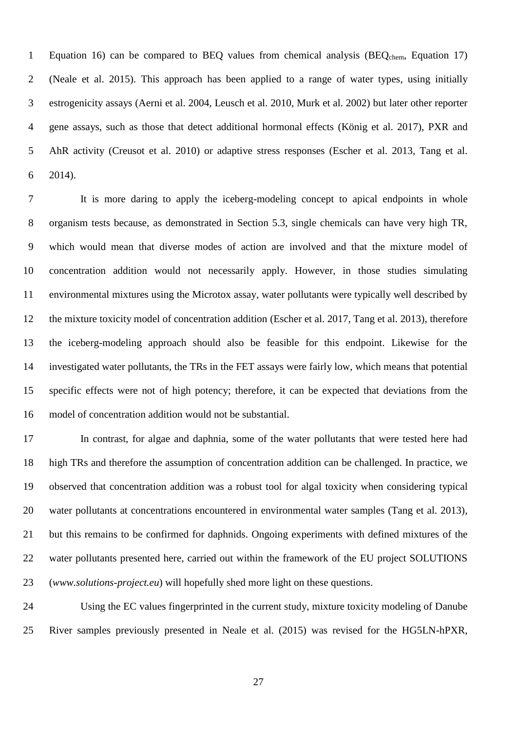Equation 16) can be compared to BEQ values from chemical analysis ($BEQ_{chem}$, Equation 17) (Neale et al. 2015). This approach has been applied to a range of water types, using initially estrogenicity assays (Aerni et al. 2004, Leusch et al. 2010, Murk et al. 2002) but later other reporter gene assays, such as those that detect additional hormonal effects (König et al. 2017), PXR and AhR activity (Creusot et al. 2010) or adaptive stress responses (Escher et al. 2013, Tang et al. 2014).

It is more daring to apply the iceberg-modeling concept to apical endpoints in whole organism tests because, as demonstrated in Section 5.3, single chemicals can have very high TR, which would mean that diverse modes of action are involved and that the mixture model of concentration addition would not necessarily apply. However, in those studies simulating environmental mixtures using the Microtox assay, water pollutants were typically well described by the mixture toxicity model of concentration addition (Escher et al. 2017, Tang et al. 2013), therefore the iceberg-modeling approach should also be feasible for this endpoint. Likewise for the investigated water pollutants, the TRs in the FET assays were fairly low, which means that potential specific effects were not of high potency; therefore, it can be expected that deviations from the model of concentration addition would not be substantial.

In contrast, for algae and daphnia, some of the water pollutants that were tested here had high TRs and therefore the assumption of concentration addition can be challenged. In practice, we observed that concentration addition was a robust tool for algal toxicity when considering typical water pollutants at concentrations encountered in environmental water samples (Tang et al. 2013), but this remains to be confirmed for daphnids. Ongoing experiments with defined mixtures of the water pollutants presented here, carried out within the framework of the EU project SOLUTIONS (*www.solutions-project.eu*) will hopefully shed more light on these questions.

Using the EC values fingerprinted in the current study, mixture toxicity modeling of Danube River samples previously presented in Neale et al. (2015) was revised for the HG5LN-hPXR,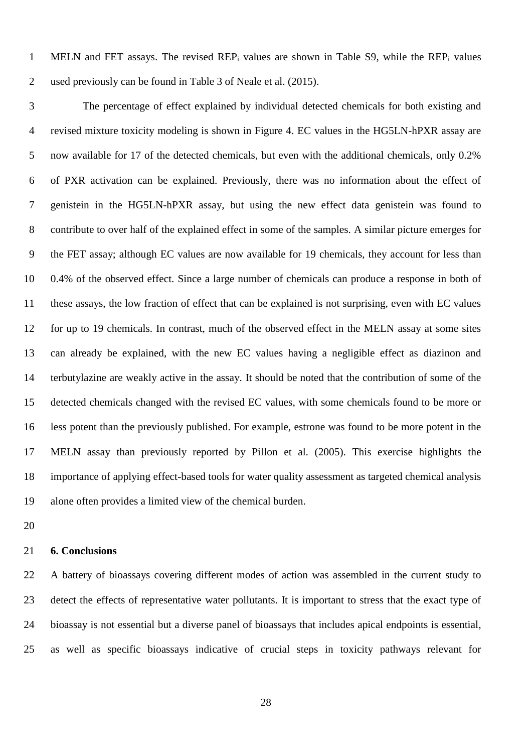MELN and FET assays. The revised $REP_i$ values are shown in Table S9, while the $REP_i$ values used previously can be found in Table 3 of Neale et al. (2015).

The percentage of effect explained by individual detected chemicals for both existing and revised mixture toxicity modeling is shown in Figure 4. EC values in the HG5LN-hPXR assay are now available for 17 of the detected chemicals, but even with the additional chemicals, only 0.2% of PXR activation can be explained. Previously, there was no information about the effect of genistein in the HG5LN-hPXR assay, but using the new effect data genistein was found to contribute to over half of the explained effect in some of the samples. A similar picture emerges for the FET assay; although EC values are now available for 19 chemicals, they account for less than 0.4% of the observed effect. Since a large number of chemicals can produce a response in both of these assays, the low fraction of effect that can be explained is not surprising, even with EC values for up to 19 chemicals. In contrast, much of the observed effect in the MELN assay at some sites can already be explained, with the new EC values having a negligible effect as diazinon and terbutylazine are weakly active in the assay. It should be noted that the contribution of some of the detected chemicals changed with the revised EC values, with some chemicals found to be more or less potent than the previously published. For example, estrone was found to be more potent in the MELN assay than previously reported by Pillon et al. (2005). This exercise highlights the importance of applying effect-based tools for water quality assessment as targeted chemical analysis alone often provides a limited view of the chemical burden.

## 6. Conclusions

A battery of bioassays covering different modes of action was assembled in the current study to detect the effects of representative water pollutants. It is important to stress that the exact type of bioassay is not essential but a diverse panel of bioassays that includes apical endpoints is essential, as well as specific bioassays indicative of crucial steps in toxicity pathways relevant for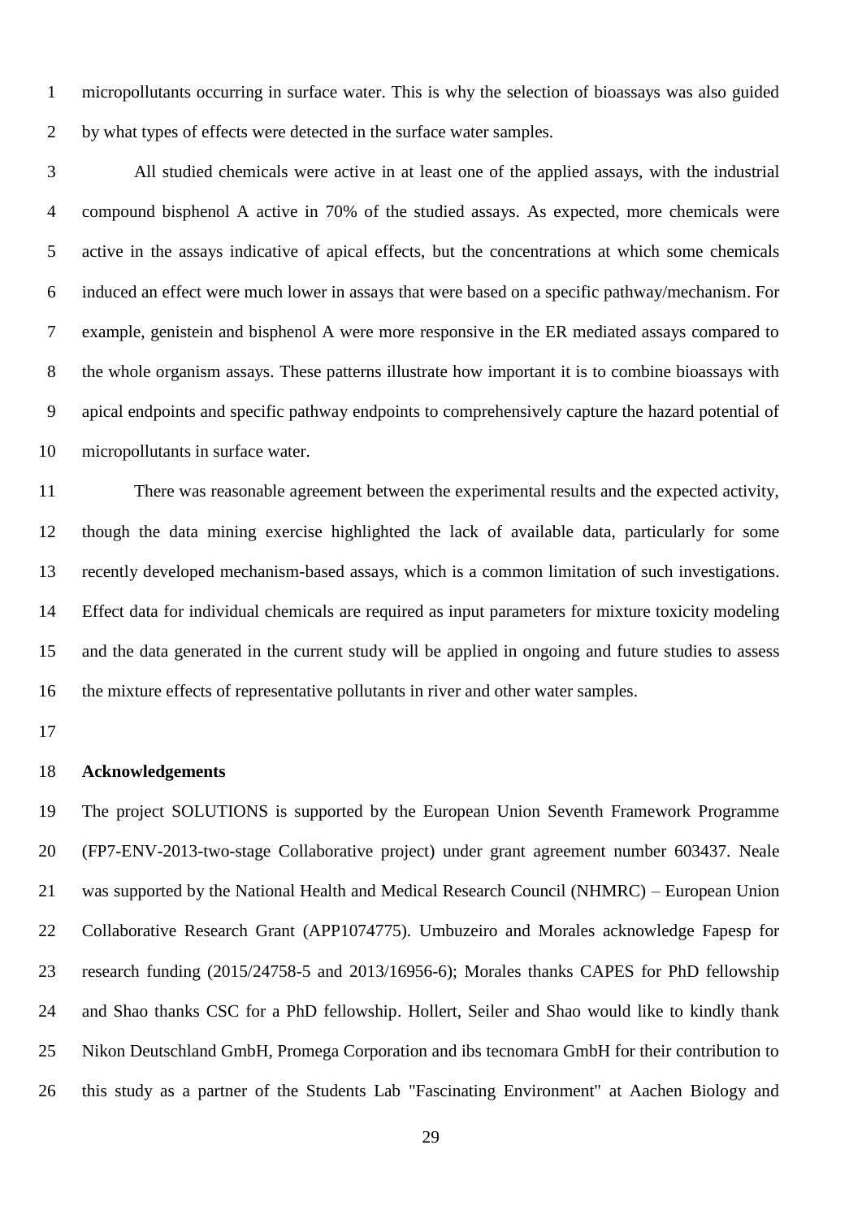micropollutants occurring in surface water. This is why the selection of bioassays was also guided by what types of effects were detected in the surface water samples.

All studied chemicals were active in at least one of the applied assays, with the industrial compound bisphenol A active in 70% of the studied assays. As expected, more chemicals were active in the assays indicative of apical effects, but the concentrations at which some chemicals induced an effect were much lower in assays that were based on a specific pathway/mechanism. For example, genistein and bisphenol A were more responsive in the ER mediated assays compared to the whole organism assays. These patterns illustrate how important it is to combine bioassays with apical endpoints and specific pathway endpoints to comprehensively capture the hazard potential of micropollutants in surface water.

There was reasonable agreement between the experimental results and the expected activity, though the data mining exercise highlighted the lack of available data, particularly for some recently developed mechanism-based assays, which is a common limitation of such investigations. Effect data for individual chemicals are required as input parameters for mixture toxicity modeling and the data generated in the current study will be applied in ongoing and future studies to assess the mixture effects of representative pollutants in river and other water samples.

**Acknowledgements**

The project SOLUTIONS is supported by the European Union Seventh Framework Programme (FP7-ENV-2013-two-stage Collaborative project) under grant agreement number 603437. Neale was supported by the National Health and Medical Research Council (NHMRC) – European Union Collaborative Research Grant (APP1074775). Umbuzeiro and Morales acknowledge Fapesp for research funding (2015/24758-5 and 2013/16956-6); Morales thanks CAPES for PhD fellowship and Shao thanks CSC for a PhD fellowship. Hollert, Seiler and Shao would like to kindly thank Nikon Deutschland GmbH, Promega Corporation and ibs tecnomara GmbH for their contribution to this study as a partner of the Students Lab "Fascinating Environment" at Aachen Biology and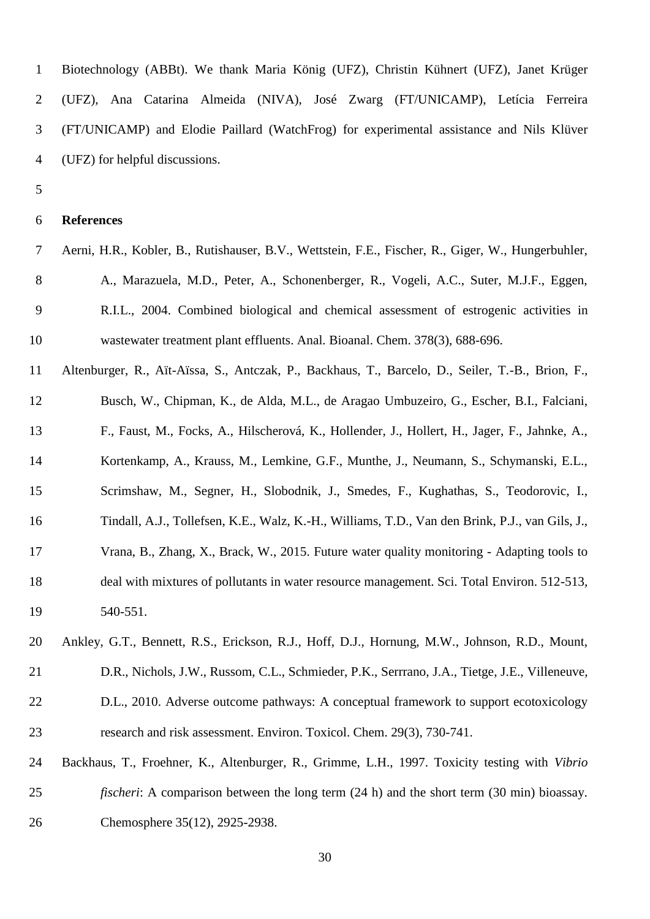Biotechnology (ABBt). We thank Maria König (UFZ), Christin Kühnert (UFZ), Janet Krüger (UFZ), Ana Catarina Almeida (NIVA), José Zwarg (FT/UNICAMP), Letícia Ferreira (FT/UNICAMP) and Elodie Paillard (WatchFrog) for experimental assistance and Nils Klüver (UFZ) for helpful discussions.

## References

Aerni, H.R., Kobler, B., Rutishauser, B.V., Wettstein, F.E., Fischer, R., Giger, W., Hungerbuhler, A., Marazuela, M.D., Peter, A., Schonenberger, R., Vogeli, A.C., Suter, M.J.F., Eggen, R.I.L., 2004. Combined biological and chemical assessment of estrogenic activities in wastewater treatment plant effluents. Anal. Bioanal. Chem. 378(3), 688-696.

Altenburger, R., Aït-Aïssa, S., Antczak, P., Backhaus, T., Barcelo, D., Seiler, T.-B., Brion, F., Busch, W., Chipman, K., de Alda, M.L., de Aragao Umbuzeiro, G., Escher, B.I., Falciani, F., Faust, M., Focks, A., Hilscherová, K., Hollender, J., Hollert, H., Jager, F., Jahnke, A., Kortenkamp, A., Krauss, M., Lemkine, G.F., Munthe, J., Neumann, S., Schymanski, E.L., Scrimshaw, M., Segner, H., Slobodnik, J., Smedes, F., Kughathas, S., Teodorovic, I., Tindall, A.J., Tollefsen, K.E., Walz, K.-H., Williams, T.D., Van den Brink, P.J., van Gils, J., Vrana, B., Zhang, X., Brack, W., 2015. Future water quality monitoring - Adapting tools to deal with mixtures of pollutants in water resource management. Sci. Total Environ. 512-513, 540-551.

Ankley, G.T., Bennett, R.S., Erickson, R.J., Hoff, D.J., Hornung, M.W., Johnson, R.D., Mount, D.R., Nichols, J.W., Russom, C.L., Schmieder, P.K., Serrrano, J.A., Tietge, J.E., Villeneuve, D.L., 2010. Adverse outcome pathways: A conceptual framework to support ecotoxicology research and risk assessment. Environ. Toxicol. Chem. 29(3), 730-741.

Backhaus, T., Froehner, K., Altenburger, R., Grimme, L.H., 1997. Toxicity testing with *Vibrio fischeri*: A comparison between the long term (24 h) and the short term (30 min) bioassay. Chemosphere 35(12), 2925-2938.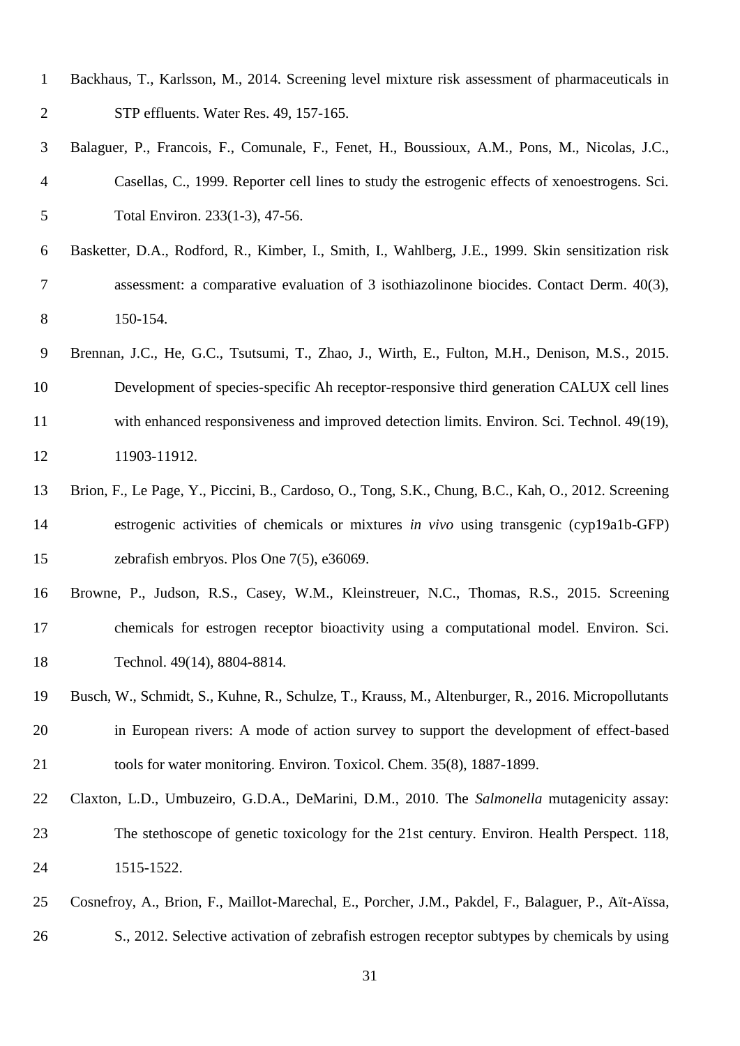Backhaus, T., Karlsson, M., 2014. Screening level mixture risk assessment of pharmaceuticals in STP effluents. Water Res. 49, 157-165.

Balaguer, P., Francois, F., Comunale, F., Fenet, H., Boussioux, A.M., Pons, M., Nicolas, J.C., Casellas, C., 1999. Reporter cell lines to study the estrogenic effects of xenoestrogens. Sci. Total Environ. 233(1-3), 47-56.

Basketter, D.A., Rodford, R., Kimber, I., Smith, I., Wahlberg, J.E., 1999. Skin sensitization risk assessment: a comparative evaluation of 3 isothiazolinone biocides. Contact Derm. 40(3), 150-154.

Brennan, J.C., He, G.C., Tsutsumi, T., Zhao, J., Wirth, E., Fulton, M.H., Denison, M.S., 2015. Development of species-specific Ah receptor-responsive third generation CALUX cell lines with enhanced responsiveness and improved detection limits. Environ. Sci. Technol. 49(19), 11903-11912.

Brion, F., Le Page, Y., Piccini, B., Cardoso, O., Tong, S.K., Chung, B.C., Kah, O., 2012. Screening estrogenic activities of chemicals or mixtures *in vivo* using transgenic (cyp19a1b-GFP) zebrafish embryos. Plos One 7(5), e36069.

Browne, P., Judson, R.S., Casey, W.M., Kleinstreuer, N.C., Thomas, R.S., 2015. Screening chemicals for estrogen receptor bioactivity using a computational model. Environ. Sci. Technol. 49(14), 8804-8814.

Busch, W., Schmidt, S., Kuhne, R., Schulze, T., Krauss, M., Altenburger, R., 2016. Micropollutants in European rivers: A mode of action survey to support the development of effect-based tools for water monitoring. Environ. Toxicol. Chem. 35(8), 1887-1899.

Claxton, L.D., Umbuzeiro, G.D.A., DeMarini, D.M., 2010. The *Salmonella* mutagenicity assay: The stethoscope of genetic toxicology for the 21st century. Environ. Health Perspect. 118, 1515-1522.

Cosnefroy, A., Brion, F., Maillot-Marechal, E., Porcher, J.M., Pakdel, F., Balaguer, P., Aït-Aïssa, S., 2012. Selective activation of zebrafish estrogen receptor subtypes by chemicals by using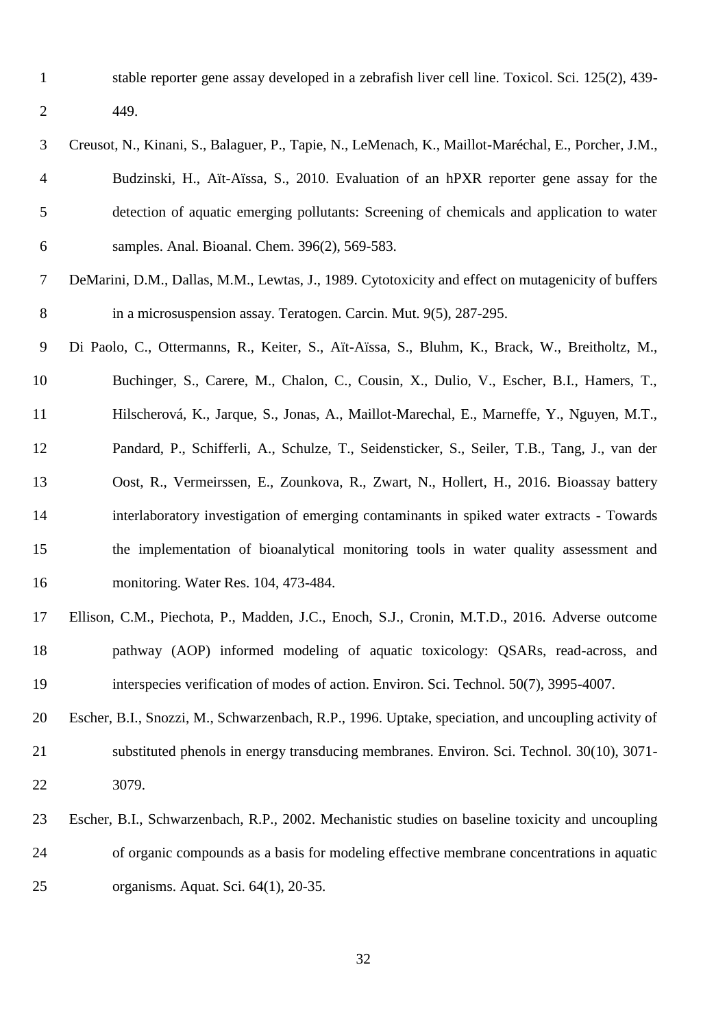stable reporter gene assay developed in a zebrafish liver cell line. Toxicol. Sci. 125(2), 439-449.

Creusot, N., Kinani, S., Balaguer, P., Tapie, N., LeMenach, K., Maillot-Maréchal, E., Porcher, J.M., Budzinski, H., Aït-Aïssa, S., 2010. Evaluation of an hPXR reporter gene assay for the detection of aquatic emerging pollutants: Screening of chemicals and application to water samples. Anal. Bioanal. Chem. 396(2), 569-583.

DeMarini, D.M., Dallas, M.M., Lewtas, J., 1989. Cytotoxicity and effect on mutagenicity of buffers in a microsuspension assay. Teratogen. Carcin. Mut. 9(5), 287-295.

Di Paolo, C., Ottermanns, R., Keiter, S., Aït-Aïssa, S., Bluhm, K., Brack, W., Breitholtz, M., Buchinger, S., Carere, M., Chalon, C., Cousin, X., Dulio, V., Escher, B.I., Hamers, T., Hilscherová, K., Jarque, S., Jonas, A., Maillot-Marechal, E., Marneffe, Y., Nguyen, M.T., Pandard, P., Schifferli, A., Schulze, T., Seidensticker, S., Seiler, T.B., Tang, J., van der Oost, R., Vermeirssen, E., Zounkova, R., Zwart, N., Hollert, H., 2016. Bioassay battery interlaboratory investigation of emerging contaminants in spiked water extracts - Towards the implementation of bioanalytical monitoring tools in water quality assessment and monitoring. Water Res. 104, 473-484.

Ellison, C.M., Piechota, P., Madden, J.C., Enoch, S.J., Cronin, M.T.D., 2016. Adverse outcome pathway (AOP) informed modeling of aquatic toxicology: QSARs, read-across, and interspecies verification of modes of action. Environ. Sci. Technol. 50(7), 3995-4007.

Escher, B.I., Snozzi, M., Schwarzenbach, R.P., 1996. Uptake, speciation, and uncoupling activity of substituted phenols in energy transducing membranes. Environ. Sci. Technol. 30(10), 3071-3079.

Escher, B.I., Schwarzenbach, R.P., 2002. Mechanistic studies on baseline toxicity and uncoupling of organic compounds as a basis for modeling effective membrane concentrations in aquatic organisms. Aquat. Sci. 64(1), 20-35.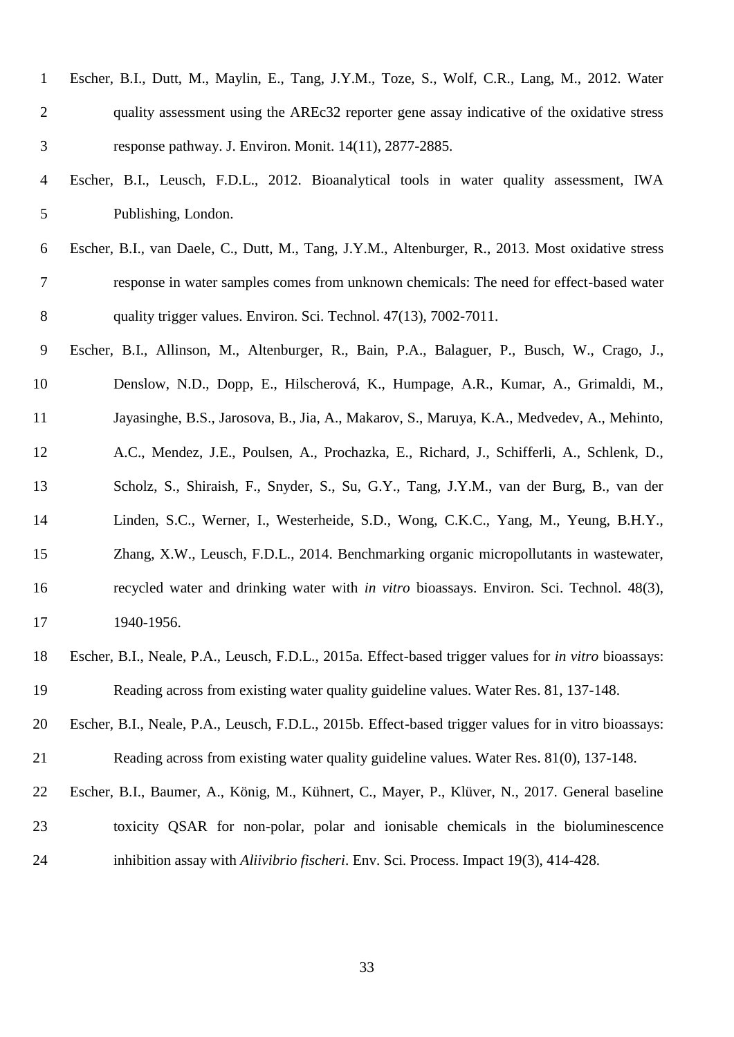Escher, B.I., Dutt, M., Maylin, E., Tang, J.Y.M., Toze, S., Wolf, C.R., Lang, M., 2012. Water quality assessment using the AREc32 reporter gene assay indicative of the oxidative stress response pathway. J. Environ. Monit. 14(11), 2877-2885.

Escher, B.I., Leusch, F.D.L., 2012. Bioanalytical tools in water quality assessment, IWA Publishing, London.

Escher, B.I., van Daele, C., Dutt, M., Tang, J.Y.M., Altenburger, R., 2013. Most oxidative stress response in water samples comes from unknown chemicals: The need for effect-based water quality trigger values. Environ. Sci. Technol. 47(13), 7002-7011.

Escher, B.I., Allinson, M., Altenburger, R., Bain, P.A., Balaguer, P., Busch, W., Crago, J., Denslow, N.D., Dopp, E., Hilscherová, K., Humpage, A.R., Kumar, A., Grimaldi, M., Jayasinghe, B.S., Jarosova, B., Jia, A., Makarov, S., Maruya, K.A., Medvedev, A., Mehinto, A.C., Mendez, J.E., Poulsen, A., Prochazka, E., Richard, J., Schifferli, A., Schlenk, D., Scholz, S., Shiraish, F., Snyder, S., Su, G.Y., Tang, J.Y.M., van der Burg, B., van der Linden, S.C., Werner, I., Westerheide, S.D., Wong, C.K.C., Yang, M., Yeung, B.H.Y., Zhang, X.W., Leusch, F.D.L., 2014. Benchmarking organic micropollutants in wastewater, recycled water and drinking water with *in vitro* bioassays. Environ. Sci. Technol. 48(3), 1940-1956.

Escher, B.I., Neale, P.A., Leusch, F.D.L., 2015a. Effect-based trigger values for *in vitro* bioassays: Reading across from existing water quality guideline values. Water Res. 81, 137-148.

Escher, B.I., Neale, P.A., Leusch, F.D.L., 2015b. Effect-based trigger values for in vitro bioassays: Reading across from existing water quality guideline values. Water Res. 81(0), 137-148.

Escher, B.I., Baumer, A., König, M., Kühnert, C., Mayer, P., Klüver, N., 2017. General baseline toxicity QSAR for non-polar, polar and ionisable chemicals in the bioluminescence inhibition assay with *Aliivibrio fischeri*. Env. Sci. Process. Impact 19(3), 414-428.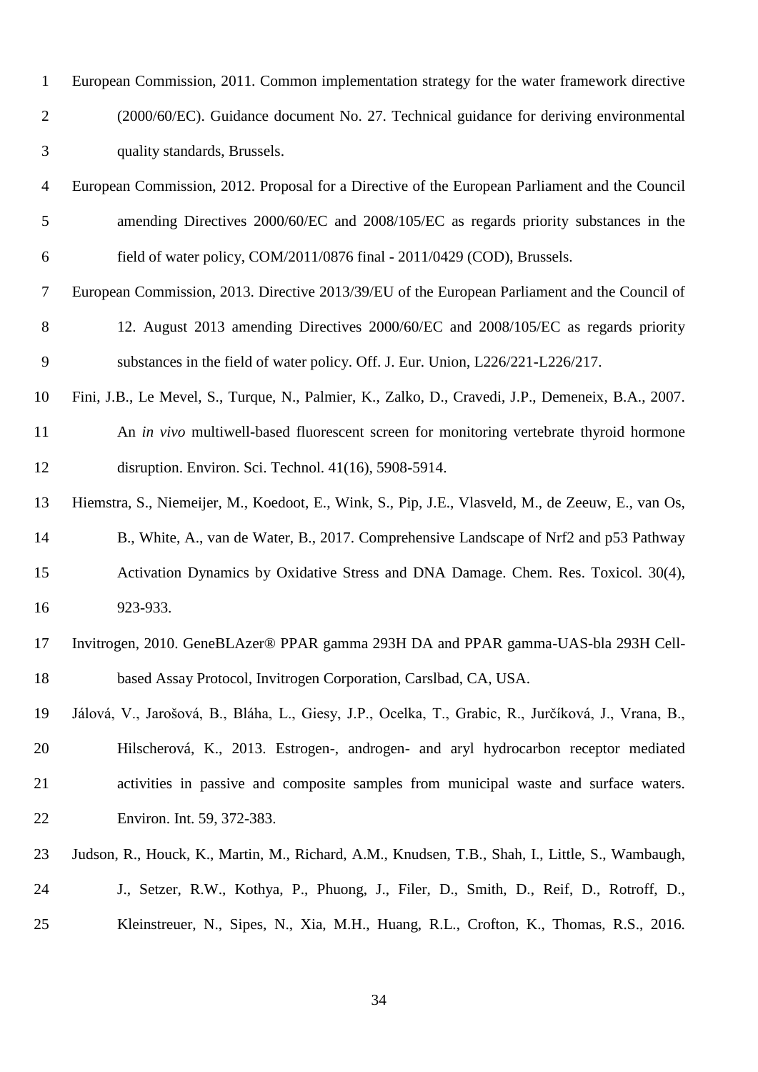European Commission, 2011. Common implementation strategy for the water framework directive (2000/60/EC). Guidance document No. 27. Technical guidance for deriving environmental quality standards, Brussels.

European Commission, 2012. Proposal for a Directive of the European Parliament and the Council amending Directives 2000/60/EC and 2008/105/EC as regards priority substances in the field of water policy, COM/2011/0876 final - 2011/0429 (COD), Brussels.

European Commission, 2013. Directive 2013/39/EU of the European Parliament and the Council of 12. August 2013 amending Directives 2000/60/EC and 2008/105/EC as regards priority substances in the field of water policy. Off. J. Eur. Union, L226/221-L226/217.

Fini, J.B., Le Mevel, S., Turque, N., Palmier, K., Zalko, D., Cravedi, J.P., Demeneix, B.A., 2007. An *in vivo* multiwell-based fluorescent screen for monitoring vertebrate thyroid hormone disruption. Environ. Sci. Technol. 41(16), 5908-5914.

Hiemstra, S., Niemeijer, M., Koedoot, E., Wink, S., Pip, J.E., Vlasveld, M., de Zeeuw, E., van Os, B., White, A., van de Water, B., 2017. Comprehensive Landscape of Nrf2 and p53 Pathway Activation Dynamics by Oxidative Stress and DNA Damage. Chem. Res. Toxicol. 30(4), 923-933.

Invitrogen, 2010. GeneBLAzer® PPAR gamma 293H DA and PPAR gamma-UAS-bla 293H Cell-based Assay Protocol, Invitrogen Corporation, Carslbad, CA, USA.

Jálová, V., Jarošová, B., Bláha, L., Giesy, J.P., Ocelka, T., Grabic, R., Jurčíková, J., Vrana, B., Hilscherová, K., 2013. Estrogen-, androgen- and aryl hydrocarbon receptor mediated activities in passive and composite samples from municipal waste and surface waters. Environ. Int. 59, 372-383.

Judson, R., Houck, K., Martin, M., Richard, A.M., Knudsen, T.B., Shah, I., Little, S., Wambaugh, J., Setzer, R.W., Kothya, P., Phuong, J., Filer, D., Smith, D., Reif, D., Rotroff, D., Kleinstreuer, N., Sipes, N., Xia, M.H., Huang, R.L., Crofton, K., Thomas, R.S., 2016.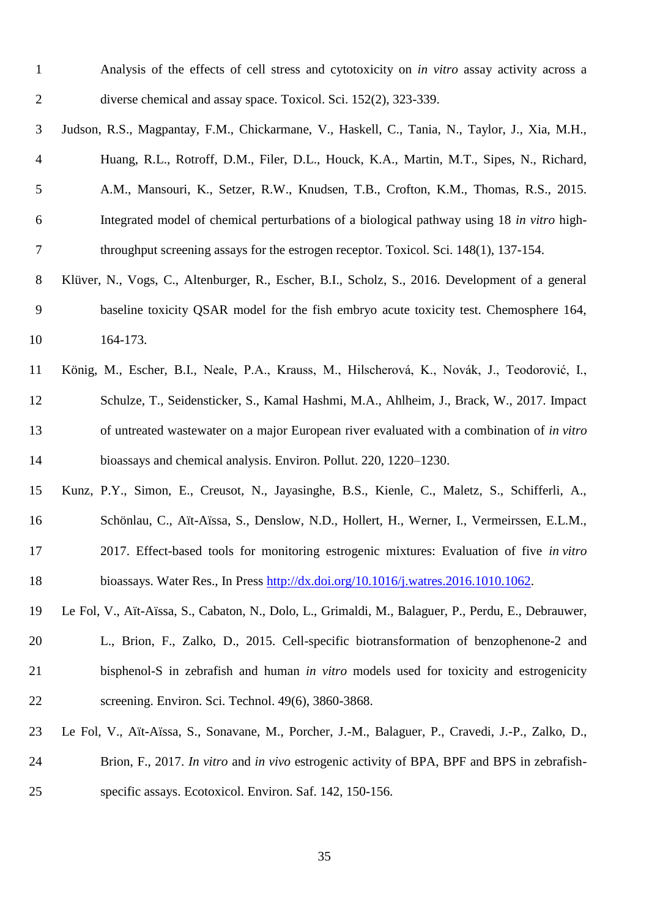Analysis of the effects of cell stress and cytotoxicity on *in vitro* assay activity across a diverse chemical and assay space. Toxicol. Sci. 152(2), 323-339.

Judson, R.S., Magpantay, F.M., Chickarmane, V., Haskell, C., Tania, N., Taylor, J., Xia, M.H., Huang, R.L., Rotroff, D.M., Filer, D.L., Houck, K.A., Martin, M.T., Sipes, N., Richard, A.M., Mansouri, K., Setzer, R.W., Knudsen, T.B., Crofton, K.M., Thomas, R.S., 2015. Integrated model of chemical perturbations of a biological pathway using 18 *in vitro* high-throughput screening assays for the estrogen receptor. Toxicol. Sci. 148(1), 137-154.

Klüver, N., Vogs, C., Altenburger, R., Escher, B.I., Scholz, S., 2016. Development of a general baseline toxicity QSAR model for the fish embryo acute toxicity test. Chemosphere 164, 164-173.

König, M., Escher, B.I., Neale, P.A., Krauss, M., Hilscherová, K., Novák, J., Teodorović, I., Schulze, T., Seidensticker, S., Kamal Hashmi, M.A., Ahlheim, J., Brack, W., 2017. Impact of untreated wastewater on a major European river evaluated with a combination of *in vitro* bioassays and chemical analysis. Environ. Pollut. 220, 1220–1230.

Kunz, P.Y., Simon, E., Creusot, N., Jayasinghe, B.S., Kienle, C., Maletz, S., Schifferli, A., Schönlau, C., Aït-Aïssa, S., Denslow, N.D., Hollert, H., Werner, I., Vermeirssen, E.L.M., 2017. Effect-based tools for monitoring estrogenic mixtures: Evaluation of five *in vitro* bioassays. Water Res., In Press http://dx.doi.org/10.1016/j.watres.2016.1010.1062.

Le Fol, V., Aït-Aïssa, S., Cabaton, N., Dolo, L., Grimaldi, M., Balaguer, P., Perdu, E., Debrauwer, L., Brion, F., Zalko, D., 2015. Cell-specific biotransformation of benzophenone-2 and bisphenol-S in zebrafish and human *in vitro* models used for toxicity and estrogenicity screening. Environ. Sci. Technol. 49(6), 3860-3868.

Le Fol, V., Aït-Aïssa, S., Sonavane, M., Porcher, J.-M., Balaguer, P., Cravedi, J.-P., Zalko, D., Brion, F., 2017. *In vitro* and *in vivo* estrogenic activity of BPA, BPF and BPS in zebrafish-specific assays. Ecotoxicol. Environ. Saf. 142, 150-156.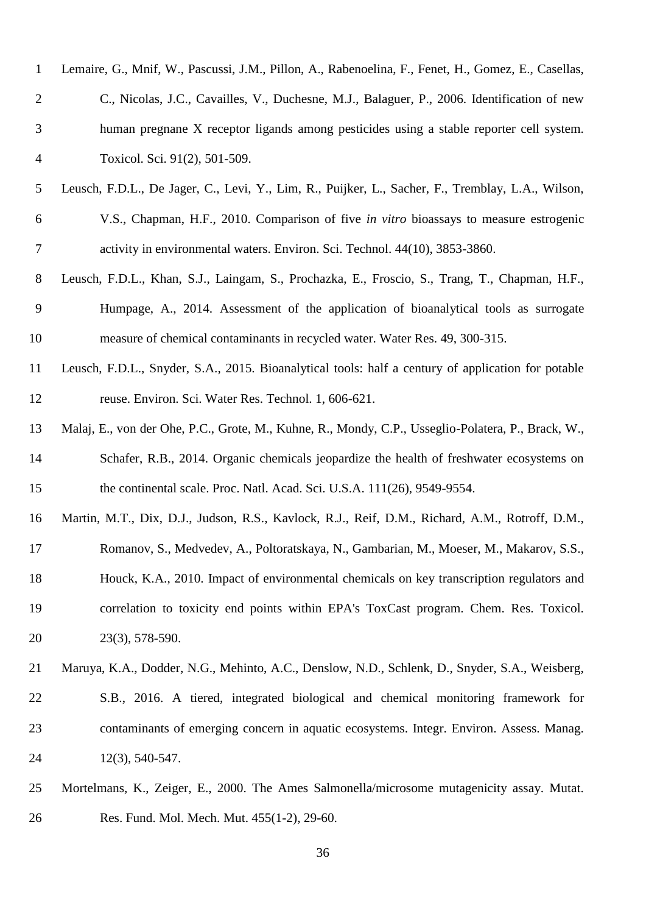Lemaire, G., Mnif, W., Pascussi, J.M., Pillon, A., Rabenoelina, F., Fenet, H., Gomez, E., Casellas, C., Nicolas, J.C., Cavailles, V., Duchesne, M.J., Balaguer, P., 2006. Identification of new human pregnane X receptor ligands among pesticides using a stable reporter cell system. Toxicol. Sci. 91(2), 501-509.

Leusch, F.D.L., De Jager, C., Levi, Y., Lim, R., Puijker, L., Sacher, F., Tremblay, L.A., Wilson, V.S., Chapman, H.F., 2010. Comparison of five *in vitro* bioassays to measure estrogenic activity in environmental waters. Environ. Sci. Technol. 44(10), 3853-3860.

Leusch, F.D.L., Khan, S.J., Laingam, S., Prochazka, E., Froscio, S., Trang, T., Chapman, H.F., Humpage, A., 2014. Assessment of the application of bioanalytical tools as surrogate measure of chemical contaminants in recycled water. Water Res. 49, 300-315.

Leusch, F.D.L., Snyder, S.A., 2015. Bioanalytical tools: half a century of application for potable reuse. Environ. Sci. Water Res. Technol. 1, 606-621.

Malaj, E., von der Ohe, P.C., Grote, M., Kuhne, R., Mondy, C.P., Usseglio-Polatera, P., Brack, W., Schafer, R.B., 2014. Organic chemicals jeopardize the health of freshwater ecosystems on the continental scale. Proc. Natl. Acad. Sci. U.S.A. 111(26), 9549-9554.

Martin, M.T., Dix, D.J., Judson, R.S., Kavlock, R.J., Reif, D.M., Richard, A.M., Rotroff, D.M., Romanov, S., Medvedev, A., Poltoratskaya, N., Gambarian, M., Moeser, M., Makarov, S.S., Houck, K.A., 2010. Impact of environmental chemicals on key transcription regulators and correlation to toxicity end points within EPA's ToxCast program. Chem. Res. Toxicol. 23(3), 578-590.

Maruya, K.A., Dodder, N.G., Mehinto, A.C., Denslow, N.D., Schlenk, D., Snyder, S.A., Weisberg, S.B., 2016. A tiered, integrated biological and chemical monitoring framework for contaminants of emerging concern in aquatic ecosystems. Integr. Environ. Assess. Manag. 12(3), 540-547.

Mortelmans, K., Zeiger, E., 2000. The Ames Salmonella/microsome mutagenicity assay. Mutat. Res. Fund. Mol. Mech. Mut. 455(1-2), 29-60.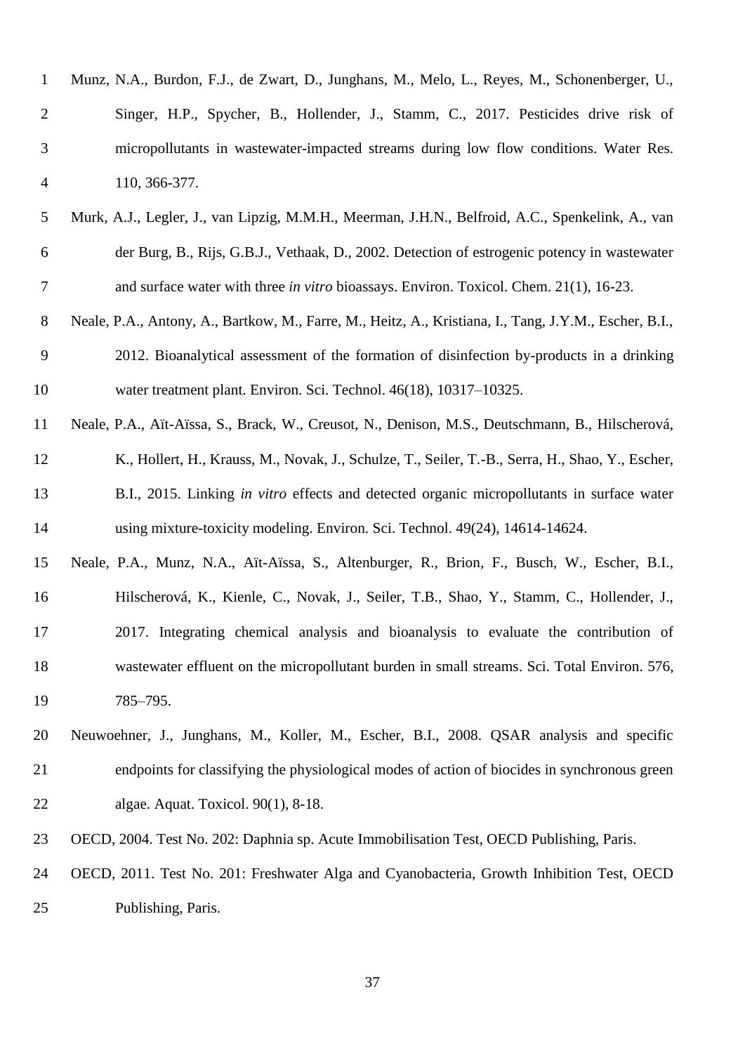Munz, N.A., Burdon, F.J., de Zwart, D., Junghans, M., Melo, L., Reyes, M., Schonenberger, U., Singer, H.P., Spycher, B., Hollender, J., Stamm, C., 2017. Pesticides drive risk of micropollutants in wastewater-impacted streams during low flow conditions. Water Res. 110, 366-377.

Murk, A.J., Legler, J., van Lipzig, M.M.H., Meerman, J.H.N., Belfroid, A.C., Spenkelink, A., van der Burg, B., Rijs, G.B.J., Vethaak, D., 2002. Detection of estrogenic potency in wastewater and surface water with three *in vitro* bioassays. Environ. Toxicol. Chem. 21(1), 16-23.

Neale, P.A., Antony, A., Bartkow, M., Farre, M., Heitz, A., Kristiana, I., Tang, J.Y.M., Escher, B.I., 2012. Bioanalytical assessment of the formation of disinfection by-products in a drinking water treatment plant. Environ. Sci. Technol. 46(18), 10317–10325.

Neale, P.A., Aït-Aïssa, S., Brack, W., Creusot, N., Denison, M.S., Deutschmann, B., Hilscherová, K., Hollert, H., Krauss, M., Novak, J., Schulze, T., Seiler, T.-B., Serra, H., Shao, Y., Escher, B.I., 2015. Linking *in vitro* effects and detected organic micropollutants in surface water using mixture-toxicity modeling. Environ. Sci. Technol. 49(24), 14614-14624.

Neale, P.A., Munz, N.A., Aït-Aïssa, S., Altenburger, R., Brion, F., Busch, W., Escher, B.I., Hilscherová, K., Kienle, C., Novak, J., Seiler, T.B., Shao, Y., Stamm, C., Hollender, J., 2017. Integrating chemical analysis and bioanalysis to evaluate the contribution of wastewater effluent on the micropollutant burden in small streams. Sci. Total Environ. 576, 785–795.

Neuwoehner, J., Junghans, M., Koller, M., Escher, B.I., 2008. QSAR analysis and specific endpoints for classifying the physiological modes of action of biocides in synchronous green algae. Aquat. Toxicol. 90(1), 8-18.

OECD, 2004. Test No. 202: Daphnia sp. Acute Immobilisation Test, OECD Publishing, Paris.

OECD, 2011. Test No. 201: Freshwater Alga and Cyanobacteria, Growth Inhibition Test, OECD Publishing, Paris.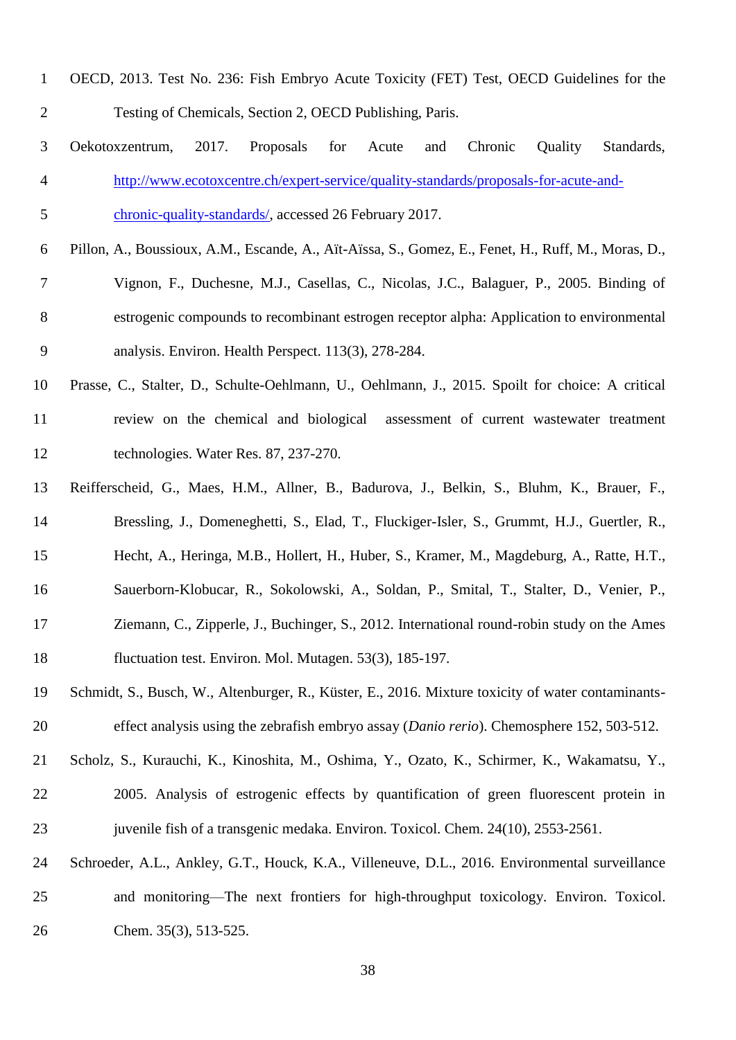OECD, 2013. Test No. 236: Fish Embryo Acute Toxicity (FET) Test, OECD Guidelines for the Testing of Chemicals, Section 2, OECD Publishing, Paris.

Oekotoxzentrum, 2017. Proposals for Acute and Chronic Quality Standards, http://www.ecotoxcentre.ch/expert-service/quality-standards/proposals-for-acute-and-chronic-quality-standards/, accessed 26 February 2017.

Pillon, A., Boussioux, A.M., Escande, A., Aït-Aïssa, S., Gomez, E., Fenet, H., Ruff, M., Moras, D., Vignon, F., Duchesne, M.J., Casellas, C., Nicolas, J.C., Balaguer, P., 2005. Binding of estrogenic compounds to recombinant estrogen receptor alpha: Application to environmental analysis. Environ. Health Perspect. 113(3), 278-284.

Prasse, C., Stalter, D., Schulte-Oehlmann, U., Oehlmann, J., 2015. Spoilt for choice: A critical review on the chemical and biological assessment of current wastewater treatment technologies. Water Res. 87, 237-270.

Reifferscheid, G., Maes, H.M., Allner, B., Badurova, J., Belkin, S., Bluhm, K., Brauer, F., Bressling, J., Domeneghetti, S., Elad, T., Fluckiger-Isler, S., Grummt, H.J., Guertler, R., Hecht, A., Heringa, M.B., Hollert, H., Huber, S., Kramer, M., Magdeburg, A., Ratte, H.T., Sauerborn-Klobucar, R., Sokolowski, A., Soldan, P., Smital, T., Stalter, D., Venier, P., Ziemann, C., Zipperle, J., Buchinger, S., 2012. International round-robin study on the Ames fluctuation test. Environ. Mol. Mutagen. 53(3), 185-197.

Schmidt, S., Busch, W., Altenburger, R., Küster, E., 2016. Mixture toxicity of water contaminants-effect analysis using the zebrafish embryo assay (*Danio rerio*). Chemosphere 152, 503-512.

Scholz, S., Kurauchi, K., Kinoshita, M., Oshima, Y., Ozato, K., Schirmer, K., Wakamatsu, Y., 2005. Analysis of estrogenic effects by quantification of green fluorescent protein in juvenile fish of a transgenic medaka. Environ. Toxicol. Chem. 24(10), 2553-2561.

Schroeder, A.L., Ankley, G.T., Houck, K.A., Villeneuve, D.L., 2016. Environmental surveillance and monitoring—The next frontiers for high-throughput toxicology. Environ. Toxicol. Chem. 35(3), 513-525.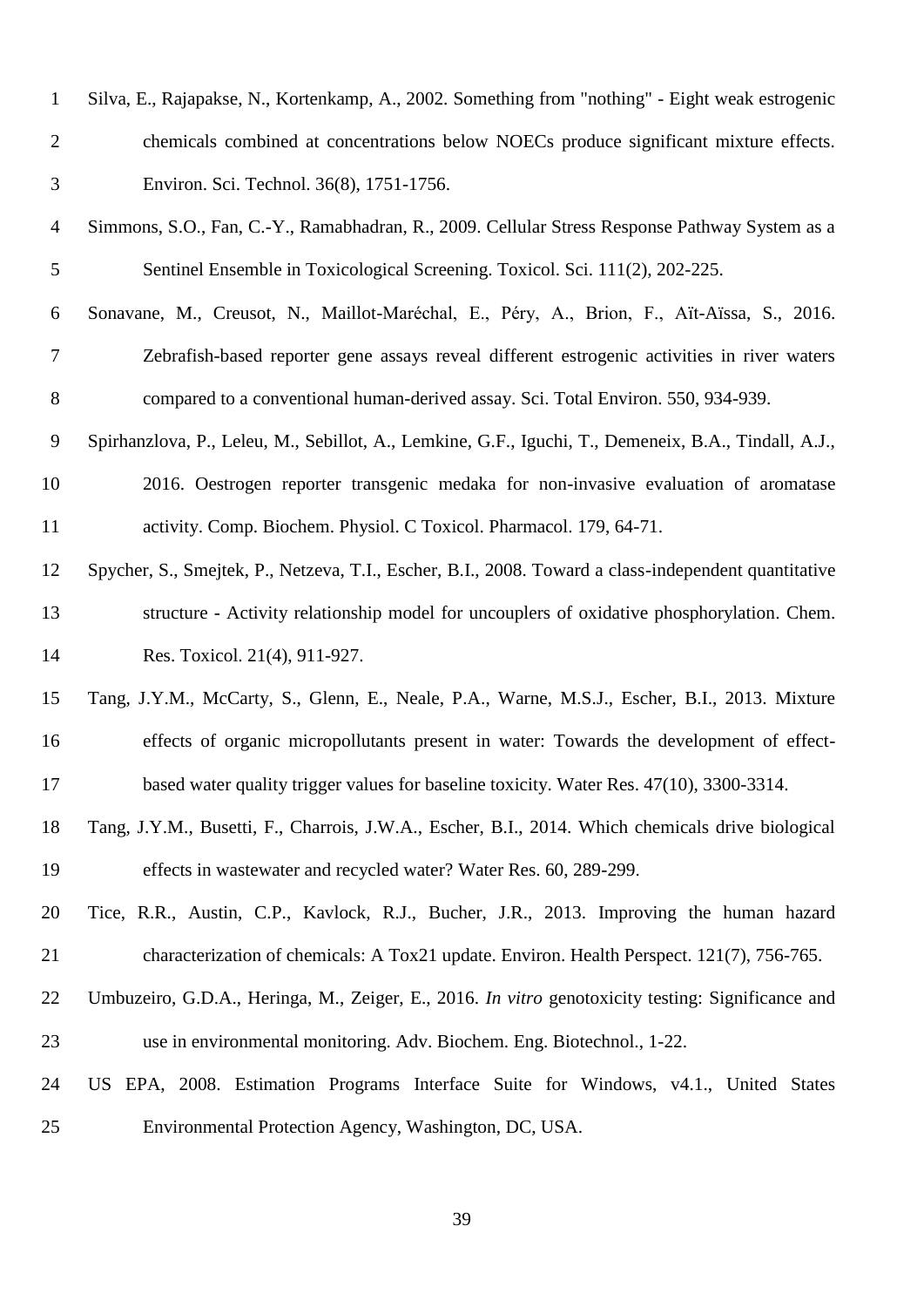Silva, E., Rajapakse, N., Kortenkamp, A., 2002. Something from "nothing" - Eight weak estrogenic chemicals combined at concentrations below NOECs produce significant mixture effects. Environ. Sci. Technol. 36(8), 1751-1756.

Simmons, S.O., Fan, C.-Y., Ramabhadran, R., 2009. Cellular Stress Response Pathway System as a Sentinel Ensemble in Toxicological Screening. Toxicol. Sci. 111(2), 202-225.

Sonavane, M., Creusot, N., Maillot-Maréchal, E., Péry, A., Brion, F., Aït-Aïssa, S., 2016. Zebrafish-based reporter gene assays reveal different estrogenic activities in river waters compared to a conventional human-derived assay. Sci. Total Environ. 550, 934-939.

Spirhanzlova, P., Leleu, M., Sebillot, A., Lemkine, G.F., Iguchi, T., Demeneix, B.A., Tindall, A.J., 2016. Oestrogen reporter transgenic medaka for non-invasive evaluation of aromatase activity. Comp. Biochem. Physiol. C Toxicol. Pharmacol. 179, 64-71.

Spycher, S., Smejtek, P., Netzeva, T.I., Escher, B.I., 2008. Toward a class-independent quantitative structure - Activity relationship model for uncouplers of oxidative phosphorylation. Chem. Res. Toxicol. 21(4), 911-927.

Tang, J.Y.M., McCarty, S., Glenn, E., Neale, P.A., Warne, M.S.J., Escher, B.I., 2013. Mixture effects of organic micropollutants present in water: Towards the development of effect-based water quality trigger values for baseline toxicity. Water Res. 47(10), 3300-3314.

Tang, J.Y.M., Busetti, F., Charrois, J.W.A., Escher, B.I., 2014. Which chemicals drive biological effects in wastewater and recycled water? Water Res. 60, 289-299.

Tice, R.R., Austin, C.P., Kavlock, R.J., Bucher, J.R., 2013. Improving the human hazard characterization of chemicals: A Tox21 update. Environ. Health Perspect. 121(7), 756-765.

Umbuzeiro, G.D.A., Heringa, M., Zeiger, E., 2016. *In vitro* genotoxicity testing: Significance and use in environmental monitoring. Adv. Biochem. Eng. Biotechnol., 1-22.

US EPA, 2008. Estimation Programs Interface Suite for Windows, v4.1., United States Environmental Protection Agency, Washington, DC, USA.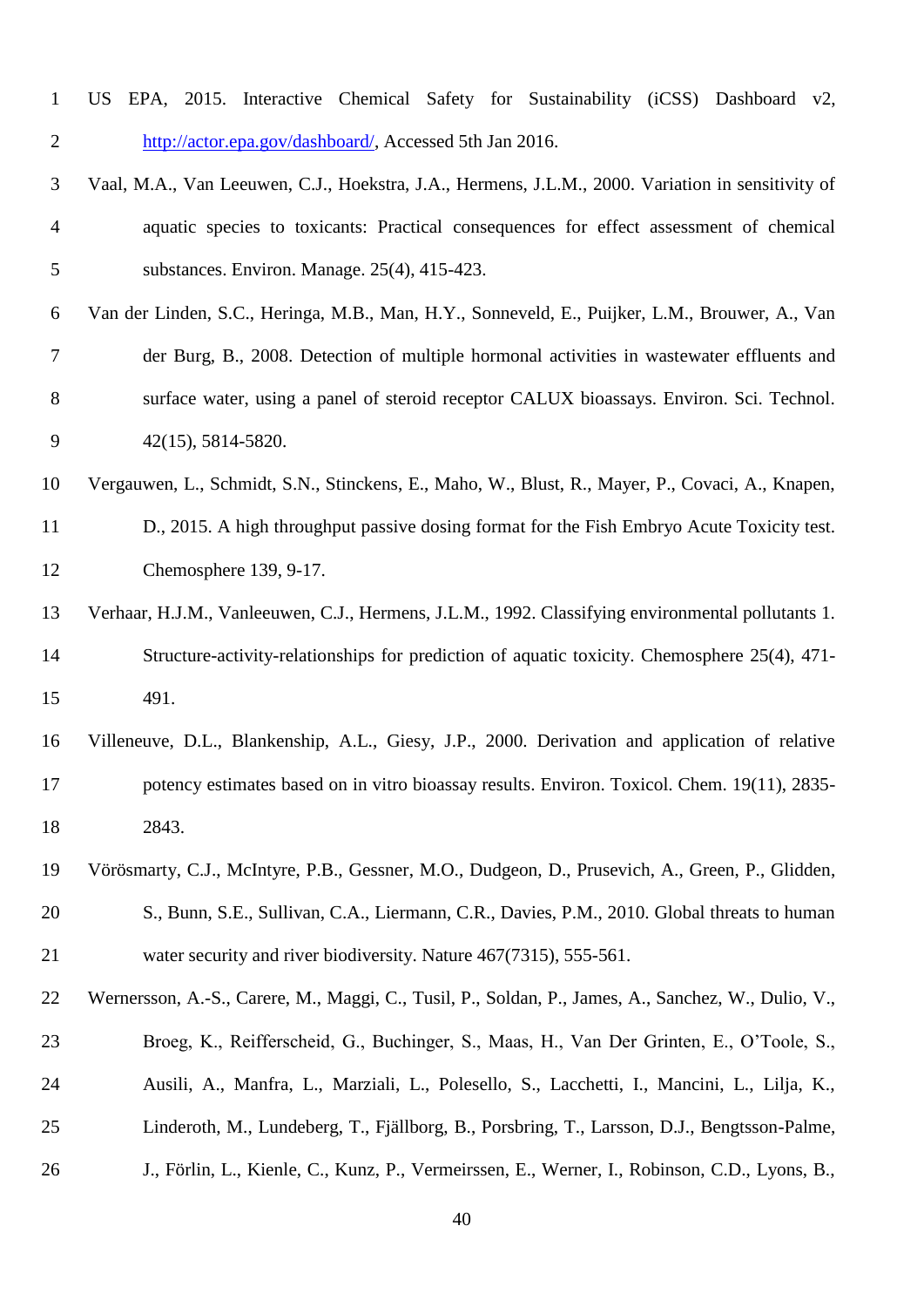US EPA, 2015. Interactive Chemical Safety for Sustainability (iCSS) Dashboard v2, http://actor.epa.gov/dashboard/, Accessed 5th Jan 2016.

Vaal, M.A., Van Leeuwen, C.J., Hoekstra, J.A., Hermens, J.L.M., 2000. Variation in sensitivity of aquatic species to toxicants: Practical consequences for effect assessment of chemical substances. Environ. Manage. 25(4), 415-423.

Van der Linden, S.C., Heringa, M.B., Man, H.Y., Sonneveld, E., Puijker, L.M., Brouwer, A., Van der Burg, B., 2008. Detection of multiple hormonal activities in wastewater effluents and surface water, using a panel of steroid receptor CALUX bioassays. Environ. Sci. Technol. 42(15), 5814-5820.

Vergauwen, L., Schmidt, S.N., Stinckens, E., Maho, W., Blust, R., Mayer, P., Covaci, A., Knapen, D., 2015. A high throughput passive dosing format for the Fish Embryo Acute Toxicity test. Chemosphere 139, 9-17.

Verhaar, H.J.M., Vanleeuwen, C.J., Hermens, J.L.M., 1992. Classifying environmental pollutants 1. Structure-activity-relationships for prediction of aquatic toxicity. Chemosphere 25(4), 471-491.

Villeneuve, D.L., Blankenship, A.L., Giesy, J.P., 2000. Derivation and application of relative potency estimates based on in vitro bioassay results. Environ. Toxicol. Chem. 19(11), 2835-2843.

Vörösmarty, C.J., McIntyre, P.B., Gessner, M.O., Dudgeon, D., Prusevich, A., Green, P., Glidden, S., Bunn, S.E., Sullivan, C.A., Liermann, C.R., Davies, P.M., 2010. Global threats to human water security and river biodiversity. Nature 467(7315), 555-561.

Wernersson, A.-S., Carere, M., Maggi, C., Tusil, P., Soldan, P., James, A., Sanchez, W., Dulio, V., Broeg, K., Reifferscheid, G., Buchinger, S., Maas, H., Van Der Grinten, E., O'Toole, S., Ausili, A., Manfra, L., Marziali, L., Polesello, S., Lacchetti, I., Mancini, L., Lilja, K., Linderoth, M., Lundeberg, T., Fjällborg, B., Porsbring, T., Larsson, D.J., Bengtsson-Palme, J., Förlin, L., Kienle, C., Kunz, P., Vermeirssen, E., Werner, I., Robinson, C.D., Lyons, B.,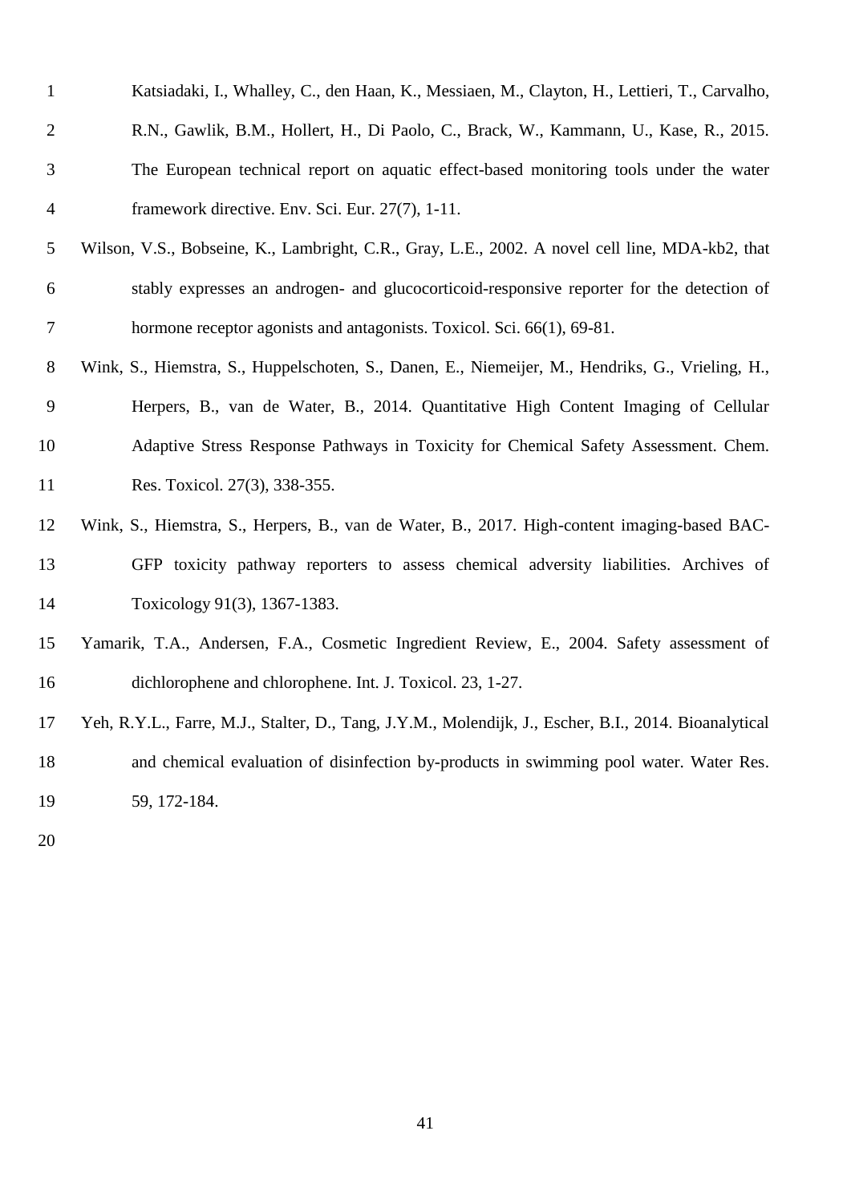Katsiadaki, I., Whalley, C., den Haan, K., Messiaen, M., Clayton, H., Lettieri, T., Carvalho, R.N., Gawlik, B.M., Hollert, H., Di Paolo, C., Brack, W., Kammann, U., Kase, R., 2015. The European technical report on aquatic effect-based monitoring tools under the water framework directive. Env. Sci. Eur. 27(7), 1-11.

Wilson, V.S., Bobseine, K., Lambright, C.R., Gray, L.E., 2002. A novel cell line, MDA-kb2, that stably expresses an androgen- and glucocorticoid-responsive reporter for the detection of hormone receptor agonists and antagonists. Toxicol. Sci. 66(1), 69-81.

Wink, S., Hiemstra, S., Huppelschoten, S., Danen, E., Niemeijer, M., Hendriks, G., Vrieling, H., Herpers, B., van de Water, B., 2014. Quantitative High Content Imaging of Cellular Adaptive Stress Response Pathways in Toxicity for Chemical Safety Assessment. Chem. Res. Toxicol. 27(3), 338-355.

Wink, S., Hiemstra, S., Herpers, B., van de Water, B., 2017. High-content imaging-based BAC-GFP toxicity pathway reporters to assess chemical adversity liabilities. Archives of Toxicology 91(3), 1367-1383.

Yamarik, T.A., Andersen, F.A., Cosmetic Ingredient Review, E., 2004. Safety assessment of dichlorophene and chlorophene. Int. J. Toxicol. 23, 1-27.

Yeh, R.Y.L., Farre, M.J., Stalter, D., Tang, J.Y.M., Molendijk, J., Escher, B.I., 2014. Bioanalytical and chemical evaluation of disinfection by-products in swimming pool water. Water Res. 59, 172-184.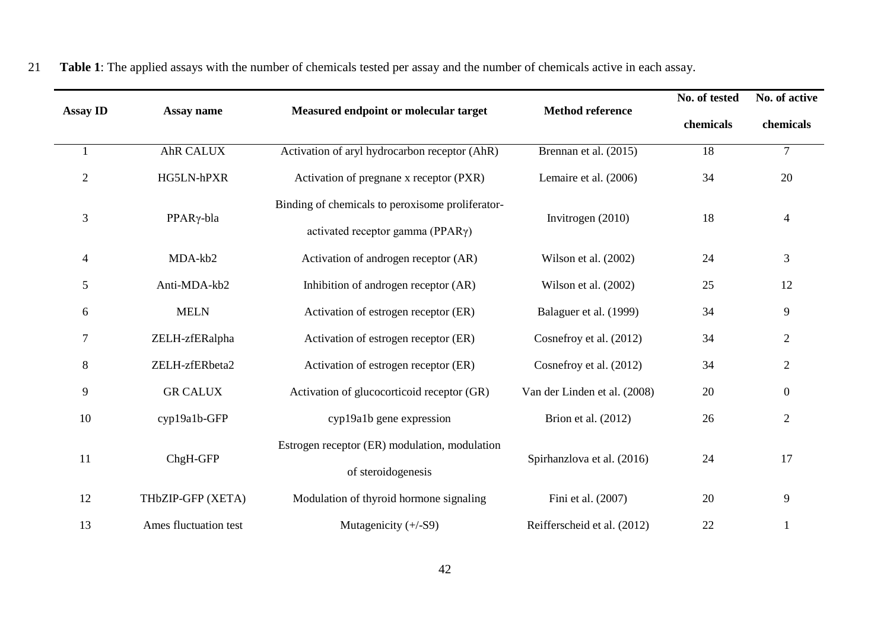**Table 1**: The applied assays with the number of chemicals tested per assay and the number of chemicals active in each assay.

| Assay ID | Assay name | Measured endpoint or molecular target | Method reference | No. of tested chemicals | No. of active chemicals |
|---|---|---|---|---|---|
| 1 | AhR CALUX | Activation of aryl hydrocarbon receptor (AhR) | Brennan et al. (2015) | 18 | 7 |
| 2 | HG5LN-hPXR | Activation of pregnane x receptor (PXR) | Lemaire et al. (2006) | 34 | 20 |
| 3 | PPARγ-bla | Binding of chemicals to peroxisome proliferator-activated receptor gamma (PPARγ) | Invitrogen (2010) | 18 | 4 |
| 4 | MDA-kb2 | Activation of androgen receptor (AR) | Wilson et al. (2002) | 24 | 3 |
| 5 | Anti-MDA-kb2 | Inhibition of androgen receptor (AR) | Wilson et al. (2002) | 25 | 12 |
| 6 | MELN | Activation of estrogen receptor (ER) | Balaguer et al. (1999) | 34 | 9 |
| 7 | ZELH-zfERalpha | Activation of estrogen receptor (ER) | Cosnefroy et al. (2012) | 34 | 2 |
| 8 | ZELH-zfERbeta2 | Activation of estrogen receptor (ER) | Cosnefroy et al. (2012) | 34 | 2 |
| 9 | GR CALUX | Activation of glucocorticoid receptor (GR) | Van der Linden et al. (2008) | 20 | 0 |
| 10 | cyp19a1b-GFP | cyp19a1b gene expression | Brion et al. (2012) | 26 | 2 |
| 11 | ChgH-GFP | Estrogen receptor (ER) modulation, modulation of steroidogenesis | Spirhanzlova et al. (2016) | 24 | 17 |
| 12 | THbZIP-GFP (XETA) | Modulation of thyroid hormone signaling | Fini et al. (2007) | 20 | 9 |
| 13 | Ames fluctuation test | Mutagenicity (+/-S9) | Reifferscheid et al. (2012) | 22 | 1 |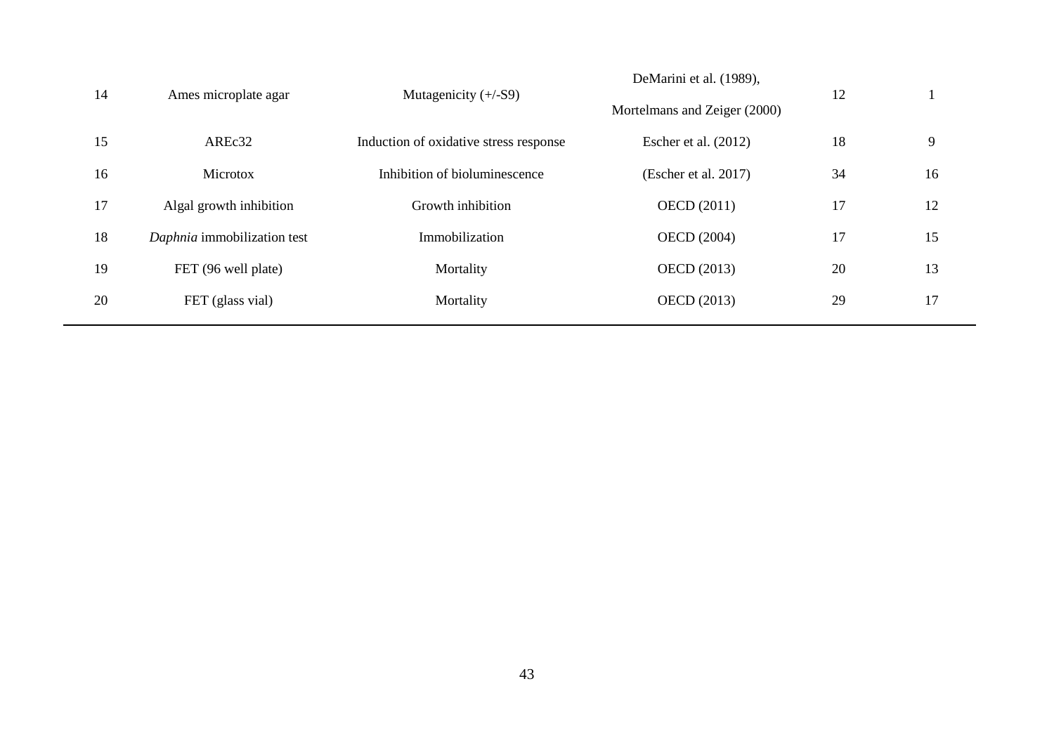| | | | | | |
|---|---|---|---|---|---|
| 14 | Ames microplate agar | Mutagenicity (+/-S9) | DeMarini et al. (1989), Mortelmans and Zeiger (2000) | 12 | 1 |
| 15 | AREc32 | Induction of oxidative stress response | Escher et al. (2012) | 18 | 9 |
| 16 | Microtox | Inhibition of bioluminescence | (Escher et al. 2017) | 34 | 16 |
| 17 | Algal growth inhibition | Growth inhibition | OECD (2011) | 17 | 12 |
| 18 | *Daphnia* immobilization test | Immobilization | OECD (2004) | 17 | 15 |
| 19 | FET (96 well plate) | Mortality | OECD (2013) | 20 | 13 |
| 20 | FET (glass vial) | Mortality | OECD (2013) | 29 | 17 |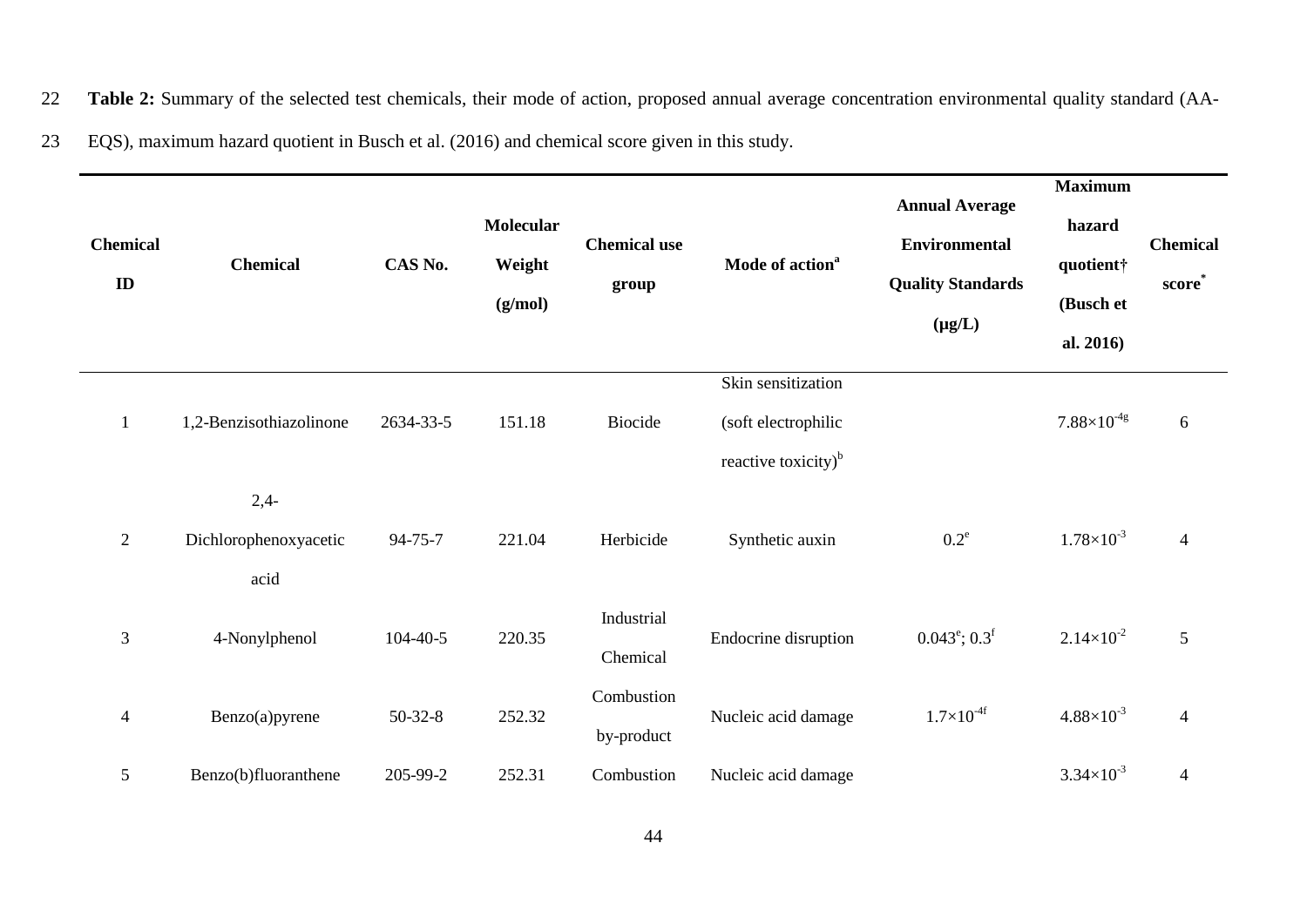**Table 2:** Summary of the selected test chemicals, their mode of action, proposed annual average concentration environmental quality standard (AA-EQS), maximum hazard quotient in Busch et al. (2016) and chemical score given in this study.

| Chemical ID | Chemical | CAS No. | Molecular Weight (g/mol) | Chemical use group | Mode of action[a] | Annual Average Environmental Quality Standards (µg/L) | Maximum hazard quotient† (Busch et al. 2016) | Chemical score[*] |
|---|---|---|---|---|---|---|---|---|
| 1 | 1,2-Benzisothiazolinone | 2634-33-5 | 151.18 | Biocide | Skin sensitization (soft electrophilic reactive toxicity)[b] | | $7.88\times10^{-4}$[g] | 6 |
| 2 | 2,4-Dichlorophenoxyacetic acid | 94-75-7 | 221.04 | Herbicide | Synthetic auxin | 0.2[e] | $1.78\times10^{-3}$ | 4 |
| 3 | 4-Nonylphenol | 104-40-5 | 220.35 | Industrial Chemical | Endocrine disruption | 0.043[e]; 0.3[f] | $2.14\times10^{-2}$ | 5 |
| 4 | Benzo(a)pyrene | 50-32-8 | 252.32 | Combustion by-product | Nucleic acid damage | $1.7\times10^{-4}$[f] | $4.88\times10^{-3}$ | 4 |
| 5 | Benzo(b)fluoranthene | 205-99-2 | 252.31 | Combustion | Nucleic acid damage | | $3.34\times10^{-3}$ | 4 |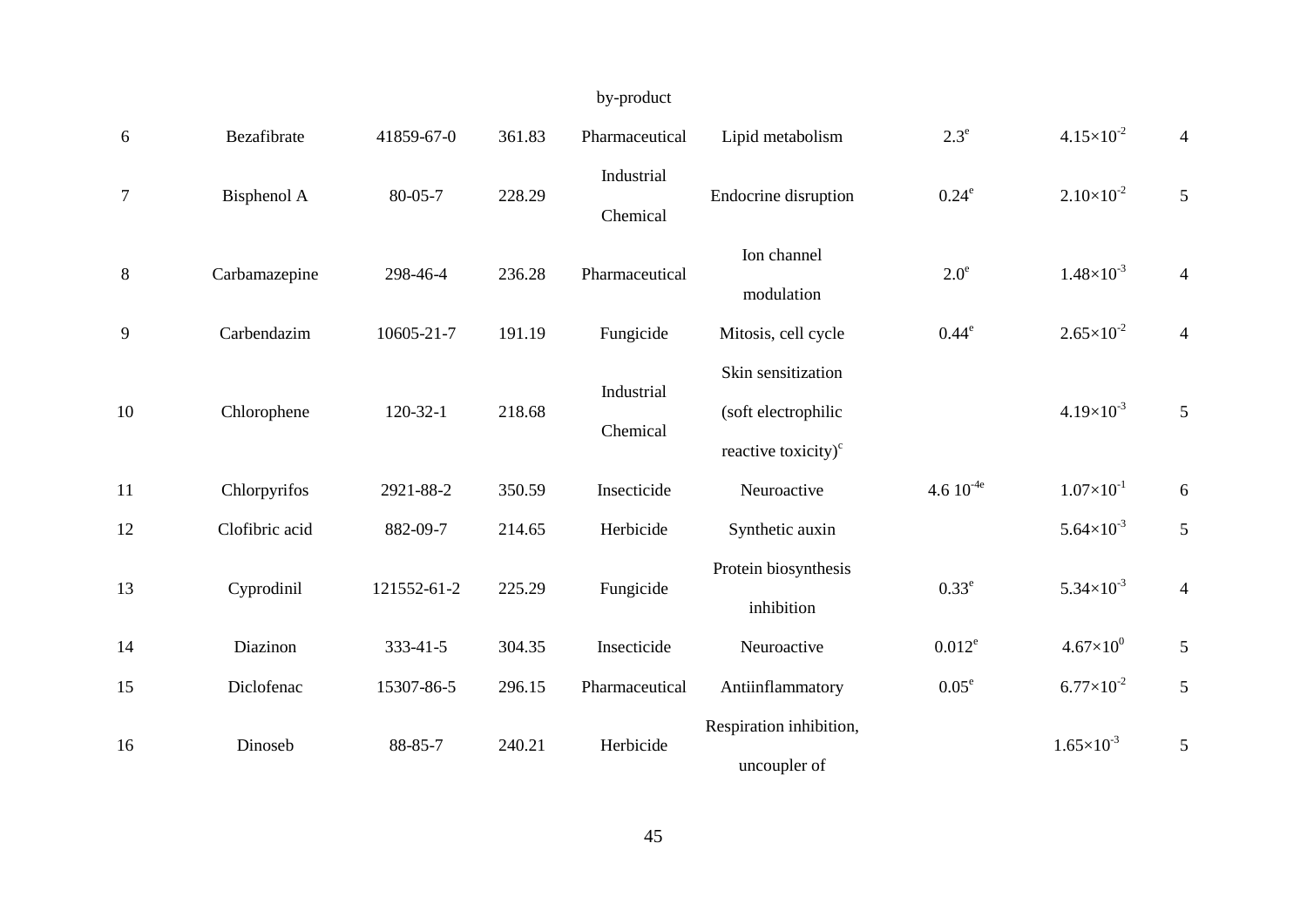| | | | | by-product | | | | |
|---|---|---|---|---|---|---|---|---|
| 6 | Bezafibrate | 41859-67-0 | 361.83 | Pharmaceutical | Lipid metabolism | 2.3[e] | $4.15\times10^{-2}$ | 4 |
| 7 | Bisphenol A | 80-05-7 | 228.29 | Industrial Chemical | Endocrine disruption | 0.24[e] | $2.10\times10^{-2}$ | 5 |
| 8 | Carbamazepine | 298-46-4 | 236.28 | Pharmaceutical | Ion channel modulation | 2.0[e] | $1.48\times10^{-3}$ | 4 |
| 9 | Carbendazim | 10605-21-7 | 191.19 | Fungicide | Mitosis, cell cycle | 0.44[e] | $2.65\times10^{-2}$ | 4 |
| 10 | Chlorophene | 120-32-1 | 218.68 | Industrial Chemical | Skin sensitization (soft electrophilic reactive toxicity)[c] | | $4.19\times10^{-3}$ | 5 |
| 11 | Chlorpyrifos | 2921-88-2 | 350.59 | Insecticide | Neuroactive | 4.6 $10^{-4}$[e] | $1.07\times10^{-1}$ | 6 |
| 12 | Clofibric acid | 882-09-7 | 214.65 | Herbicide | Synthetic auxin | | $5.64\times10^{-3}$ | 5 |
| 13 | Cyprodinil | 121552-61-2 | 225.29 | Fungicide | Protein biosynthesis inhibition | 0.33[e] | $5.34\times10^{-3}$ | 4 |
| 14 | Diazinon | 333-41-5 | 304.35 | Insecticide | Neuroactive | 0.012[e] | $4.67\times10^{0}$ | 5 |
| 15 | Diclofenac | 15307-86-5 | 296.15 | Pharmaceutical | Antiinflammatory | 0.05[e] | $6.77\times10^{-2}$ | 5 |
| 16 | Dinoseb | 88-85-7 | 240.21 | Herbicide | Respiration inhibition, uncoupler of | | $1.65\times10^{-3}$ | 5 |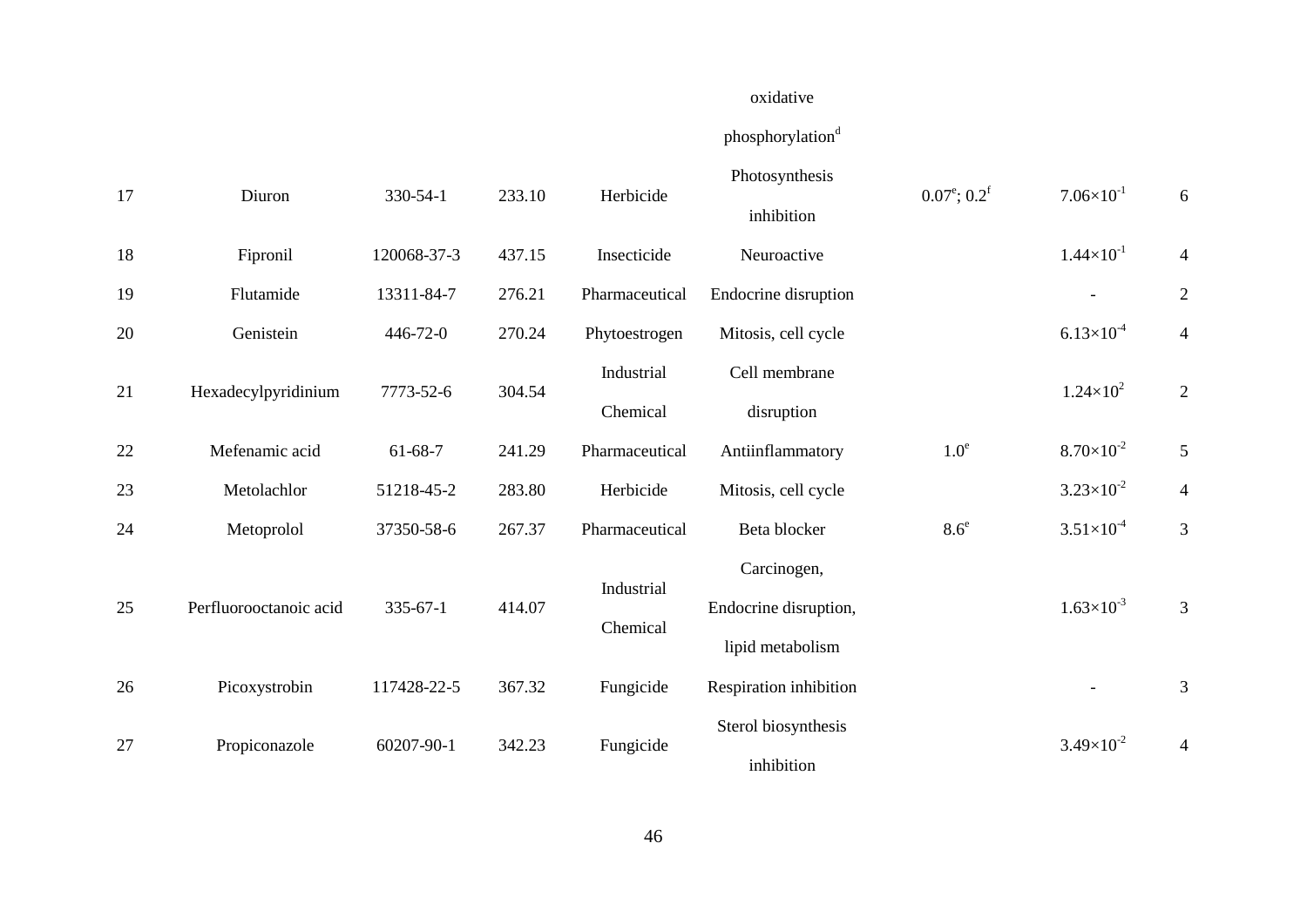| | | | | | oxidative phosphorylation[d] | | | |
|---|---|---|---|---|---|---|---|---|
| 17 | Diuron | 330-54-1 | 233.10 | Herbicide | Photosynthesis inhibition | 0.07[e]; 0.2[f] | $7.06\times10^{-1}$ | 6 |
| 18 | Fipronil | 120068-37-3 | 437.15 | Insecticide | Neuroactive | | $1.44\times10^{-1}$ | 4 |
| 19 | Flutamide | 13311-84-7 | 276.21 | Pharmaceutical | Endocrine disruption | | - | 2 |
| 20 | Genistein | 446-72-0 | 270.24 | Phytoestrogen | Mitosis, cell cycle | | $6.13\times10^{-4}$ | 4 |
| 21 | Hexadecylpyridinium | 7773-52-6 | 304.54 | Industrial Chemical | Cell membrane disruption | | $1.24\times10^{2}$ | 2 |
| 22 | Mefenamic acid | 61-68-7 | 241.29 | Pharmaceutical | Antiinflammatory | 1.0[e] | $8.70\times10^{-2}$ | 5 |
| 23 | Metolachlor | 51218-45-2 | 283.80 | Herbicide | Mitosis, cell cycle | | $3.23\times10^{-2}$ | 4 |
| 24 | Metoprolol | 37350-58-6 | 267.37 | Pharmaceutical | Beta blocker | 8.6[e] | $3.51\times10^{-4}$ | 3 |
| 25 | Perfluorooctanoic acid | 335-67-1 | 414.07 | Industrial Chemical | Carcinogen, Endocrine disruption, lipid metabolism | | $1.63\times10^{-3}$ | 3 |
| 26 | Picoxystrobin | 117428-22-5 | 367.32 | Fungicide | Respiration inhibition | | - | 3 |
| 27 | Propiconazole | 60207-90-1 | 342.23 | Fungicide | Sterol biosynthesis inhibition | | $3.49\times10^{-2}$ | 4 |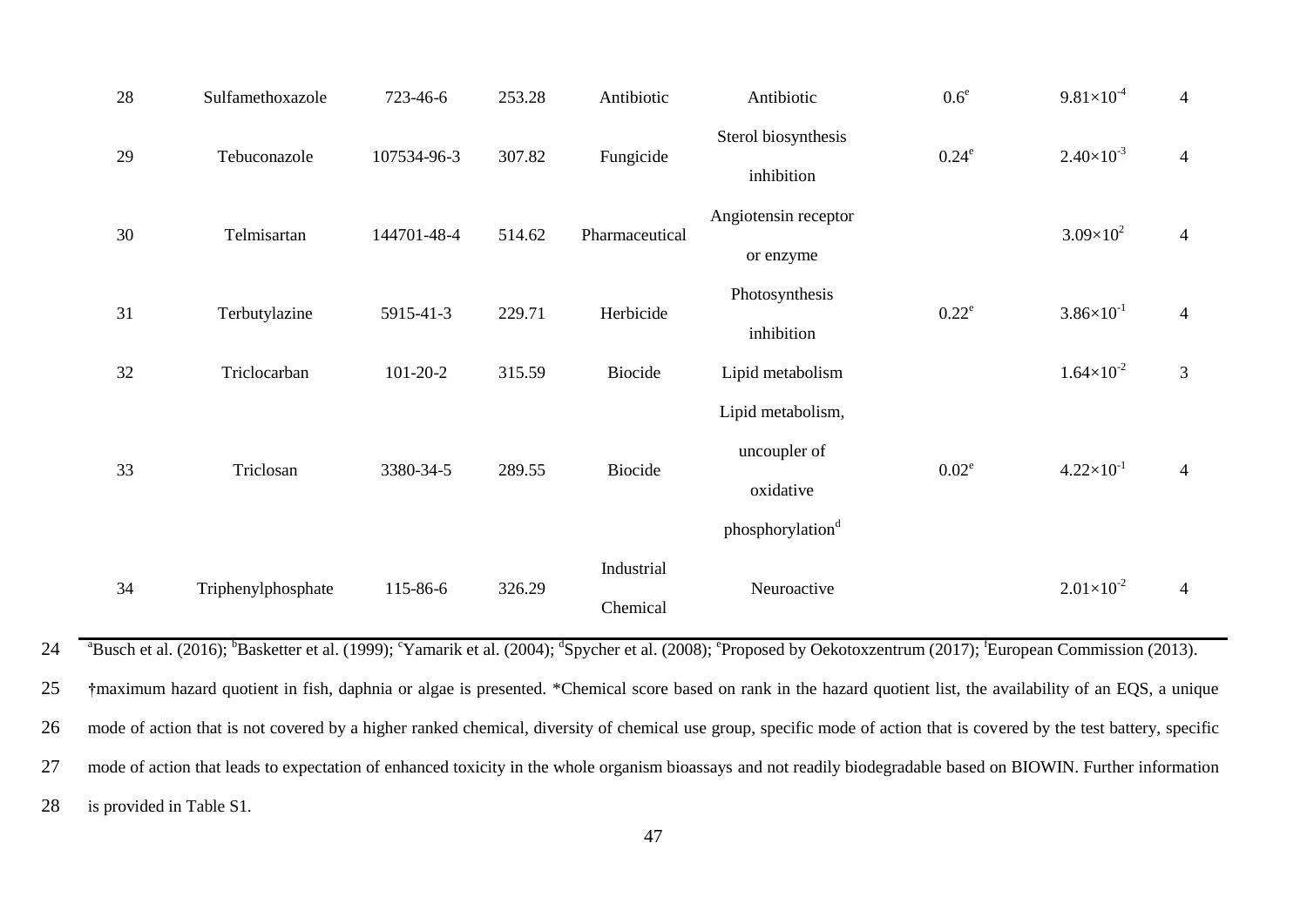| 28 | Sulfamethoxazole | 723-46-6 | 253.28 | Antibiotic | Antibiotic | 0.6[e] | $9.81\times10^{-4}$ | 4 |
|---|---|---|---|---|---|---|---|---|
| 29 | Tebuconazole | 107534-96-3 | 307.82 | Fungicide | Sterol biosynthesis inhibition | 0.24[e] | $2.40\times10^{-3}$ | 4 |
| 30 | Telmisartan | 144701-48-4 | 514.62 | Pharmaceutical | Angiotensin receptor or enzyme | | $3.09\times10^{2}$ | 4 |
| 31 | Terbutylazine | 5915-41-3 | 229.71 | Herbicide | Photosynthesis inhibition | 0.22[e] | $3.86\times10^{-1}$ | 4 |
| 32 | Triclocarban | 101-20-2 | 315.59 | Biocide | Lipid metabolism | | $1.64\times10^{-2}$ | 3 |
| 33 | Triclosan | 3380-34-5 | 289.55 | Biocide | Lipid metabolism, uncoupler of oxidative phosphorylation[d] | 0.02[e] | $4.22\times10^{-1}$ | 4 |
| 34 | Triphenylphosphate | 115-86-6 | 326.29 | Industrial Chemical | Neuroactive | | $2.01\times10^{-2}$ | 4 |

24 [a]Busch et al. (2016); [b]Basketter et al. (1999); [c]Yamarik et al. (2004); [d]Spycher et al. (2008); [e]Proposed by Oekotoxzentrum (2017); [f]European Commission (2013).

25 †maximum hazard quotient in fish, daphnia or algae is presented. *Chemical score based on rank in the hazard quotient list, the availability of an EQS, a unique

26 mode of action that is not covered by a higher ranked chemical, diversity of chemical use group, specific mode of action that is covered by the test battery, specific

27 mode of action that leads to expectation of enhanced toxicity in the whole organism bioassays and not readily biodegradable based on BIOWIN. Further information

28 is provided in Table S1.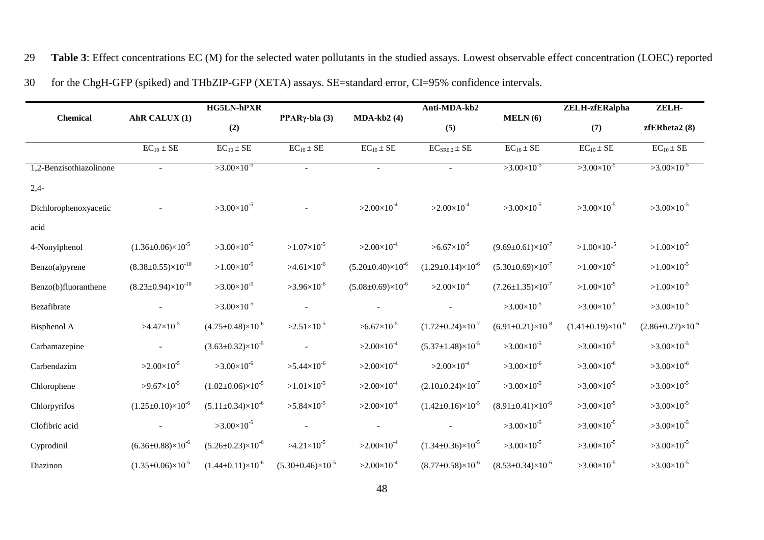**Table 3**: Effect concentrations EC (M) for the selected water pollutants in the studied assays. Lowest observable effect concentration (LOEC) reported for the ChgH-GFP (spiked) and THbZIP-GFP (XETA) assays. SE=standard error, CI=95% confidence intervals.

| Chemical | AhR CALUX (1) | HG5LN-hPXR (2) | PPARγ-bla (3) | MDA-kb2 (4) | Anti-MDA-kb2 (5) | MELN (6) | ZELH-zfERalpha (7) | ZELH-zfERbeta2 (8) |
|---|---|---|---|---|---|---|---|---|
| | $EC_{10} \pm SE$ | $EC_{10} \pm SE$ | $EC_{10} \pm SE$ | $EC_{10} \pm SE$ | $EC_{SR0.2} \pm SE$ | $EC_{10} \pm SE$ | $EC_{10} \pm SE$ | $EC_{10} \pm SE$ |
| 1,2-Benzisothiazolinone | - | $>3.00\times10^{-5}$ | - | - | - | $>3.00\times10^{-5}$ | $>3.00\times10^{-5}$ | $>3.00\times10^{-5}$ |
| 2,4-Dichlorophenoxyacetic acid | - | $>3.00\times10^{-5}$ | - | $>2.00\times10^{-4}$ | $>2.00\times10^{-4}$ | $>3.00\times10^{-5}$ | $>3.00\times10^{-5}$ | $>3.00\times10^{-5}$ |
| 4-Nonylphenol | $(1.36\pm0.06)\times10^{-5}$ | $>3.00\times10^{-5}$ | $>1.07\times10^{-5}$ | $>2.00\times10^{-4}$ | $>6.67\times10^{-5}$ | $(9.69\pm0.61)\times10^{-7}$ | $>1.00\times10\text{-}^{5}$ | $>1.00\times10^{-5}$ |
| Benzo(a)pyrene | $(8.38\pm0.55)\times10^{-10}$ | $>1.00\times10^{-5}$ | $>4.61\times10^{-6}$ | $(5.20\pm0.40)\times10^{-6}$ | $(1.29\pm0.14)\times10^{-6}$ | $(5.30\pm0.69)\times10^{-7}$ | $>1.00\times10^{-5}$ | $>1.00\times10^{-5}$ |
| Benzo(b)fluoranthene | $(8.23\pm0.94)\times10^{-10}$ | $>3.00\times10^{-5}$ | $>3.96\times10^{-6}$ | $(5.08\pm0.69)\times10^{-6}$ | $>2.00\times10^{-4}$ | $(7.26\pm1.35)\times10^{-7}$ | $>1.00\times10^{-5}$ | $>1.00\times10^{-5}$ |
| Bezafibrate | - | $>3.00\times10^{-5}$ | - | - | - | $>3.00\times10^{-5}$ | $>3.00\times10^{-5}$ | $>3.00\times10^{-5}$ |
| Bisphenol A | $>4.47\times10^{-5}$ | $(4.75\pm0.48)\times10^{-6}$ | $>2.51\times10^{-5}$ | $>6.67\times10^{-5}$ | $(1.72\pm0.24)\times10^{-7}$ | $(6.91\pm0.21)\times10^{-8}$ | $(1.41\pm0.19)\times10^{-6}$ | $(2.86\pm0.27)\times10^{-6}$ |
| Carbamazepine | - | $(3.63\pm0.32)\times10^{-5}$ | - | $>2.00\times10^{-4}$ | $(5.37\pm1.48)\times10^{-5}$ | $>3.00\times10^{-5}$ | $>3.00\times10^{-5}$ | $>3.00\times10^{-5}$ |
| Carbendazim | $>2.00\times10^{-5}$ | $>3.00\times10^{-6}$ | $>5.44\times10^{-6}$ | $>2.00\times10^{-4}$ | $>2.00\times10^{-4}$ | $>3.00\times10^{-6}$ | $>3.00\times10^{-6}$ | $>3.00\times10^{-6}$ |
| Chlorophene | $>9.67\times10^{-5}$ | $(1.02\pm0.06)\times10^{-5}$ | $>1.01\times10^{-5}$ | $>2.00\times10^{-4}$ | $(2.10\pm0.24)\times10^{-7}$ | $>3.00\times10^{-5}$ | $>3.00\times10^{-5}$ | $>3.00\times10^{-5}$ |
| Chlorpyrifos | $(1.25\pm0.10)\times10^{-6}$ | $(5.11\pm0.34)\times10^{-6}$ | $>5.84\times10^{-5}$ | $>2.00\times10^{-4}$ | $(1.42\pm0.16)\times10^{-5}$ | $(8.91\pm0.41)\times10^{-6}$ | $>3.00\times10^{-5}$ | $>3.00\times10^{-5}$ |
| Clofibric acid | - | $>3.00\times10^{-5}$ | - | - | - | $>3.00\times10^{-5}$ | $>3.00\times10^{-5}$ | $>3.00\times10^{-5}$ |
| Cyprodinil | $(6.36\pm0.88)\times10^{-6}$ | $(5.26\pm0.23)\times10^{-6}$ | $>4.21\times10^{-5}$ | $>2.00\times10^{-4}$ | $(1.34\pm0.36)\times10^{-5}$ | $>3.00\times10^{-5}$ | $>3.00\times10^{-5}$ | $>3.00\times10^{-5}$ |
| Diazinon | $(1.35\pm0.06)\times10^{-5}$ | $(1.44\pm0.11)\times10^{-6}$ | $(5.30\pm0.46)\times10^{-5}$ | $>2.00\times10^{-4}$ | $(8.77\pm0.58)\times10^{-6}$ | $(8.53\pm0.34)\times10^{-6}$ | $>3.00\times10^{-5}$ | $>3.00\times10^{-5}$ |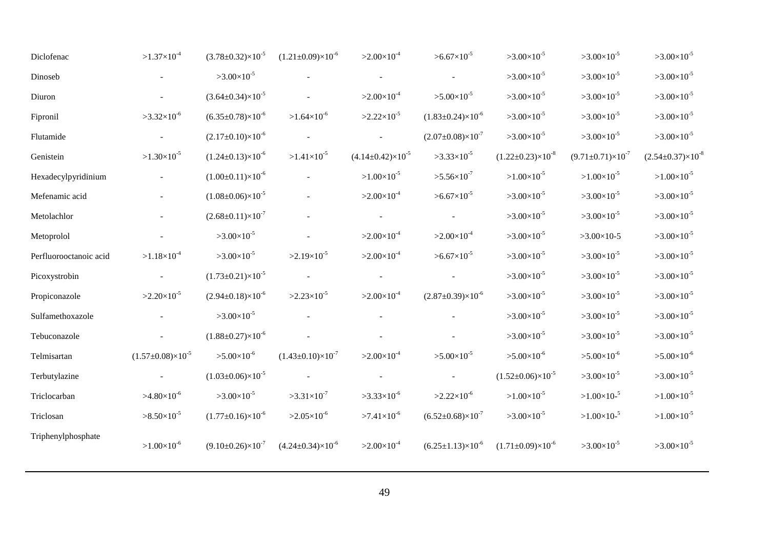| | | | | | | | | |
|---|---|---|---|---|---|---|---|---|
| Diclofenac | $>1.37\times10^{-4}$ | $(3.78\pm0.32)\times10^{-5}$ | $(1.21\pm0.09)\times10^{-6}$ | $>2.00\times10^{-4}$ | $>6.67\times10^{-5}$ | $>3.00\times10^{-5}$ | $>3.00\times10^{-5}$ | $>3.00\times10^{-5}$ |
| Dinoseb | - | $>3.00\times10^{-5}$ | - | - | - | $>3.00\times10^{-5}$ | $>3.00\times10^{-5}$ | $>3.00\times10^{-5}$ |
| Diuron | - | $(3.64\pm0.34)\times10^{-5}$ | - | $>2.00\times10^{-4}$ | $>5.00\times10^{-5}$ | $>3.00\times10^{-5}$ | $>3.00\times10^{-5}$ | $>3.00\times10^{-5}$ |
| Fipronil | $>3.32\times10^{-6}$ | $(6.35\pm0.78)\times10^{-6}$ | $>1.64\times10^{-6}$ | $>2.22\times10^{-5}$ | $(1.83\pm0.24)\times10^{-6}$ | $>3.00\times10^{-5}$ | $>3.00\times10^{-5}$ | $>3.00\times10^{-5}$ |
| Flutamide | - | $(2.17\pm0.10)\times10^{-6}$ | - | - | $(2.07\pm0.08)\times10^{-7}$ | $>3.00\times10^{-5}$ | $>3.00\times10^{-5}$ | $>3.00\times10^{-5}$ |
| Genistein | $>1.30\times10^{-5}$ | $(1.24\pm0.13)\times10^{-6}$ | $>1.41\times10^{-5}$ | $(4.14\pm0.42)\times10^{-5}$ | $>3.33\times10^{-5}$ | $(1.22\pm0.23)\times10^{-8}$ | $(9.71\pm0.71)\times10^{-7}$ | $(2.54\pm0.37)\times10^{-8}$ |
| Hexadecylpyridinium | - | $(1.00\pm0.11)\times10^{-6}$ | - | $>1.00\times10^{-5}$ | $>5.56\times10^{-7}$ | $>1.00\times10^{-5}$ | $>1.00\times10^{-5}$ | $>1.00\times10^{-5}$ |
| Mefenamic acid | - | $(1.08\pm0.06)\times10^{-5}$ | - | $>2.00\times10^{-4}$ | $>6.67\times10^{-5}$ | $>3.00\times10^{-5}$ | $>3.00\times10^{-5}$ | $>3.00\times10^{-5}$ |
| Metolachlor | - | $(2.68\pm0.11)\times10^{-7}$ | - | - | - | $>3.00\times10^{-5}$ | $>3.00\times10^{-5}$ | $>3.00\times10^{-5}$ |
| Metoprolol | - | $>3.00\times10^{-5}$ | - | $>2.00\times10^{-4}$ | $>2.00\times10^{-4}$ | $>3.00\times10^{-5}$ | >3.00×10-5 | $>3.00\times10^{-5}$ |
| Perfluorooctanoic acid | $>1.18\times10^{-4}$ | $>3.00\times10^{-5}$ | $>2.19\times10^{-5}$ | $>2.00\times10^{-4}$ | $>6.67\times10^{-5}$ | $>3.00\times10^{-5}$ | $>3.00\times10^{-5}$ | $>3.00\times10^{-5}$ |
| Picoxystrobin | - | $(1.73\pm0.21)\times10^{-5}$ | - | - | - | $>3.00\times10^{-5}$ | $>3.00\times10^{-5}$ | $>3.00\times10^{-5}$ |
| Propiconazole | $>2.20\times10^{-5}$ | $(2.94\pm0.18)\times10^{-6}$ | $>2.23\times10^{-5}$ | $>2.00\times10^{-4}$ | $(2.87\pm0.39)\times10^{-6}$ | $>3.00\times10^{-5}$ | $>3.00\times10^{-5}$ | $>3.00\times10^{-5}$ |
| Sulfamethoxazole | - | $>3.00\times10^{-5}$ | - | - | - | $>3.00\times10^{-5}$ | $>3.00\times10^{-5}$ | $>3.00\times10^{-5}$ |
| Tebuconazole | - | $(1.88\pm0.27)\times10^{-6}$ | - | - | - | $>3.00\times10^{-5}$ | $>3.00\times10^{-5}$ | $>3.00\times10^{-5}$ |
| Telmisartan | $(1.57\pm0.08)\times10^{-5}$ | $>5.00\times10^{-6}$ | $(1.43\pm0.10)\times10^{-7}$ | $>2.00\times10^{-4}$ | $>5.00\times10^{-5}$ | $>5.00\times10^{-6}$ | $>5.00\times10^{-6}$ | $>5.00\times10^{-6}$ |
| Terbutylazine | - | $(1.03\pm0.06)\times10^{-5}$ | - | - | - | $(1.52\pm0.06)\times10^{-5}$ | $>3.00\times10^{-5}$ | $>3.00\times10^{-5}$ |
| Triclocarban | $>4.80\times10^{-6}$ | $>3.00\times10^{-5}$ | $>3.31\times10^{-7}$ | $>3.33\times10^{-6}$ | $>2.22\times10^{-6}$ | $>1.00\times10^{-5}$ | >1.00×10-⁵ | $>1.00\times10^{-5}$ |
| Triclosan | $>8.50\times10^{-5}$ | $(1.77\pm0.16)\times10^{-6}$ | $>2.05\times10^{-6}$ | $>7.41\times10^{-6}$ | $(6.52\pm0.68)\times10^{-7}$ | $>3.00\times10^{-5}$ | >1.00×10-⁵ | $>1.00\times10^{-5}$ |
| Triphenylphosphate | $>1.00\times10^{-6}$ | $(9.10\pm0.26)\times10^{-7}$ | $(4.24\pm0.34)\times10^{-6}$ | $>2.00\times10^{-4}$ | $(6.25\pm1.13)\times10^{-6}$ | $(1.71\pm0.09)\times10^{-6}$ | $>3.00\times10^{-5}$ | $>3.00\times10^{-5}$ |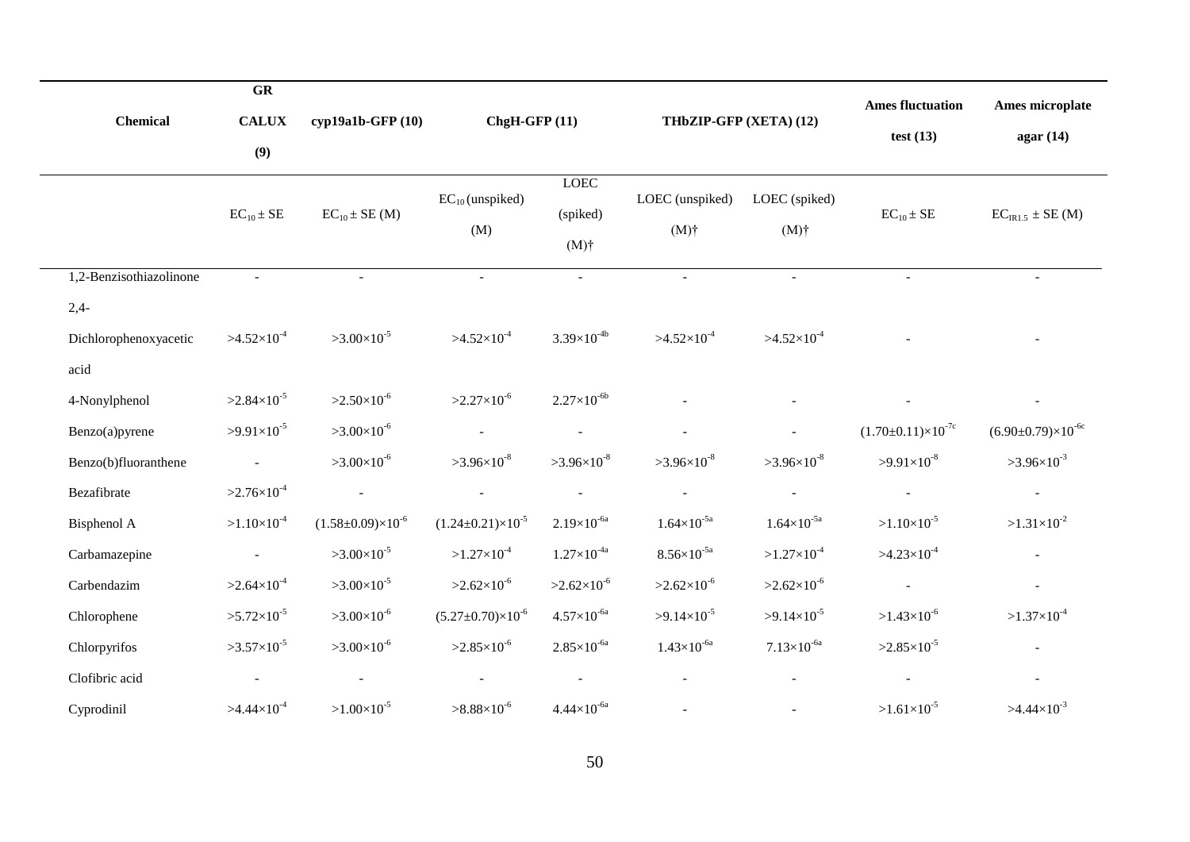| Chemical | GR CALUX (9) | cyp19a1b-GFP (10) | ChgH-GFP (11) | | THbZIP-GFP (XETA) (12) | | Ames fluctuation test (13) | Ames microplate agar (14) |
|---|---|---|---|---|---|---|---|---|
| | $EC_{10} \pm SE$ | $EC_{10} \pm SE$ (M) | $EC_{10}$ (unspiked) (M) | LOEC (spiked) (M)† | LOEC (unspiked) (M)† | LOEC (spiked) (M)† | $EC_{10} \pm SE$ | $EC_{IR1.5} \pm SE$ (M) |
| 1,2-Benzisothiazolinone | - | - | - | - | - | - | - | - |
| 2,4-Dichlorophenoxyacetic acid | $>4.52\times10^{-4}$ | $>3.00\times10^{-5}$ | $>4.52\times10^{-4}$ | $3.39\times10^{-4b}$ | $>4.52\times10^{-4}$ | $>4.52\times10^{-4}$ | - | - |
| 4-Nonylphenol | $>2.84\times10^{-5}$ | $>2.50\times10^{-6}$ | $>2.27\times10^{-6}$ | $2.27\times10^{-6b}$ | - | - | - | - |
| Benzo(a)pyrene | $>9.91\times10^{-5}$ | $>3.00\times10^{-6}$ | - | - | - | - | $(1.70\pm0.11)\times10^{-7c}$ | $(6.90\pm0.79)\times10^{-6c}$ |
| Benzo(b)fluoranthene | - | $>3.00\times10^{-6}$ | $>3.96\times10^{-8}$ | $>3.96\times10^{-8}$ | $>3.96\times10^{-8}$ | $>3.96\times10^{-8}$ | $>9.91\times10^{-8}$ | $>3.96\times10^{-3}$ |
| Bezafibrate | $>2.76\times10^{-4}$ | - | - | - | - | - | - | - |
| Bisphenol A | $>1.10\times10^{-4}$ | $(1.58\pm0.09)\times10^{-6}$ | $(1.24\pm0.21)\times10^{-5}$ | $2.19\times10^{-6a}$ | $1.64\times10^{-5a}$ | $1.64\times10^{-5a}$ | $>1.10\times10^{-5}$ | $>1.31\times10^{-2}$ |
| Carbamazepine | - | $>3.00\times10^{-5}$ | $>1.27\times10^{-4}$ | $1.27\times10^{-4a}$ | $8.56\times10^{-5a}$ | $>1.27\times10^{-4}$ | $>4.23\times10^{-4}$ | - |
| Carbendazim | $>2.64\times10^{-4}$ | $>3.00\times10^{-5}$ | $>2.62\times10^{-6}$ | $>2.62\times10^{-6}$ | $>2.62\times10^{-6}$ | $>2.62\times10^{-6}$ | - | - |
| Chlorophene | $>5.72\times10^{-5}$ | $>3.00\times10^{-6}$ | $(5.27\pm0.70)\times10^{-6}$ | $4.57\times10^{-6a}$ | $>9.14\times10^{-5}$ | $>9.14\times10^{-5}$ | $>1.43\times10^{-6}$ | $>1.37\times10^{-4}$ |
| Chlorpyrifos | $>3.57\times10^{-5}$ | $>3.00\times10^{-6}$ | $>2.85\times10^{-6}$ | $2.85\times10^{-6a}$ | $1.43\times10^{-6a}$ | $7.13\times10^{-6a}$ | $>2.85\times10^{-5}$ | - |
| Clofibric acid | - | - | - | - | - | - | - | - |
| Cyprodinil | $>4.44\times10^{-4}$ | $>1.00\times10^{-5}$ | $>8.88\times10^{-6}$ | $4.44\times10^{-6a}$ | - | - | $>1.61\times10^{-5}$ | $>4.44\times10^{-3}$ |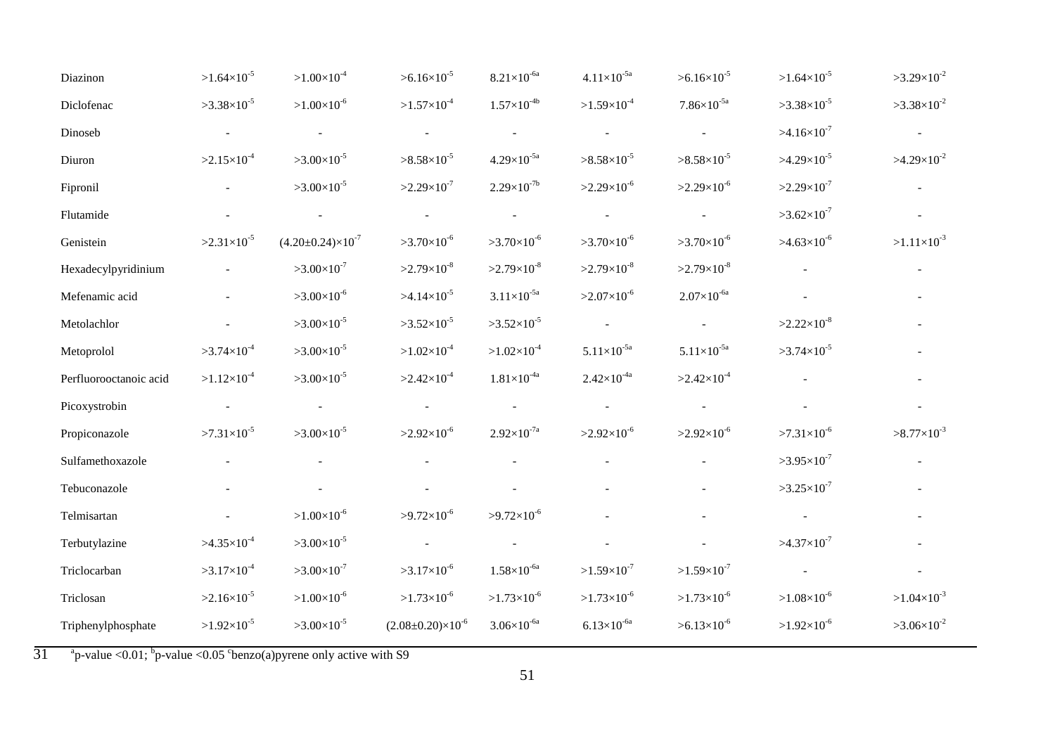| | | | | | | | | |
|---|---|---|---|---|---|---|---|---|
| Diazinon | $>1.64\times10^{-5}$ | $>1.00\times10^{-4}$ | $>6.16\times10^{-5}$ | $8.21\times10^{-6a}$ | $4.11\times10^{-5a}$ | $>6.16\times10^{-5}$ | $>1.64\times10^{-5}$ | $>3.29\times10^{-2}$ |
| Diclofenac | $>3.38\times10^{-5}$ | $>1.00\times10^{-6}$ | $>1.57\times10^{-4}$ | $1.57\times10^{-4b}$ | $>1.59\times10^{-4}$ | $7.86\times10^{-5a}$ | $>3.38\times10^{-5}$ | $>3.38\times10^{-2}$ |
| Dinoseb | - | - | - | - | - | - | $>4.16\times10^{-7}$ | - |
| Diuron | $>2.15\times10^{-4}$ | $>3.00\times10^{-5}$ | $>8.58\times10^{-5}$ | $4.29\times10^{-5a}$ | $>8.58\times10^{-5}$ | $>8.58\times10^{-5}$ | $>4.29\times10^{-5}$ | $>4.29\times10^{-2}$ |
| Fipronil | - | $>3.00\times10^{-5}$ | $>2.29\times10^{-7}$ | $2.29\times10^{-7b}$ | $>2.29\times10^{-6}$ | $>2.29\times10^{-6}$ | $>2.29\times10^{-7}$ | - |
| Flutamide | - | - | - | - | - | - | $>3.62\times10^{-7}$ | - |
| Genistein | $>2.31\times10^{-5}$ | $(4.20\pm0.24)\times10^{-7}$ | $>3.70\times10^{-6}$ | $>3.70\times10^{-6}$ | $>3.70\times10^{-6}$ | $>3.70\times10^{-6}$ | $>4.63\times10^{-6}$ | $>1.11\times10^{-3}$ |
| Hexadecylpyridinium | - | $>3.00\times10^{-7}$ | $>2.79\times10^{-8}$ | $>2.79\times10^{-8}$ | $>2.79\times10^{-8}$ | $>2.79\times10^{-8}$ | - | - |
| Mefenamic acid | - | $>3.00\times10^{-6}$ | $>4.14\times10^{-5}$ | $3.11\times10^{-5a}$ | $>2.07\times10^{-6}$ | $2.07\times10^{-6a}$ | - | - |
| Metolachlor | - | $>3.00\times10^{-5}$ | $>3.52\times10^{-5}$ | $>3.52\times10^{-5}$ | - | - | $>2.22\times10^{-8}$ | - |
| Metoprolol | $>3.74\times10^{-4}$ | $>3.00\times10^{-5}$ | $>1.02\times10^{-4}$ | $>1.02\times10^{-4}$ | $5.11\times10^{-5a}$ | $5.11\times10^{-5a}$ | $>3.74\times10^{-5}$ | - |
| Perfluorooctanoic acid | $>1.12\times10^{-4}$ | $>3.00\times10^{-5}$ | $>2.42\times10^{-4}$ | $1.81\times10^{-4a}$ | $2.42\times10^{-4a}$ | $>2.42\times10^{-4}$ | - | - |
| Picoxystrobin | - | - | - | - | - | - | - | - |
| Propiconazole | $>7.31\times10^{-5}$ | $>3.00\times10^{-5}$ | $>2.92\times10^{-6}$ | $2.92\times10^{-7a}$ | $>2.92\times10^{-6}$ | $>2.92\times10^{-6}$ | $>7.31\times10^{-6}$ | $>8.77\times10^{-3}$ |
| Sulfamethoxazole | - | - | - | - | - | - | $>3.95\times10^{-7}$ | - |
| Tebuconazole | - | - | - | - | - | - | $>3.25\times10^{-7}$ | - |
| Telmisartan | - | $>1.00\times10^{-6}$ | $>9.72\times10^{-6}$ | $>9.72\times10^{-6}$ | - | - | - | - |
| Terbutylazine | $>4.35\times10^{-4}$ | $>3.00\times10^{-5}$ | - | - | - | - | $>4.37\times10^{-7}$ | - |
| Triclocarban | $>3.17\times10^{-4}$ | $>3.00\times10^{-7}$ | $>3.17\times10^{-6}$ | $1.58\times10^{-6a}$ | $>1.59\times10^{-7}$ | $>1.59\times10^{-7}$ | - | - |
| Triclosan | $>2.16\times10^{-5}$ | $>1.00\times10^{-6}$ | $>1.73\times10^{-6}$ | $>1.73\times10^{-6}$ | $>1.73\times10^{-6}$ | $>1.73\times10^{-6}$ | $>1.08\times10^{-6}$ | $>1.04\times10^{-3}$ |
| Triphenylphosphate | $>1.92\times10^{-5}$ | $>3.00\times10^{-5}$ | $(2.08\pm0.20)\times10^{-6}$ | $3.06\times10^{-6a}$ | $6.13\times10^{-6a}$ | $>6.13\times10^{-6}$ | $>1.92\times10^{-6}$ | $>3.06\times10^{-2}$ |

31 [a]p-value <0.01; [b]p-value <0.05 [c]benzo(a)pyrene only active with S9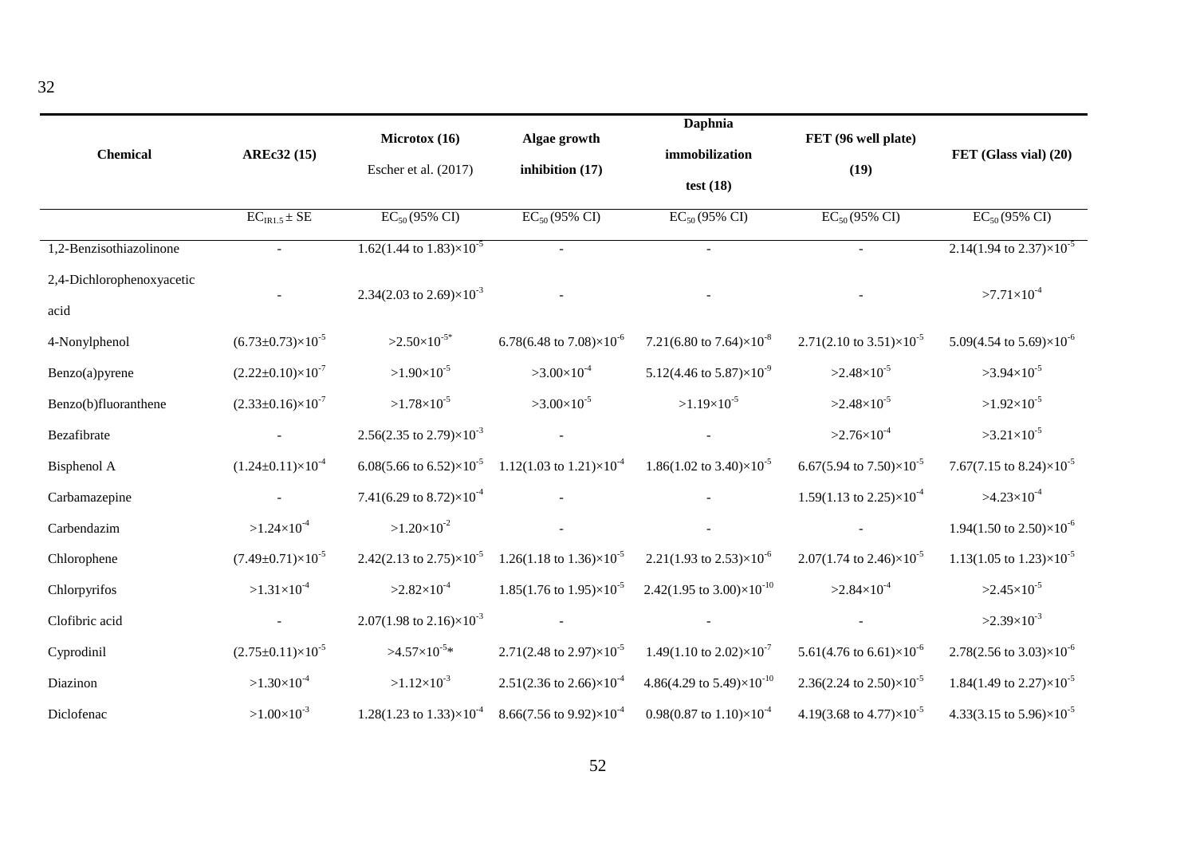| Chemical | AREc32 (15) | Microtox (16) Escher et al. (2017) | Algae growth inhibition (17) | Daphnia immobilization test (18) | FET (96 well plate) (19) | FET (Glass vial) (20) |
|---|---|---|---|---|---|---|
| | $EC_{IR1.5} \pm SE$ | $EC_{50}$ (95% CI) | $EC_{50}$ (95% CI) | $EC_{50}$ (95% CI) | $EC_{50}$ (95% CI) | $EC_{50}$ (95% CI) |
| 1,2-Benzisothiazolinone | - | $1.62(1.44 \text{ to } 1.83)\times10^{-5}$ | - | - | - | $2.14(1.94 \text{ to } 2.37)\times10^{-5}$ |
| 2,4-Dichlorophenoxyacetic acid | - | $2.34(2.03 \text{ to } 2.69)\times10^{-3}$ | - | - | - | $>7.71\times10^{-4}$ |
| 4-Nonylphenol | $(6.73\pm0.73)\times10^{-5}$ | $>2.50\times10^{-5*}$ | $6.78(6.48 \text{ to } 7.08)\times10^{-6}$ | $7.21(6.80 \text{ to } 7.64)\times10^{-8}$ | $2.71(2.10 \text{ to } 3.51)\times10^{-5}$ | $5.09(4.54 \text{ to } 5.69)\times10^{-6}$ |
| Benzo(a)pyrene | $(2.22\pm0.10)\times10^{-7}$ | $>1.90\times10^{-5}$ | $>3.00\times10^{-4}$ | $5.12(4.46 \text{ to } 5.87)\times10^{-9}$ | $>2.48\times10^{-5}$ | $>3.94\times10^{-5}$ |
| Benzo(b)fluoranthene | $(2.33\pm0.16)\times10^{-7}$ | $>1.78\times10^{-5}$ | $>3.00\times10^{-5}$ | $>1.19\times10^{-5}$ | $>2.48\times10^{-5}$ | $>1.92\times10^{-5}$ |
| Bezafibrate | - | $2.56(2.35 \text{ to } 2.79)\times10^{-3}$ | - | - | $>2.76\times10^{-4}$ | $>3.21\times10^{-5}$ |
| Bisphenol A | $(1.24\pm0.11)\times10^{-4}$ | $6.08(5.66 \text{ to } 6.52)\times10^{-5}$ | $1.12(1.03 \text{ to } 1.21)\times10^{-4}$ | $1.86(1.02 \text{ to } 3.40)\times10^{-5}$ | $6.67(5.94 \text{ to } 7.50)\times10^{-5}$ | $7.67(7.15 \text{ to } 8.24)\times10^{-5}$ |
| Carbamazepine | - | $7.41(6.29 \text{ to } 8.72)\times10^{-4}$ | - | - | $1.59(1.13 \text{ to } 2.25)\times10^{-4}$ | $>4.23\times10^{-4}$ |
| Carbendazim | $>1.24\times10^{-4}$ | $>1.20\times10^{-2}$ | - | - | - | $1.94(1.50 \text{ to } 2.50)\times10^{-6}$ |
| Chlorophene | $(7.49\pm0.71)\times10^{-5}$ | $2.42(2.13 \text{ to } 2.75)\times10^{-5}$ | $1.26(1.18 \text{ to } 1.36)\times10^{-5}$ | $2.21(1.93 \text{ to } 2.53)\times10^{-6}$ | $2.07(1.74 \text{ to } 2.46)\times10^{-5}$ | $1.13(1.05 \text{ to } 1.23)\times10^{-5}$ |
| Chlorpyrifos | $>1.31\times10^{-4}$ | $>2.82\times10^{-4}$ | $1.85(1.76 \text{ to } 1.95)\times10^{-5}$ | $2.42(1.95 \text{ to } 3.00)\times10^{-10}$ | $>2.84\times10^{-4}$ | $>2.45\times10^{-5}$ |
| Clofibric acid | - | $2.07(1.98 \text{ to } 2.16)\times10^{-3}$ | - | - | - | $>2.39\times10^{-3}$ |
| Cyprodinil | $(2.75\pm0.11)\times10^{-5}$ | $>4.57\times10^{-5}$* | $2.71(2.48 \text{ to } 2.97)\times10^{-5}$ | $1.49(1.10 \text{ to } 2.02)\times10^{-7}$ | $5.61(4.76 \text{ to } 6.61)\times10^{-6}$ | $2.78(2.56 \text{ to } 3.03)\times10^{-6}$ |
| Diazinon | $>1.30\times10^{-4}$ | $>1.12\times10^{-3}$ | $2.51(2.36 \text{ to } 2.66)\times10^{-4}$ | $4.86(4.29 \text{ to } 5.49)\times10^{-10}$ | $2.36(2.24 \text{ to } 2.50)\times10^{-5}$ | $1.84(1.49 \text{ to } 2.27)\times10^{-5}$ |
| Diclofenac | $>1.00\times10^{-3}$ | $1.28(1.23 \text{ to } 1.33)\times10^{-4}$ | $8.66(7.56 \text{ to } 9.92)\times10^{-4}$ | $0.98(0.87 \text{ to } 1.10)\times10^{-4}$ | $4.19(3.68 \text{ to } 4.77)\times10^{-5}$ | $4.33(3.15 \text{ to } 5.96)\times10^{-5}$ |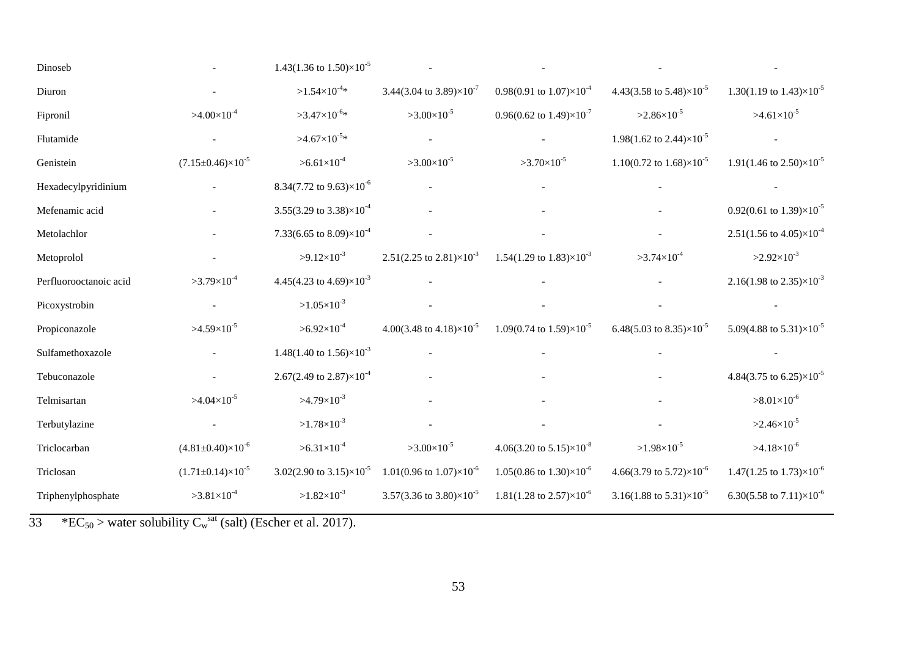| | | | | | | |
|---|---|---|---|---|---|---|
| Dinoseb | - | $1.43(1.36 \text{ to } 1.50)\times10^{-5}$ | - | - | - | - |
| Diuron | - | $>1.54\times10^{-4}$* | $3.44(3.04 \text{ to } 3.89)\times10^{-7}$ | $0.98(0.91 \text{ to } 1.07)\times10^{-4}$ | $4.43(3.58 \text{ to } 5.48)\times10^{-5}$ | $1.30(1.19 \text{ to } 1.43)\times10^{-5}$ |
| Fipronil | $>4.00\times10^{-4}$ | $>3.47\times10^{-6}$* | $>3.00\times10^{-5}$ | $0.96(0.62 \text{ to } 1.49)\times10^{-7}$ | $>2.86\times10^{-5}$ | $>4.61\times10^{-5}$ |
| Flutamide | - | $>4.67\times10^{-5}$* | - | - | $1.98(1.62 \text{ to } 2.44)\times10^{-5}$ | - |
| Genistein | $(7.15\pm0.46)\times10^{-5}$ | $>6.61\times10^{-4}$ | $>3.00\times10^{-5}$ | $>3.70\times10^{-5}$ | $1.10(0.72 \text{ to } 1.68)\times10^{-5}$ | $1.91(1.46 \text{ to } 2.50)\times10^{-5}$ |
| Hexadecylpyridinium | - | $8.34(7.72 \text{ to } 9.63)\times10^{-6}$ | - | - | - | - |
| Mefenamic acid | - | $3.55(3.29 \text{ to } 3.38)\times10^{-4}$ | - | - | - | $0.92(0.61 \text{ to } 1.39)\times10^{-5}$ |
| Metolachlor | - | $7.33(6.65 \text{ to } 8.09)\times10^{-4}$ | - | - | - | $2.51(1.56 \text{ to } 4.05)\times10^{-4}$ |
| Metoprolol | - | $>9.12\times10^{-3}$ | $2.51(2.25 \text{ to } 2.81)\times10^{-3}$ | $1.54(1.29 \text{ to } 1.83)\times10^{-3}$ | $>3.74\times10^{-4}$ | $>2.92\times10^{-3}$ |
| Perfluorooctanoic acid | $>3.79\times10^{-4}$ | $4.45(4.23 \text{ to } 4.69)\times10^{-3}$ | - | - | - | $2.16(1.98 \text{ to } 2.35)\times10^{-3}$ |
| Picoxystrobin | - | $>1.05\times10^{-3}$ | - | - | - | - |
| Propiconazole | $>4.59\times10^{-5}$ | $>6.92\times10^{-4}$ | $4.00(3.48 \text{ to } 4.18)\times10^{-5}$ | $1.09(0.74 \text{ to } 1.59)\times10^{-5}$ | $6.48(5.03 \text{ to } 8.35)\times10^{-5}$ | $5.09(4.88 \text{ to } 5.31)\times10^{-5}$ |
| Sulfamethoxazole | - | $1.48(1.40 \text{ to } 1.56)\times10^{-3}$ | - | - | - | - |
| Tebuconazole | - | $2.67(2.49 \text{ to } 2.87)\times10^{-4}$ | - | - | - | $4.84(3.75 \text{ to } 6.25)\times10^{-5}$ |
| Telmisartan | $>4.04\times10^{-5}$ | $>4.79\times10^{-3}$ | - | - | - | $>8.01\times10^{-6}$ |
| Terbutylazine | - | $>1.78\times10^{-3}$ | - | - | - | $>2.46\times10^{-5}$ |
| Triclocarban | $(4.81\pm0.40)\times10^{-6}$ | $>6.31\times10^{-4}$ | $>3.00\times10^{-5}$ | $4.06(3.20 \text{ to } 5.15)\times10^{-8}$ | $>1.98\times10^{-5}$ | $>4.18\times10^{-6}$ |
| Triclosan | $(1.71\pm0.14)\times10^{-5}$ | $3.02(2.90 \text{ to } 3.15)\times10^{-5}$ | $1.01(0.96 \text{ to } 1.07)\times10^{-6}$ | $1.05(0.86 \text{ to } 1.30)\times10^{-6}$ | $4.66(3.79 \text{ to } 5.72)\times10^{-6}$ | $1.47(1.25 \text{ to } 1.73)\times10^{-6}$ |
| Triphenylphosphate | $>3.81\times10^{-4}$ | $>1.82\times10^{-3}$ | $3.57(3.36 \text{ to } 3.80)\times10^{-5}$ | $1.81(1.28 \text{ to } 2.57)\times10^{-6}$ | $3.16(1.88 \text{ to } 5.31)\times10^{-5}$ | $6.30(5.58 \text{ to } 7.11)\times10^{-6}$ |

33 *$EC_{50}$ > water solubility $C_w^{sat}$ (salt) (Escher et al. 2017).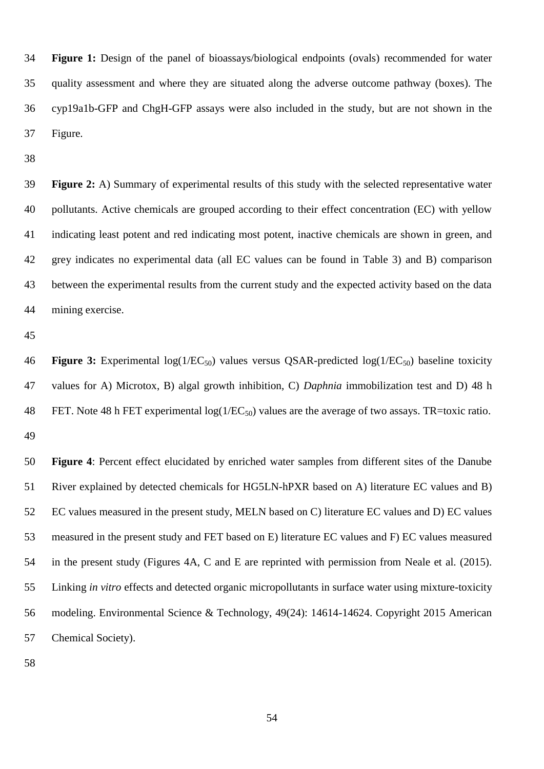**Figure 1:** Design of the panel of bioassays/biological endpoints (ovals) recommended for water quality assessment and where they are situated along the adverse outcome pathway (boxes). The cyp19a1b-GFP and ChgH-GFP assays were also included in the study, but are not shown in the Figure.

**Figure 2:** A) Summary of experimental results of this study with the selected representative water pollutants. Active chemicals are grouped according to their effect concentration (EC) with yellow indicating least potent and red indicating most potent, inactive chemicals are shown in green, and grey indicates no experimental data (all EC values can be found in Table 3) and B) comparison between the experimental results from the current study and the expected activity based on the data mining exercise.

**Figure 3:** Experimental $\log(1/EC_{50})$ values versus QSAR-predicted $\log(1/EC_{50})$ baseline toxicity values for A) Microtox, B) algal growth inhibition, C) *Daphnia* immobilization test and D) 48 h FET. Note 48 h FET experimental $\log(1/EC_{50})$ values are the average of two assays. TR=toxic ratio.

**Figure 4**: Percent effect elucidated by enriched water samples from different sites of the Danube River explained by detected chemicals for HG5LN-hPXR based on A) literature EC values and B) EC values measured in the present study, MELN based on C) literature EC values and D) EC values measured in the present study and FET based on E) literature EC values and F) EC values measured in the present study (Figures 4A, C and E are reprinted with permission from Neale et al. (2015). Linking *in vitro* effects and detected organic micropollutants in surface water using mixture-toxicity modeling. Environmental Science & Technology, 49(24): 14614-14624. Copyright 2015 American Chemical Society).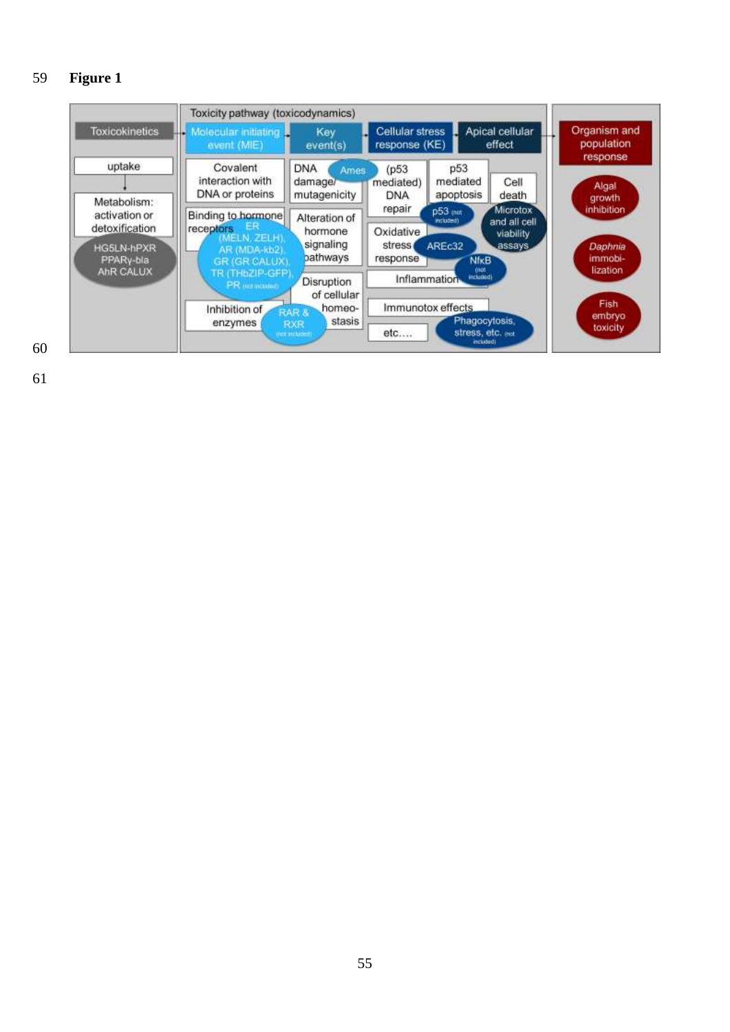**Figure 1**

Toxicokinetics

- uptake
- Metabolism: activation or detoxification
  - HG5LN-hPXR, PPARγ-bla, AhR CALUX

Toxicity pathway (toxicodynamics)

Molecular initiating event (MIE) → Key event(s) → Cellular stress response (KE) → Apical cellular effect

- Covalent interaction with DNA or proteins
- DNA damage/ mutagenicity
  - Ames
- (p53 mediated) DNA repair
- p53 mediated apoptosis
  - p53 (not included)
- Cell death
  - Microtox and all cell viability assays
- Binding to hormone receptors
  - ER (MELN, ZELH), AR (MDA-kb2), GR (GR CALUX), TR (THbZIP-GFP), PR (not included)
- Alteration of hormone signaling pathways
- Oxidative stress response
  - AREc32
- Inflammation
  - NfκB (not included)
- Disruption of cellular homeo-stasis
- Inhibition of enzymes
  - RAR & RXR (not included)
- Immunotox effects
  - Phagocytosis, stress, etc. (not included)
- etc....

Organism and population response

- Algal growth inhibition
- *Daphnia* immobi-lization
- Fish embryo toxicity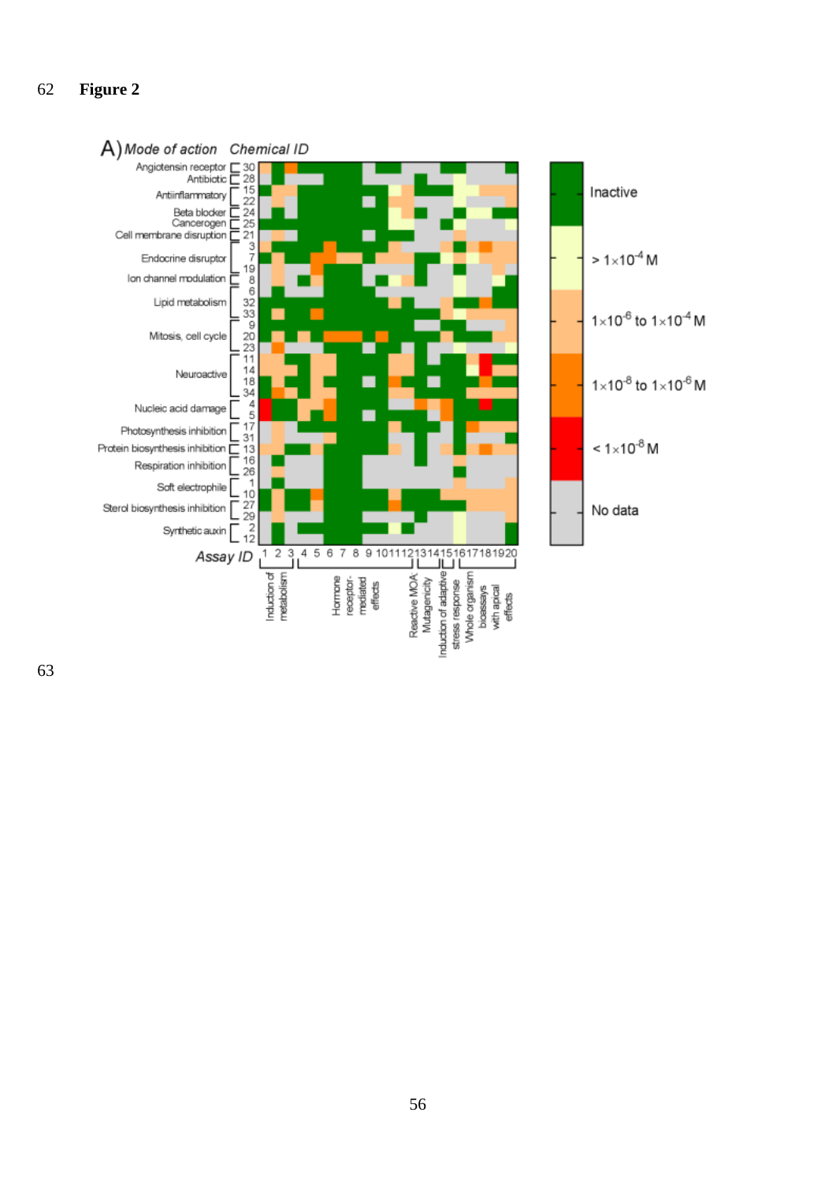**Figure 2**

A) *Mode of action* *Chemical ID*

| Mode of action | Chemical ID |
|---|---|
| Angiotensin receptor | 30 |
| Antibiotic | 28 |
| Antiinflammatory | 15, 22 |
| Beta blocker | 24 |
| Cancerogen | 25 |
| Cell membrane disruption | 21 |
| Endocrine disruptor | 3, 7, 19 |
| Ion channel modulation | 8 |
| Lipid metabolism | 6, 32, 33 |
| Mitosis, cell cycle | 9, 20, 23 |
| Neuroactive | 11, 14, 18, 34 |
| Nucleic acid damage | 4, 5 |
| Photosynthesis inhibition | 17, 31 |
| Protein biosynthesis inhibition | 13 |
| Respiration inhibition | 16, 26 |
| Soft electrophile | 1, 10 |
| Sterol biosynthesis inhibition | 27, 29 |
| Synthetic auxin | 2, 12 |

*Assay ID*: 1 2 3 4 5 6 7 8 9 10 11 12 13 14 15 16 17 18 19 20

| Assay ID | Assay group |
|---|---|
| 1–3 | Induction of metabolism |
| 4–12 | Hormone receptor-mediated effects |
| 13 | Reactive MOA |
| 14 | Mutagenicity |
| 15 | Induction of adaptive stress response |
| 16–20 | Whole organism bioassays with apical effects |

Legend: Inactive; $> 1\times10^{-4}$ M; $1\times10^{-6}$ to $1\times10^{-4}$ M; $1\times10^{-8}$ to $1\times10^{-6}$ M; $< 1\times10^{-8}$ M; No data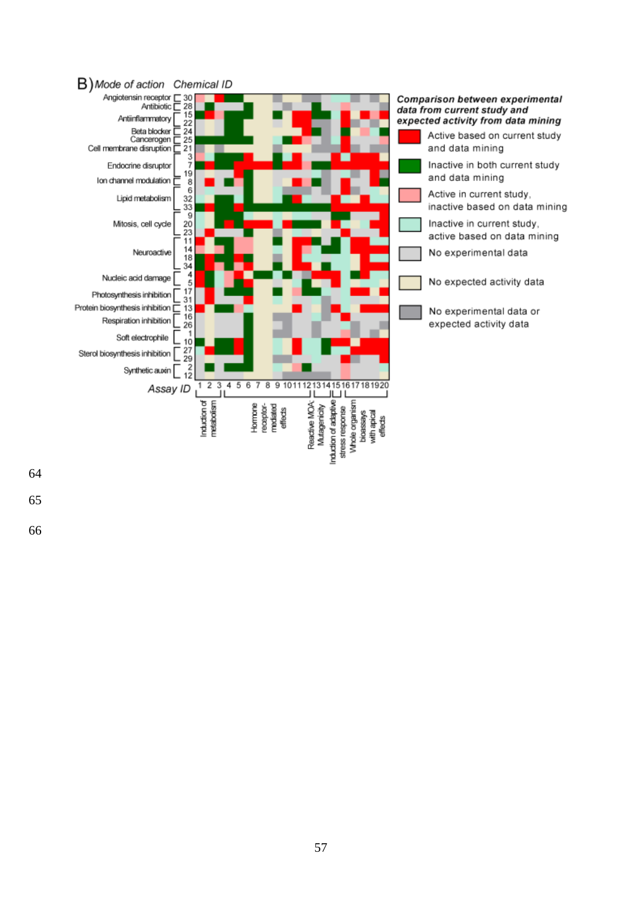B) *Mode of action* *Chemical ID*

| Mode of action | Chemical ID |
|---|---|
| Angiotensin receptor | 30 |
| Antibiotic | 28 |
| Antiinflammatory | 15, 22 |
| Beta blocker | 24 |
| Cancerogen | 25 |
| Cell membrane disruption | 21 |
| Endocrine disruptor | 3, 7, 19 |
| Ion channel modulation | 8 |
| Lipid metabolism | 6, 32, 33 |
| Mitosis, cell cycle | 9, 20, 23 |
| Neuroactive | 11, 14, 18, 34 |
| Nucleic acid damage | 4, 5 |
| Photosynthesis inhibition | 17, 31 |
| Protein biosynthesis inhibition | 13 |
| Respiration inhibition | 16, 26 |
| Soft electrophile | 1, 10 |
| Sterol biosynthesis inhibition | 27, 29 |
| Synthetic auxin | 2, 12 |

*Assay ID*: 1 2 3 4 5 6 7 8 9 10 11 12 13 14 15 16 17 18 19 20

| Assay group | Assay ID |
|---|---|
| Induction of metabolism | 1–3 |
| Hormone receptor-mediated effects | 4–12 |
| Reactive MOA: Mutagenicity | 13–14 |
| Induction of adaptive stress response | 15 |
| Whole organism bioassays with apical effects | 16–20 |

***Comparison between experimental data from current study and expected activity from data mining***

- Active based on current study and data mining
- Inactive in both current study and data mining
- Active in current study, inactive based on data mining
- Inactive in current study, active based on data mining
- No experimental data
- No expected activity data
- No experimental data or expected activity data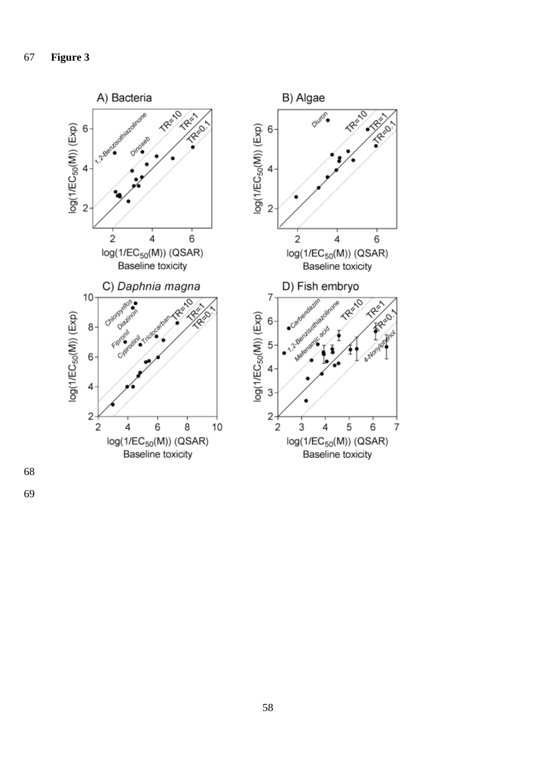**Figure 3**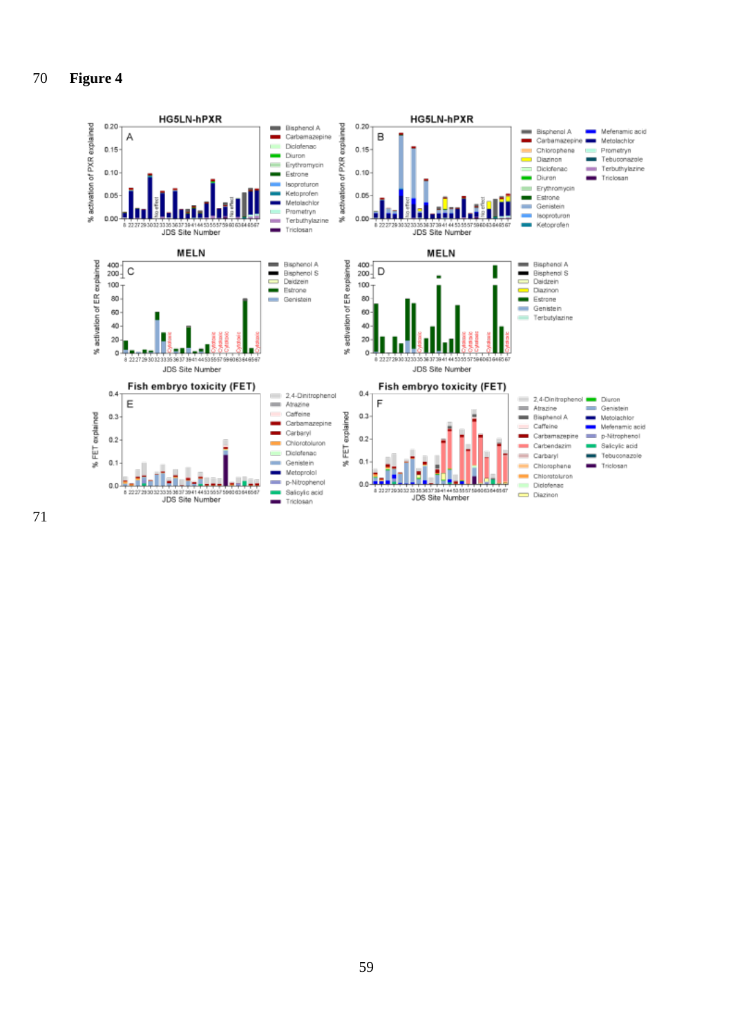70 **Figure 4**

HG5LN-hPXR

A

% activation of PXR explained

0.20
0.15
0.10
0.05
0.00

JDS Site Number

Bisphenol A
Carbamazepine
Diclofenac
Diuron
Erythromycin
Estrone
Isoproturon
Ketoprofen
Metolachlor
Prometryn
Terbuthylazine
Triclosan

HG5LN-hPXR

B

% activation of PXR explained

JDS Site Number

Bisphenol A
Carbamazepine
Chlorophene
Diazinon
Diclofenac
Diuron
Erythromycin
Estrone
Genistein
Isoproturon
Ketoprofen
Mefenamic acid
Metolachlor
Prometryn
Tebuconazole
Terbuthylazine
Triclosan

MELN

C

% activation of ER explained

400
200
100
80
60
40
20
0

JDS Site Number

Bisphenol A
Bisphenol S
Daidzein
Estrone
Genistein

MELN

D

% activation of ER explained

JDS Site Number

Bisphenol A
Bisphenol S
Daidzein
Diazinon
Estrone
Genistein
Terbutylazine

Fish embryo toxicity (FET)

E

% FET explained

0.4
0.3
0.2
0.1
0.0

JDS Site Number

2,4-Dinitrophenol
Atrazine
Caffeine
Carbamazepine
Carbaryl
Chlorotoluron
Diclofenac
Genistein
Metoprolol
p-Nitrophenol
Salicylic acid
Triclosan

Fish embryo toxicity (FET)

F

% FET explained

JDS Site Number

2,4-Dinitrophenol
Atrazine
Bisphenol A
Caffeine
Carbamazepine
Carbendazim
Carbaryl
Chlorophene
Chlorotoluron
Diclofenac
Diazinon
Diuron
Genistein
Metolachlor
Mefenamic acid
p-Nitrophenol
Salicylic acid
Tebuconazole
Triclosan

71